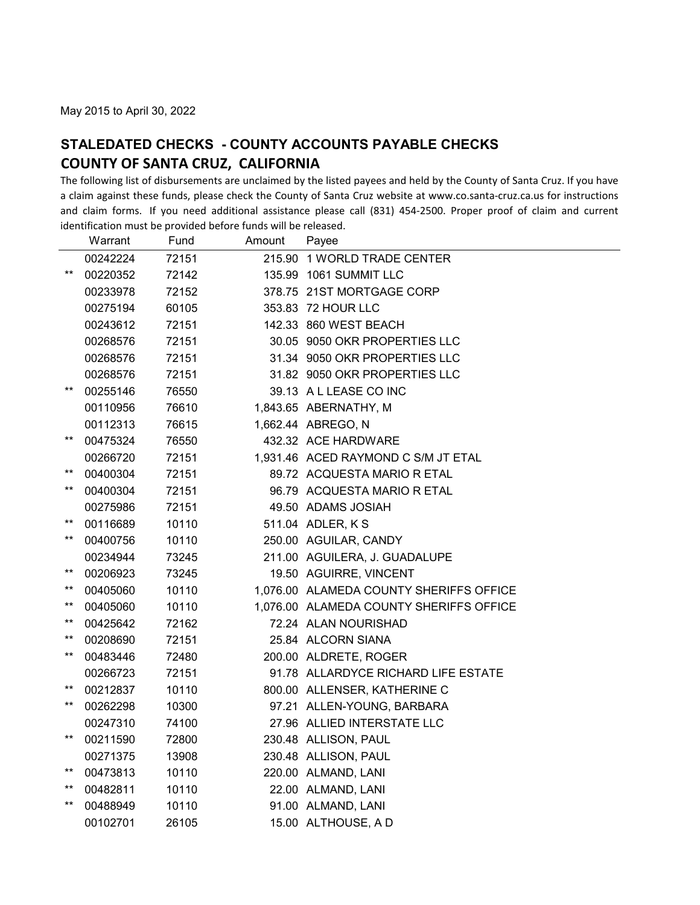May 2015 to April 30, 2022

## STALEDATED CHECKS - COUNTY ACCOUNTS PAYABLE CHECKS
## COUNTY OF SANTA CRUZ, CALIFORNIA

The following list of disbursements are unclaimed by the listed payees and held by the County of Santa Cruz. If you have a claim against these funds, please check the County of Santa Cruz website at www.co.santa-cruz.ca.us for instructions and claim forms. If you need additional assistance please call (831) 454-2500. Proper proof of claim and current identification must be provided before funds will be released.

| | Warrant | Fund | Amount | Payee |
|---|---|---|---|---|
| | 00242224 | 72151 | 215.90 | 1 WORLD TRADE CENTER |
| ** | 00220352 | 72142 | 135.99 | 1061 SUMMIT LLC |
| | 00233978 | 72152 | 378.75 | 21ST MORTGAGE CORP |
| | 00275194 | 60105 | 353.83 | 72 HOUR LLC |
| | 00243612 | 72151 | 142.33 | 860 WEST BEACH |
| | 00268576 | 72151 | 30.05 | 9050 OKR PROPERTIES LLC |
| | 00268576 | 72151 | 31.34 | 9050 OKR PROPERTIES LLC |
| | 00268576 | 72151 | 31.82 | 9050 OKR PROPERTIES LLC |
| ** | 00255146 | 76550 | 39.13 | A L LEASE CO INC |
| | 00110956 | 76610 | 1,843.65 | ABERNATHY, M |
| | 00112313 | 76615 | 1,662.44 | ABREGO, N |
| ** | 00475324 | 76550 | 432.32 | ACE HARDWARE |
| | 00266720 | 72151 | 1,931.46 | ACED RAYMOND C S/M JT ETAL |
| ** | 00400304 | 72151 | 89.72 | ACQUESTA MARIO R ETAL |
| ** | 00400304 | 72151 | 96.79 | ACQUESTA MARIO R ETAL |
| | 00275986 | 72151 | 49.50 | ADAMS JOSIAH |
| ** | 00116689 | 10110 | 511.04 | ADLER, K S |
| ** | 00400756 | 10110 | 250.00 | AGUILAR, CANDY |
| | 00234944 | 73245 | 211.00 | AGUILERA, J. GUADALUPE |
| ** | 00206923 | 73245 | 19.50 | AGUIRRE, VINCENT |
| ** | 00405060 | 10110 | 1,076.00 | ALAMEDA COUNTY SHERIFFS OFFICE |
| ** | 00405060 | 10110 | 1,076.00 | ALAMEDA COUNTY SHERIFFS OFFICE |
| ** | 00425642 | 72162 | 72.24 | ALAN NOURISHAD |
| ** | 00208690 | 72151 | 25.84 | ALCORN SIANA |
| ** | 00483446 | 72480 | 200.00 | ALDRETE, ROGER |
| | 00266723 | 72151 | 91.78 | ALLARDYCE RICHARD LIFE ESTATE |
| ** | 00212837 | 10110 | 800.00 | ALLENSER, KATHERINE C |
| ** | 00262298 | 10300 | 97.21 | ALLEN-YOUNG, BARBARA |
| | 00247310 | 74100 | 27.96 | ALLIED INTERSTATE LLC |
| ** | 00211590 | 72800 | 230.48 | ALLISON, PAUL |
| | 00271375 | 13908 | 230.48 | ALLISON, PAUL |
| ** | 00473813 | 10110 | 220.00 | ALMAND, LANI |
| ** | 00482811 | 10110 | 22.00 | ALMAND, LANI |
| ** | 00488949 | 10110 | 91.00 | ALMAND, LANI |
| | 00102701 | 26105 | 15.00 | ALTHOUSE, A D |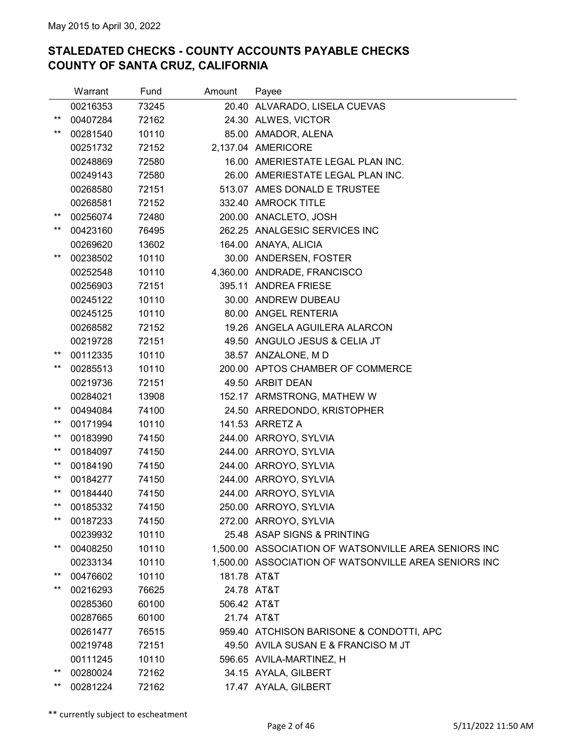May 2015 to April 30, 2022

## STALEDATED CHECKS - COUNTY ACCOUNTS PAYABLE CHECKS
## COUNTY OF SANTA CRUZ, CALIFORNIA

| | Warrant | Fund | Amount | Payee |
|---|---|---|---|---|
| | 00216353 | 73245 | 20.40 | ALVARADO, LISELA CUEVAS |
| ** | 00407284 | 72162 | 24.30 | ALWES, VICTOR |
| ** | 00281540 | 10110 | 85.00 | AMADOR, ALENA |
| | 00251732 | 72152 | 2,137.04 | AMERICORE |
| | 00248869 | 72580 | 16.00 | AMERIESTATE LEGAL PLAN INC. |
| | 00249143 | 72580 | 26.00 | AMERIESTATE LEGAL PLAN INC. |
| | 00268580 | 72151 | 513.07 | AMES DONALD E TRUSTEE |
| | 00268581 | 72152 | 332.40 | AMROCK TITLE |
| ** | 00256074 | 72480 | 200.00 | ANACLETO, JOSH |
| ** | 00423160 | 76495 | 262.25 | ANALGESIC SERVICES INC |
| | 00269620 | 13602 | 164.00 | ANAYA, ALICIA |
| ** | 00238502 | 10110 | 30.00 | ANDERSEN, FOSTER |
| | 00252548 | 10110 | 4,360.00 | ANDRADE, FRANCISCO |
| | 00256903 | 72151 | 395.11 | ANDREA FRIESE |
| | 00245122 | 10110 | 30.00 | ANDREW DUBEAU |
| | 00245125 | 10110 | 80.00 | ANGEL RENTERIA |
| | 00268582 | 72152 | 19.26 | ANGELA AGUILERA ALARCON |
| | 00219728 | 72151 | 49.50 | ANGULO JESUS & CELIA JT |
| ** | 00112335 | 10110 | 38.57 | ANZALONE, M D |
| ** | 00285513 | 10110 | 200.00 | APTOS CHAMBER OF COMMERCE |
| | 00219736 | 72151 | 49.50 | ARBIT DEAN |
| | 00284021 | 13908 | 152.17 | ARMSTRONG, MATHEW W |
| ** | 00494084 | 74100 | 24.50 | ARREDONDO, KRISTOPHER |
| ** | 00171994 | 10110 | 141.53 | ARRETZ A |
| ** | 00183990 | 74150 | 244.00 | ARROYO, SYLVIA |
| ** | 00184097 | 74150 | 244.00 | ARROYO, SYLVIA |
| ** | 00184190 | 74150 | 244.00 | ARROYO, SYLVIA |
| ** | 00184277 | 74150 | 244.00 | ARROYO, SYLVIA |
| ** | 00184440 | 74150 | 244.00 | ARROYO, SYLVIA |
| ** | 00185332 | 74150 | 250.00 | ARROYO, SYLVIA |
| ** | 00187233 | 74150 | 272.00 | ARROYO, SYLVIA |
| | 00239932 | 10110 | 25.48 | ASAP SIGNS & PRINTING |
| ** | 00408250 | 10110 | 1,500.00 | ASSOCIATION OF WATSONVILLE AREA SENIORS INC |
| | 00233134 | 10110 | 1,500.00 | ASSOCIATION OF WATSONVILLE AREA SENIORS INC |
| ** | 00476602 | 10110 | 181.78 | AT&T |
| ** | 00216293 | 76625 | 24.78 | AT&T |
| | 00285360 | 60100 | 506.42 | AT&T |
| | 00287665 | 60100 | 21.74 | AT&T |
| | 00261477 | 76515 | 959.40 | ATCHISON BARISONE & CONDOTTI, APC |
| | 00219748 | 72151 | 49.50 | AVILA SUSAN E & FRANCISO M JT |
| | 00111245 | 10110 | 596.65 | AVILA-MARTINEZ, H |
| ** | 00280024 | 72162 | 34.15 | AYALA, GILBERT |
| ** | 00281224 | 72162 | 17.47 | AYALA, GILBERT |

** currently subject to escheatment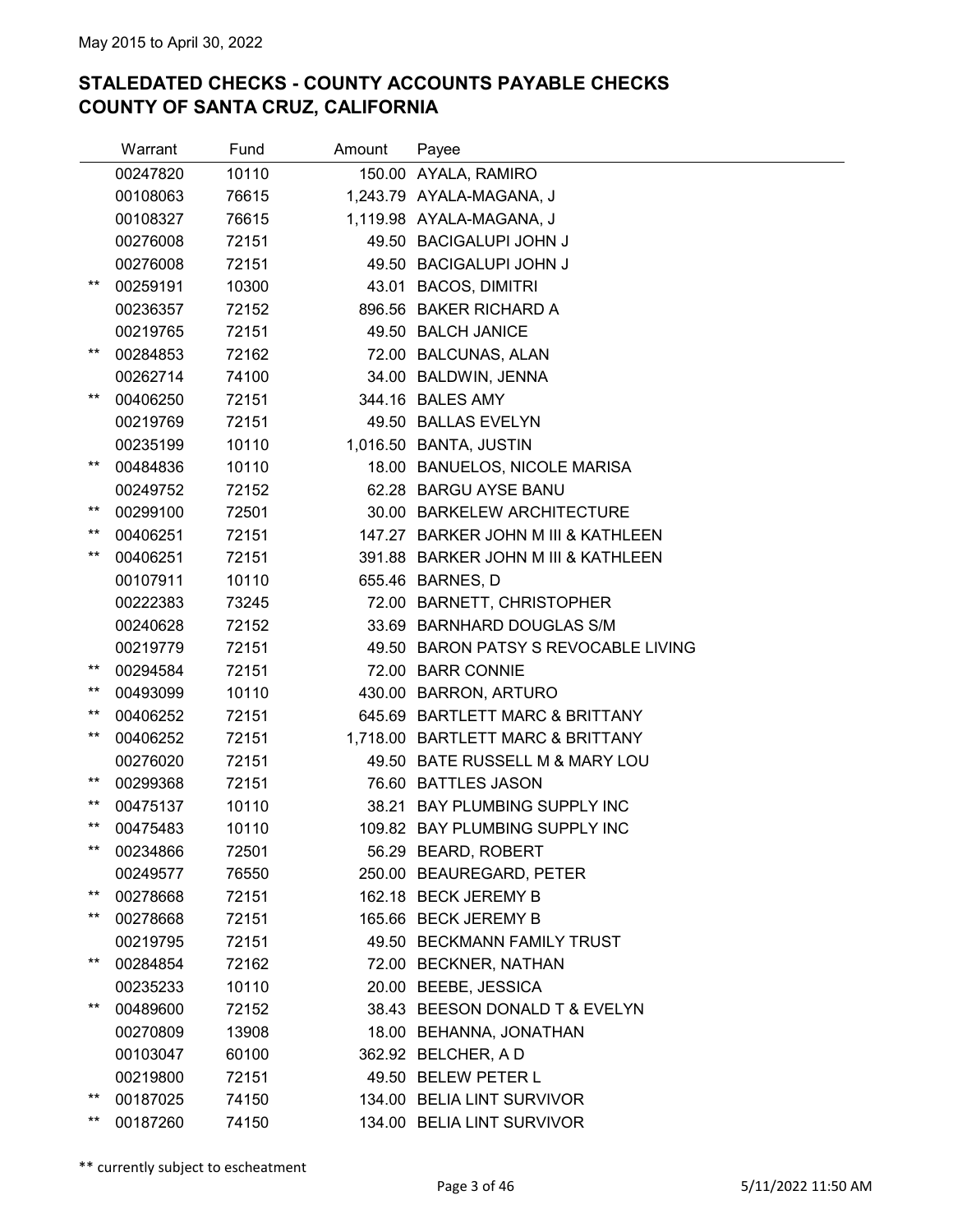May 2015 to April 30, 2022

## STALEDATED CHECKS - COUNTY ACCOUNTS PAYABLE CHECKS
## COUNTY OF SANTA CRUZ, CALIFORNIA

| | Warrant | Fund | Amount | Payee |
|---|---|---|---|---|
| | 00247820 | 10110 | 150.00 | AYALA, RAMIRO |
| | 00108063 | 76615 | 1,243.79 | AYALA-MAGANA, J |
| | 00108327 | 76615 | 1,119.98 | AYALA-MAGANA, J |
| | 00276008 | 72151 | 49.50 | BACIGALUPI JOHN J |
| | 00276008 | 72151 | 49.50 | BACIGALUPI JOHN J |
| ** | 00259191 | 10300 | 43.01 | BACOS, DIMITRI |
| | 00236357 | 72152 | 896.56 | BAKER RICHARD A |
| | 00219765 | 72151 | 49.50 | BALCH JANICE |
| ** | 00284853 | 72162 | 72.00 | BALCUNAS, ALAN |
| | 00262714 | 74100 | 34.00 | BALDWIN, JENNA |
| ** | 00406250 | 72151 | 344.16 | BALES AMY |
| | 00219769 | 72151 | 49.50 | BALLAS EVELYN |
| | 00235199 | 10110 | 1,016.50 | BANTA, JUSTIN |
| ** | 00484836 | 10110 | 18.00 | BANUELOS, NICOLE MARISA |
| | 00249752 | 72152 | 62.28 | BARGU AYSE BANU |
| ** | 00299100 | 72501 | 30.00 | BARKELEW ARCHITECTURE |
| ** | 00406251 | 72151 | 147.27 | BARKER JOHN M III & KATHLEEN |
| ** | 00406251 | 72151 | 391.88 | BARKER JOHN M III & KATHLEEN |
| | 00107911 | 10110 | 655.46 | BARNES, D |
| | 00222383 | 73245 | 72.00 | BARNETT, CHRISTOPHER |
| | 00240628 | 72152 | 33.69 | BARNHARD DOUGLAS S/M |
| | 00219779 | 72151 | 49.50 | BARON PATSY S REVOCABLE LIVING |
| ** | 00294584 | 72151 | 72.00 | BARR CONNIE |
| ** | 00493099 | 10110 | 430.00 | BARRON, ARTURO |
| ** | 00406252 | 72151 | 645.69 | BARTLETT MARC & BRITTANY |
| ** | 00406252 | 72151 | 1,718.00 | BARTLETT MARC & BRITTANY |
| | 00276020 | 72151 | 49.50 | BATE RUSSELL M & MARY LOU |
| ** | 00299368 | 72151 | 76.60 | BATTLES JASON |
| ** | 00475137 | 10110 | 38.21 | BAY PLUMBING SUPPLY INC |
| ** | 00475483 | 10110 | 109.82 | BAY PLUMBING SUPPLY INC |
| ** | 00234866 | 72501 | 56.29 | BEARD, ROBERT |
| | 00249577 | 76550 | 250.00 | BEAUREGARD, PETER |
| ** | 00278668 | 72151 | 162.18 | BECK JEREMY B |
| ** | 00278668 | 72151 | 165.66 | BECK JEREMY B |
| | 00219795 | 72151 | 49.50 | BECKMANN FAMILY TRUST |
| ** | 00284854 | 72162 | 72.00 | BECKNER, NATHAN |
| | 00235233 | 10110 | 20.00 | BEEBE, JESSICA |
| ** | 00489600 | 72152 | 38.43 | BEESON DONALD T & EVELYN |
| | 00270809 | 13908 | 18.00 | BEHANNA, JONATHAN |
| | 00103047 | 60100 | 362.92 | BELCHER, A D |
| | 00219800 | 72151 | 49.50 | BELEW PETER L |
| ** | 00187025 | 74150 | 134.00 | BELIA LINT SURVIVOR |
| ** | 00187260 | 74150 | 134.00 | BELIA LINT SURVIVOR |

** currently subject to escheatment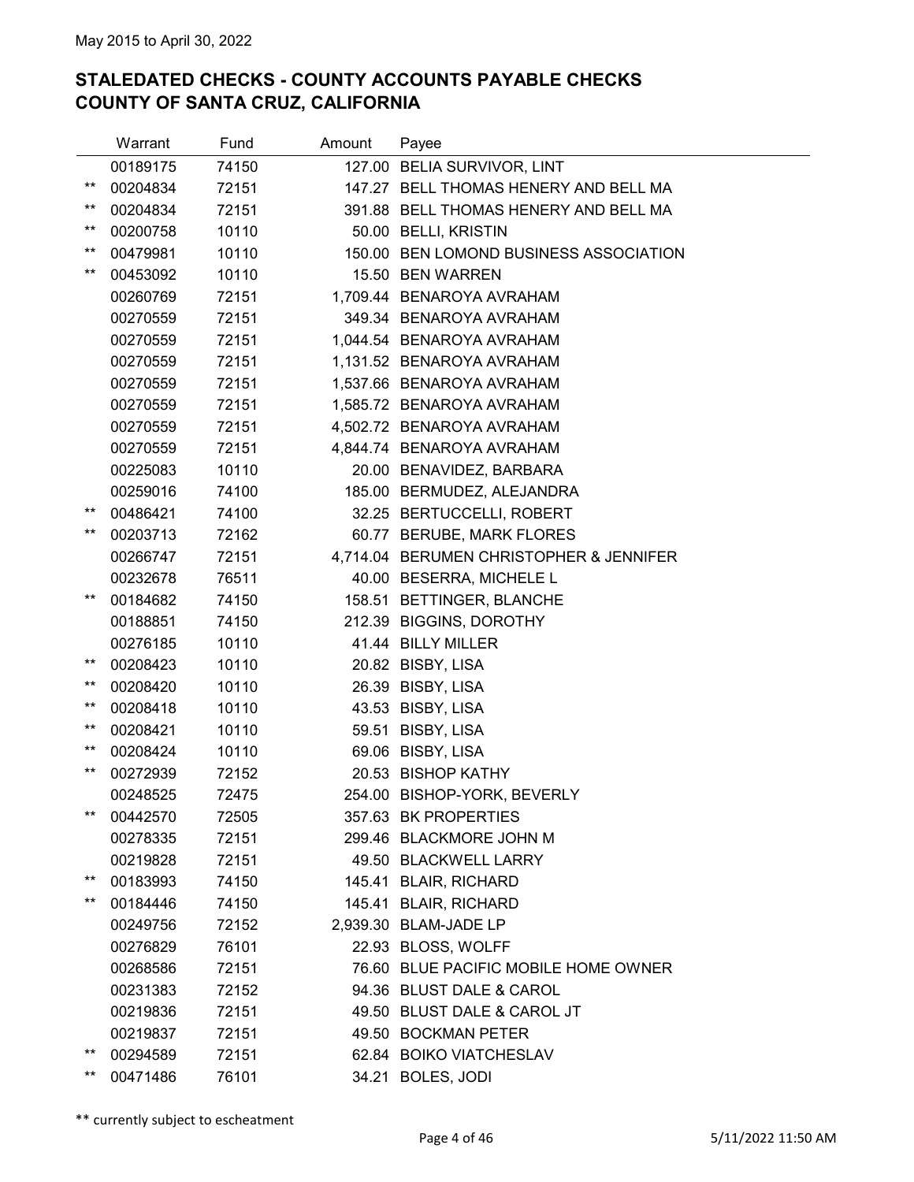May 2015 to April 30, 2022

## STALEDATED CHECKS - COUNTY ACCOUNTS PAYABLE CHECKS
## COUNTY OF SANTA CRUZ, CALIFORNIA

| | Warrant | Fund | Amount | Payee |
|---|---|---|---|---|
| | 00189175 | 74150 | 127.00 | BELIA SURVIVOR, LINT |
| ** | 00204834 | 72151 | 147.27 | BELL THOMAS HENERY AND BELL MA |
| ** | 00204834 | 72151 | 391.88 | BELL THOMAS HENERY AND BELL MA |
| ** | 00200758 | 10110 | 50.00 | BELLI, KRISTIN |
| ** | 00479981 | 10110 | 150.00 | BEN LOMOND BUSINESS ASSOCIATION |
| ** | 00453092 | 10110 | 15.50 | BEN WARREN |
| | 00260769 | 72151 | 1,709.44 | BENAROYA AVRAHAM |
| | 00270559 | 72151 | 349.34 | BENAROYA AVRAHAM |
| | 00270559 | 72151 | 1,044.54 | BENAROYA AVRAHAM |
| | 00270559 | 72151 | 1,131.52 | BENAROYA AVRAHAM |
| | 00270559 | 72151 | 1,537.66 | BENAROYA AVRAHAM |
| | 00270559 | 72151 | 1,585.72 | BENAROYA AVRAHAM |
| | 00270559 | 72151 | 4,502.72 | BENAROYA AVRAHAM |
| | 00270559 | 72151 | 4,844.74 | BENAROYA AVRAHAM |
| | 00225083 | 10110 | 20.00 | BENAVIDEZ, BARBARA |
| | 00259016 | 74100 | 185.00 | BERMUDEZ, ALEJANDRA |
| ** | 00486421 | 74100 | 32.25 | BERTUCCELLI, ROBERT |
| ** | 00203713 | 72162 | 60.77 | BERUBE, MARK FLORES |
| | 00266747 | 72151 | 4,714.04 | BERUMEN CHRISTOPHER & JENNIFER |
| | 00232678 | 76511 | 40.00 | BESERRA, MICHELE L |
| ** | 00184682 | 74150 | 158.51 | BETTINGER, BLANCHE |
| | 00188851 | 74150 | 212.39 | BIGGINS, DOROTHY |
| | 00276185 | 10110 | 41.44 | BILLY MILLER |
| ** | 00208423 | 10110 | 20.82 | BISBY, LISA |
| ** | 00208420 | 10110 | 26.39 | BISBY, LISA |
| ** | 00208418 | 10110 | 43.53 | BISBY, LISA |
| ** | 00208421 | 10110 | 59.51 | BISBY, LISA |
| ** | 00208424 | 10110 | 69.06 | BISBY, LISA |
| ** | 00272939 | 72152 | 20.53 | BISHOP KATHY |
| | 00248525 | 72475 | 254.00 | BISHOP-YORK, BEVERLY |
| ** | 00442570 | 72505 | 357.63 | BK PROPERTIES |
| | 00278335 | 72151 | 299.46 | BLACKMORE JOHN M |
| | 00219828 | 72151 | 49.50 | BLACKWELL LARRY |
| ** | 00183993 | 74150 | 145.41 | BLAIR, RICHARD |
| ** | 00184446 | 74150 | 145.41 | BLAIR, RICHARD |
| | 00249756 | 72152 | 2,939.30 | BLAM-JADE LP |
| | 00276829 | 76101 | 22.93 | BLOSS, WOLFF |
| | 00268586 | 72151 | 76.60 | BLUE PACIFIC MOBILE HOME OWNER |
| | 00231383 | 72152 | 94.36 | BLUST DALE & CAROL |
| | 00219836 | 72151 | 49.50 | BLUST DALE & CAROL JT |
| | 00219837 | 72151 | 49.50 | BOCKMAN PETER |
| ** | 00294589 | 72151 | 62.84 | BOIKO VIATCHESLAV |
| ** | 00471486 | 76101 | 34.21 | BOLES, JODI |

** currently subject to escheatment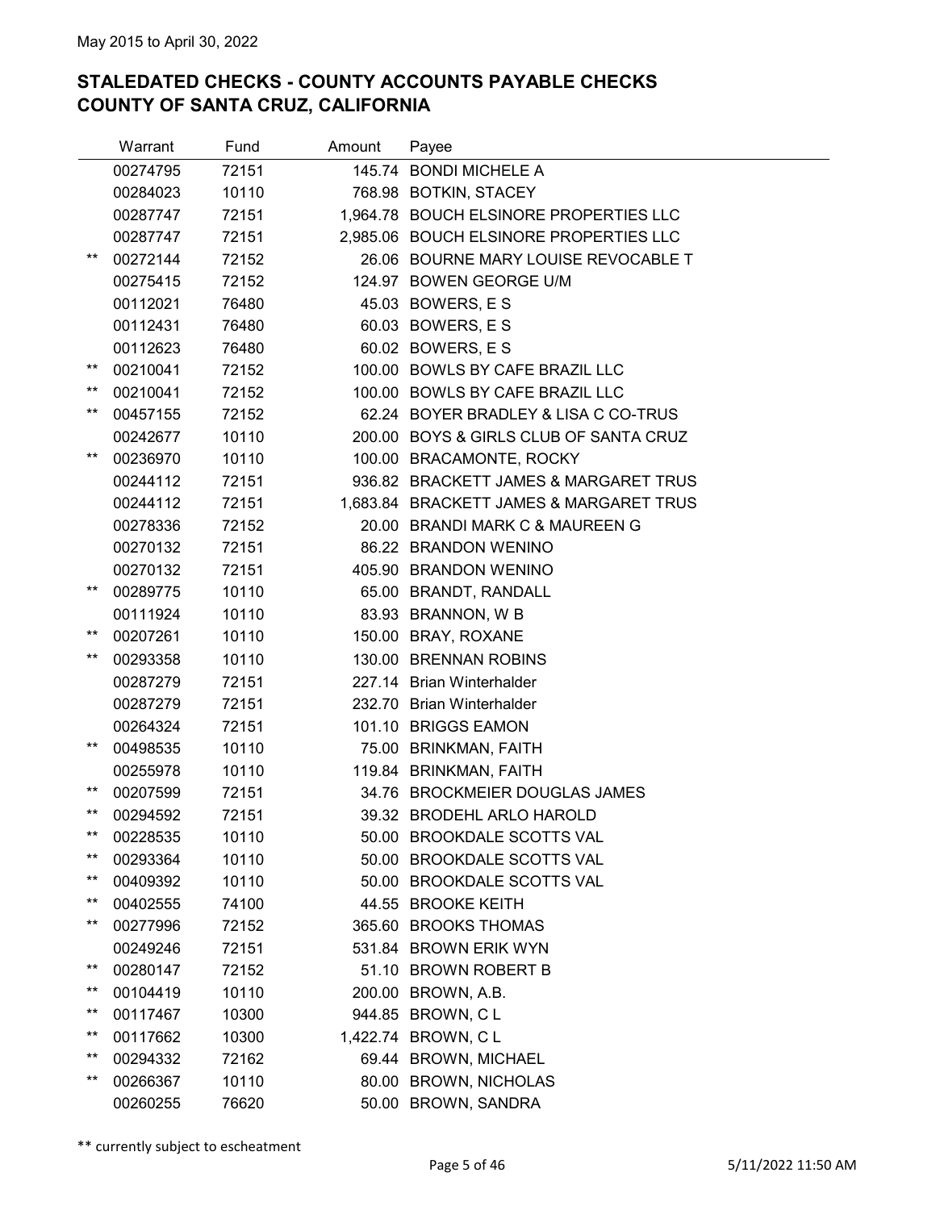May 2015 to April 30, 2022

## STALEDATED CHECKS - COUNTY ACCOUNTS PAYABLE CHECKS
## COUNTY OF SANTA CRUZ, CALIFORNIA

| | Warrant | Fund | Amount | Payee |
|---|---|---|---|---|
| | 00274795 | 72151 | 145.74 | BONDI MICHELE A |
| | 00284023 | 10110 | 768.98 | BOTKIN, STACEY |
| | 00287747 | 72151 | 1,964.78 | BOUCH ELSINORE PROPERTIES LLC |
| | 00287747 | 72151 | 2,985.06 | BOUCH ELSINORE PROPERTIES LLC |
| ** | 00272144 | 72152 | 26.06 | BOURNE MARY LOUISE REVOCABLE T |
| | 00275415 | 72152 | 124.97 | BOWEN GEORGE U/M |
| | 00112021 | 76480 | 45.03 | BOWERS, E S |
| | 00112431 | 76480 | 60.03 | BOWERS, E S |
| | 00112623 | 76480 | 60.02 | BOWERS, E S |
| ** | 00210041 | 72152 | 100.00 | BOWLS BY CAFE BRAZIL LLC |
| ** | 00210041 | 72152 | 100.00 | BOWLS BY CAFE BRAZIL LLC |
| ** | 00457155 | 72152 | 62.24 | BOYER BRADLEY & LISA C CO-TRUS |
| | 00242677 | 10110 | 200.00 | BOYS & GIRLS CLUB OF SANTA CRUZ |
| ** | 00236970 | 10110 | 100.00 | BRACAMONTE, ROCKY |
| | 00244112 | 72151 | 936.82 | BRACKETT JAMES & MARGARET TRUS |
| | 00244112 | 72151 | 1,683.84 | BRACKETT JAMES & MARGARET TRUS |
| | 00278336 | 72152 | 20.00 | BRANDI MARK C & MAUREEN G |
| | 00270132 | 72151 | 86.22 | BRANDON WENINO |
| | 00270132 | 72151 | 405.90 | BRANDON WENINO |
| ** | 00289775 | 10110 | 65.00 | BRANDT, RANDALL |
| | 00111924 | 10110 | 83.93 | BRANNON, W B |
| ** | 00207261 | 10110 | 150.00 | BRAY, ROXANE |
| ** | 00293358 | 10110 | 130.00 | BRENNAN ROBINS |
| | 00287279 | 72151 | 227.14 | Brian Winterhalder |
| | 00287279 | 72151 | 232.70 | Brian Winterhalder |
| | 00264324 | 72151 | 101.10 | BRIGGS EAMON |
| ** | 00498535 | 10110 | 75.00 | BRINKMAN, FAITH |
| | 00255978 | 10110 | 119.84 | BRINKMAN, FAITH |
| ** | 00207599 | 72151 | 34.76 | BROCKMEIER DOUGLAS JAMES |
| ** | 00294592 | 72151 | 39.32 | BRODEHL ARLO HAROLD |
| ** | 00228535 | 10110 | 50.00 | BROOKDALE SCOTTS VAL |
| ** | 00293364 | 10110 | 50.00 | BROOKDALE SCOTTS VAL |
| ** | 00409392 | 10110 | 50.00 | BROOKDALE SCOTTS VAL |
| ** | 00402555 | 74100 | 44.55 | BROOKE KEITH |
| ** | 00277996 | 72152 | 365.60 | BROOKS THOMAS |
| | 00249246 | 72151 | 531.84 | BROWN ERIK WYN |
| ** | 00280147 | 72152 | 51.10 | BROWN ROBERT B |
| ** | 00104419 | 10110 | 200.00 | BROWN, A.B. |
| ** | 00117467 | 10300 | 944.85 | BROWN, C L |
| ** | 00117662 | 10300 | 1,422.74 | BROWN, C L |
| ** | 00294332 | 72162 | 69.44 | BROWN, MICHAEL |
| ** | 00266367 | 10110 | 80.00 | BROWN, NICHOLAS |
| | 00260255 | 76620 | 50.00 | BROWN, SANDRA |

** currently subject to escheatment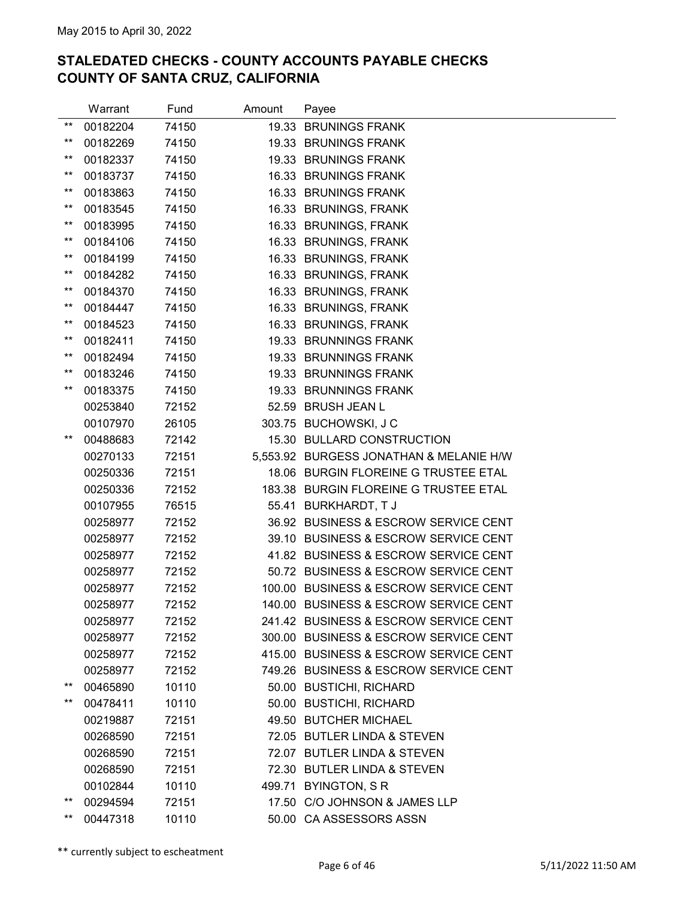May 2015 to April 30, 2022

## STALEDATED CHECKS - COUNTY ACCOUNTS PAYABLE CHECKS
## COUNTY OF SANTA CRUZ, CALIFORNIA

| | Warrant | Fund | Amount | Payee |
|---|---|---|---|---|
| ** | 00182204 | 74150 | 19.33 | BRUNINGS FRANK |
| ** | 00182269 | 74150 | 19.33 | BRUNINGS FRANK |
| ** | 00182337 | 74150 | 19.33 | BRUNINGS FRANK |
| ** | 00183737 | 74150 | 16.33 | BRUNINGS FRANK |
| ** | 00183863 | 74150 | 16.33 | BRUNINGS FRANK |
| ** | 00183545 | 74150 | 16.33 | BRUNINGS, FRANK |
| ** | 00183995 | 74150 | 16.33 | BRUNINGS, FRANK |
| ** | 00184106 | 74150 | 16.33 | BRUNINGS, FRANK |
| ** | 00184199 | 74150 | 16.33 | BRUNINGS, FRANK |
| ** | 00184282 | 74150 | 16.33 | BRUNINGS, FRANK |
| ** | 00184370 | 74150 | 16.33 | BRUNINGS, FRANK |
| ** | 00184447 | 74150 | 16.33 | BRUNINGS, FRANK |
| ** | 00184523 | 74150 | 16.33 | BRUNINGS, FRANK |
| ** | 00182411 | 74150 | 19.33 | BRUNNINGS FRANK |
| ** | 00182494 | 74150 | 19.33 | BRUNNINGS FRANK |
| ** | 00183246 | 74150 | 19.33 | BRUNNINGS FRANK |
| ** | 00183375 | 74150 | 19.33 | BRUNNINGS FRANK |
| | 00253840 | 72152 | 52.59 | BRUSH JEAN L |
| | 00107970 | 26105 | 303.75 | BUCHOWSKI, J C |
| ** | 00488683 | 72142 | 15.30 | BULLARD CONSTRUCTION |
| | 00270133 | 72151 | 5,553.92 | BURGESS JONATHAN & MELANIE H/W |
| | 00250336 | 72151 | 18.06 | BURGIN FLOREINE G TRUSTEE ETAL |
| | 00250336 | 72152 | 183.38 | BURGIN FLOREINE G TRUSTEE ETAL |
| | 00107955 | 76515 | 55.41 | BURKHARDT, T J |
| | 00258977 | 72152 | 36.92 | BUSINESS & ESCROW SERVICE CENT |
| | 00258977 | 72152 | 39.10 | BUSINESS & ESCROW SERVICE CENT |
| | 00258977 | 72152 | 41.82 | BUSINESS & ESCROW SERVICE CENT |
| | 00258977 | 72152 | 50.72 | BUSINESS & ESCROW SERVICE CENT |
| | 00258977 | 72152 | 100.00 | BUSINESS & ESCROW SERVICE CENT |
| | 00258977 | 72152 | 140.00 | BUSINESS & ESCROW SERVICE CENT |
| | 00258977 | 72152 | 241.42 | BUSINESS & ESCROW SERVICE CENT |
| | 00258977 | 72152 | 300.00 | BUSINESS & ESCROW SERVICE CENT |
| | 00258977 | 72152 | 415.00 | BUSINESS & ESCROW SERVICE CENT |
| | 00258977 | 72152 | 749.26 | BUSINESS & ESCROW SERVICE CENT |
| ** | 00465890 | 10110 | 50.00 | BUSTICHI, RICHARD |
| ** | 00478411 | 10110 | 50.00 | BUSTICHI, RICHARD |
| | 00219887 | 72151 | 49.50 | BUTCHER MICHAEL |
| | 00268590 | 72151 | 72.05 | BUTLER LINDA & STEVEN |
| | 00268590 | 72151 | 72.07 | BUTLER LINDA & STEVEN |
| | 00268590 | 72151 | 72.30 | BUTLER LINDA & STEVEN |
| | 00102844 | 10110 | 499.71 | BYINGTON, S R |
| ** | 00294594 | 72151 | 17.50 | C/O JOHNSON & JAMES LLP |
| ** | 00447318 | 10110 | 50.00 | CA ASSESSORS ASSN |

** currently subject to escheatment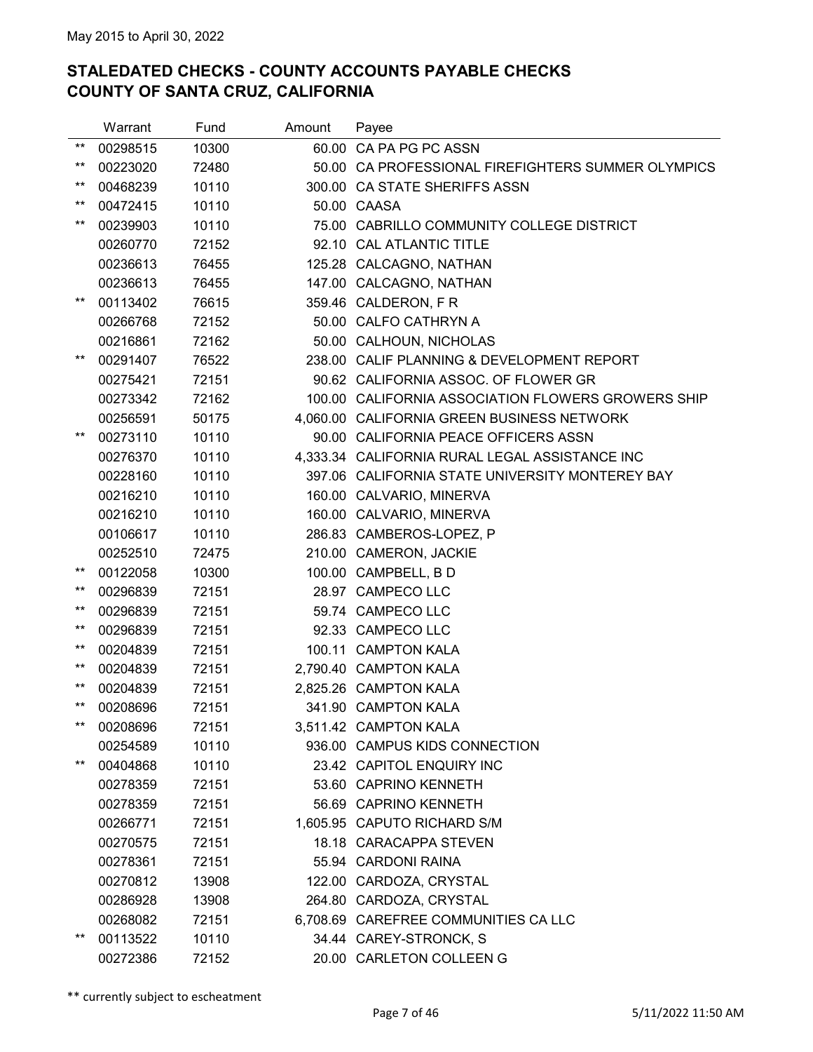May 2015 to April 30, 2022

## STALEDATED CHECKS - COUNTY ACCOUNTS PAYABLE CHECKS
## COUNTY OF SANTA CRUZ, CALIFORNIA

| | Warrant | Fund | Amount | Payee |
|---|---|---|---|---|
| ** | 00298515 | 10300 | 60.00 | CA PA PG PC ASSN |
| ** | 00223020 | 72480 | 50.00 | CA PROFESSIONAL FIREFIGHTERS SUMMER OLYMPICS |
| ** | 00468239 | 10110 | 300.00 | CA STATE SHERIFFS ASSN |
| ** | 00472415 | 10110 | 50.00 | CAASA |
| ** | 00239903 | 10110 | 75.00 | CABRILLO COMMUNITY COLLEGE DISTRICT |
| | 00260770 | 72152 | 92.10 | CAL ATLANTIC TITLE |
| | 00236613 | 76455 | 125.28 | CALCAGNO, NATHAN |
| | 00236613 | 76455 | 147.00 | CALCAGNO, NATHAN |
| ** | 00113402 | 76615 | 359.46 | CALDERON, F R |
| | 00266768 | 72152 | 50.00 | CALFO CATHRYN A |
| | 00216861 | 72162 | 50.00 | CALHOUN, NICHOLAS |
| ** | 00291407 | 76522 | 238.00 | CALIF PLANNING & DEVELOPMENT REPORT |
| | 00275421 | 72151 | 90.62 | CALIFORNIA ASSOC. OF FLOWER GR |
| | 00273342 | 72162 | 100.00 | CALIFORNIA ASSOCIATION FLOWERS GROWERS SHIP |
| | 00256591 | 50175 | 4,060.00 | CALIFORNIA GREEN BUSINESS NETWORK |
| ** | 00273110 | 10110 | 90.00 | CALIFORNIA PEACE OFFICERS ASSN |
| | 00276370 | 10110 | 4,333.34 | CALIFORNIA RURAL LEGAL ASSISTANCE INC |
| | 00228160 | 10110 | 397.06 | CALIFORNIA STATE UNIVERSITY MONTEREY BAY |
| | 00216210 | 10110 | 160.00 | CALVARIO, MINERVA |
| | 00216210 | 10110 | 160.00 | CALVARIO, MINERVA |
| | 00106617 | 10110 | 286.83 | CAMBEROS-LOPEZ, P |
| | 00252510 | 72475 | 210.00 | CAMERON, JACKIE |
| ** | 00122058 | 10300 | 100.00 | CAMPBELL, B D |
| ** | 00296839 | 72151 | 28.97 | CAMPECO LLC |
| ** | 00296839 | 72151 | 59.74 | CAMPECO LLC |
| ** | 00296839 | 72151 | 92.33 | CAMPECO LLC |
| ** | 00204839 | 72151 | 100.11 | CAMPTON KALA |
| ** | 00204839 | 72151 | 2,790.40 | CAMPTON KALA |
| ** | 00204839 | 72151 | 2,825.26 | CAMPTON KALA |
| ** | 00208696 | 72151 | 341.90 | CAMPTON KALA |
| ** | 00208696 | 72151 | 3,511.42 | CAMPTON KALA |
| | 00254589 | 10110 | 936.00 | CAMPUS KIDS CONNECTION |
| ** | 00404868 | 10110 | 23.42 | CAPITOL ENQUIRY INC |
| | 00278359 | 72151 | 53.60 | CAPRINO KENNETH |
| | 00278359 | 72151 | 56.69 | CAPRINO KENNETH |
| | 00266771 | 72151 | 1,605.95 | CAPUTO RICHARD S/M |
| | 00270575 | 72151 | 18.18 | CARACAPPA STEVEN |
| | 00278361 | 72151 | 55.94 | CARDONI RAINA |
| | 00270812 | 13908 | 122.00 | CARDOZA, CRYSTAL |
| | 00286928 | 13908 | 264.80 | CARDOZA, CRYSTAL |
| | 00268082 | 72151 | 6,708.69 | CAREFREE COMMUNITIES CA LLC |
| ** | 00113522 | 10110 | 34.44 | CAREY-STRONCK, S |
| | 00272386 | 72152 | 20.00 | CARLETON COLLEEN G |

** currently subject to escheatment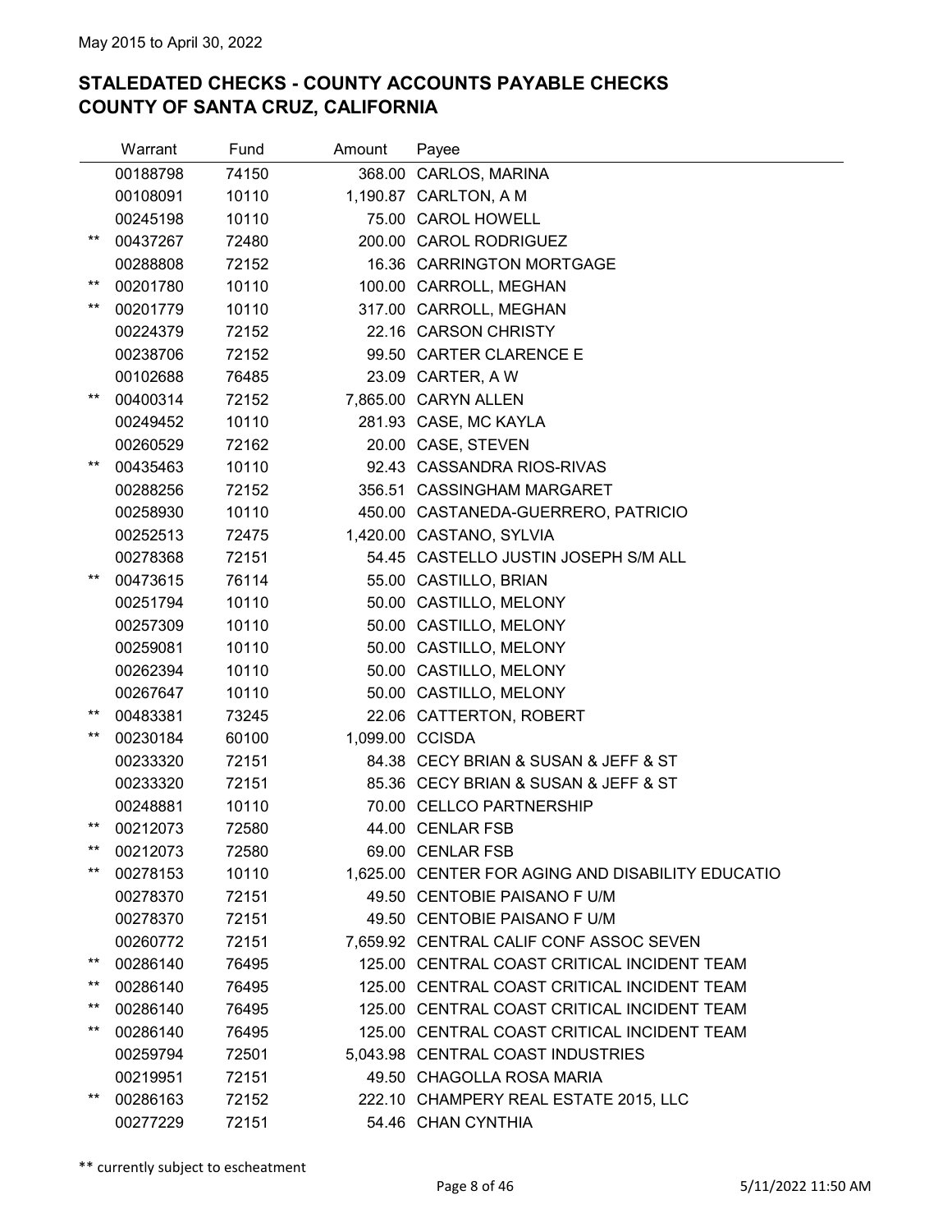May 2015 to April 30, 2022

## STALEDATED CHECKS - COUNTY ACCOUNTS PAYABLE CHECKS
## COUNTY OF SANTA CRUZ, CALIFORNIA

| | Warrant | Fund | Amount | Payee |
|---|---|---|---|---|
| | 00188798 | 74150 | 368.00 | CARLOS, MARINA |
| | 00108091 | 10110 | 1,190.87 | CARLTON, A M |
| | 00245198 | 10110 | 75.00 | CAROL HOWELL |
| ** | 00437267 | 72480 | 200.00 | CAROL RODRIGUEZ |
| | 00288808 | 72152 | 16.36 | CARRINGTON MORTGAGE |
| ** | 00201780 | 10110 | 100.00 | CARROLL, MEGHAN |
| ** | 00201779 | 10110 | 317.00 | CARROLL, MEGHAN |
| | 00224379 | 72152 | 22.16 | CARSON CHRISTY |
| | 00238706 | 72152 | 99.50 | CARTER CLARENCE E |
| | 00102688 | 76485 | 23.09 | CARTER, A W |
| ** | 00400314 | 72152 | 7,865.00 | CARYN ALLEN |
| | 00249452 | 10110 | 281.93 | CASE, MC KAYLA |
| | 00260529 | 72162 | 20.00 | CASE, STEVEN |
| ** | 00435463 | 10110 | 92.43 | CASSANDRA RIOS-RIVAS |
| | 00288256 | 72152 | 356.51 | CASSINGHAM MARGARET |
| | 00258930 | 10110 | 450.00 | CASTANEDA-GUERRERO, PATRICIO |
| | 00252513 | 72475 | 1,420.00 | CASTANO, SYLVIA |
| | 00278368 | 72151 | 54.45 | CASTELLO JUSTIN JOSEPH S/M ALL |
| ** | 00473615 | 76114 | 55.00 | CASTILLO, BRIAN |
| | 00251794 | 10110 | 50.00 | CASTILLO, MELONY |
| | 00257309 | 10110 | 50.00 | CASTILLO, MELONY |
| | 00259081 | 10110 | 50.00 | CASTILLO, MELONY |
| | 00262394 | 10110 | 50.00 | CASTILLO, MELONY |
| | 00267647 | 10110 | 50.00 | CASTILLO, MELONY |
| ** | 00483381 | 73245 | 22.06 | CATTERTON, ROBERT |
| ** | 00230184 | 60100 | 1,099.00 | CCISDA |
| | 00233320 | 72151 | 84.38 | CECY BRIAN & SUSAN & JEFF & ST |
| | 00233320 | 72151 | 85.36 | CECY BRIAN & SUSAN & JEFF & ST |
| | 00248881 | 10110 | 70.00 | CELLCO PARTNERSHIP |
| ** | 00212073 | 72580 | 44.00 | CENLAR FSB |
| ** | 00212073 | 72580 | 69.00 | CENLAR FSB |
| ** | 00278153 | 10110 | 1,625.00 | CENTER FOR AGING AND DISABILITY EDUCATIO |
| | 00278370 | 72151 | 49.50 | CENTOBIE PAISANO F U/M |
| | 00278370 | 72151 | 49.50 | CENTOBIE PAISANO F U/M |
| | 00260772 | 72151 | 7,659.92 | CENTRAL CALIF CONF ASSOC SEVEN |
| ** | 00286140 | 76495 | 125.00 | CENTRAL COAST CRITICAL INCIDENT TEAM |
| ** | 00286140 | 76495 | 125.00 | CENTRAL COAST CRITICAL INCIDENT TEAM |
| ** | 00286140 | 76495 | 125.00 | CENTRAL COAST CRITICAL INCIDENT TEAM |
| ** | 00286140 | 76495 | 125.00 | CENTRAL COAST CRITICAL INCIDENT TEAM |
| | 00259794 | 72501 | 5,043.98 | CENTRAL COAST INDUSTRIES |
| | 00219951 | 72151 | 49.50 | CHAGOLLA ROSA MARIA |
| ** | 00286163 | 72152 | 222.10 | CHAMPERY REAL ESTATE 2015, LLC |
| | 00277229 | 72151 | 54.46 | CHAN CYNTHIA |

** currently subject to escheatment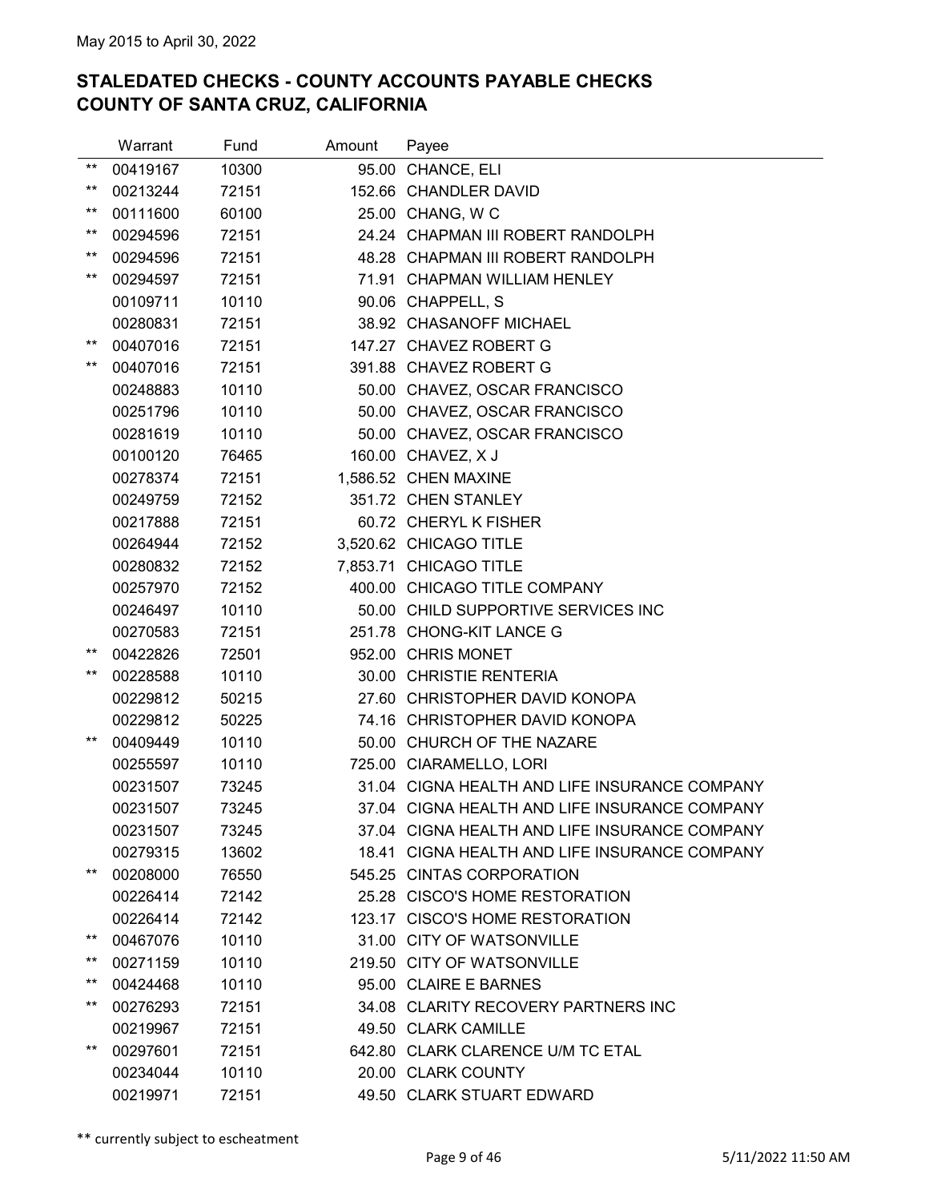May 2015 to April 30, 2022

## STALEDATED CHECKS - COUNTY ACCOUNTS PAYABLE CHECKS
## COUNTY OF SANTA CRUZ, CALIFORNIA

| | Warrant | Fund | Amount | Payee |
|---|---|---|---|---|
| ** | 00419167 | 10300 | 95.00 | CHANCE, ELI |
| ** | 00213244 | 72151 | 152.66 | CHANDLER DAVID |
| ** | 00111600 | 60100 | 25.00 | CHANG, W C |
| ** | 00294596 | 72151 | 24.24 | CHAPMAN III ROBERT RANDOLPH |
| ** | 00294596 | 72151 | 48.28 | CHAPMAN III ROBERT RANDOLPH |
| ** | 00294597 | 72151 | 71.91 | CHAPMAN WILLIAM HENLEY |
| | 00109711 | 10110 | 90.06 | CHAPPELL, S |
| | 00280831 | 72151 | 38.92 | CHASANOFF MICHAEL |
| ** | 00407016 | 72151 | 147.27 | CHAVEZ ROBERT G |
| ** | 00407016 | 72151 | 391.88 | CHAVEZ ROBERT G |
| | 00248883 | 10110 | 50.00 | CHAVEZ, OSCAR FRANCISCO |
| | 00251796 | 10110 | 50.00 | CHAVEZ, OSCAR FRANCISCO |
| | 00281619 | 10110 | 50.00 | CHAVEZ, OSCAR FRANCISCO |
| | 00100120 | 76465 | 160.00 | CHAVEZ, X J |
| | 00278374 | 72151 | 1,586.52 | CHEN MAXINE |
| | 00249759 | 72152 | 351.72 | CHEN STANLEY |
| | 00217888 | 72151 | 60.72 | CHERYL K FISHER |
| | 00264944 | 72152 | 3,520.62 | CHICAGO TITLE |
| | 00280832 | 72152 | 7,853.71 | CHICAGO TITLE |
| | 00257970 | 72152 | 400.00 | CHICAGO TITLE COMPANY |
| | 00246497 | 10110 | 50.00 | CHILD SUPPORTIVE SERVICES INC |
| | 00270583 | 72151 | 251.78 | CHONG-KIT LANCE G |
| ** | 00422826 | 72501 | 952.00 | CHRIS MONET |
| ** | 00228588 | 10110 | 30.00 | CHRISTIE RENTERIA |
| | 00229812 | 50215 | 27.60 | CHRISTOPHER DAVID KONOPA |
| | 00229812 | 50225 | 74.16 | CHRISTOPHER DAVID KONOPA |
| ** | 00409449 | 10110 | 50.00 | CHURCH OF THE NAZARE |
| | 00255597 | 10110 | 725.00 | CIARAMELLO, LORI |
| | 00231507 | 73245 | 31.04 | CIGNA HEALTH AND LIFE INSURANCE COMPANY |
| | 00231507 | 73245 | 37.04 | CIGNA HEALTH AND LIFE INSURANCE COMPANY |
| | 00231507 | 73245 | 37.04 | CIGNA HEALTH AND LIFE INSURANCE COMPANY |
| | 00279315 | 13602 | 18.41 | CIGNA HEALTH AND LIFE INSURANCE COMPANY |
| ** | 00208000 | 76550 | 545.25 | CINTAS CORPORATION |
| | 00226414 | 72142 | 25.28 | CISCO'S HOME RESTORATION |
| | 00226414 | 72142 | 123.17 | CISCO'S HOME RESTORATION |
| ** | 00467076 | 10110 | 31.00 | CITY OF WATSONVILLE |
| ** | 00271159 | 10110 | 219.50 | CITY OF WATSONVILLE |
| ** | 00424468 | 10110 | 95.00 | CLAIRE E BARNES |
| ** | 00276293 | 72151 | 34.08 | CLARITY RECOVERY PARTNERS INC |
| | 00219967 | 72151 | 49.50 | CLARK CAMILLE |
| ** | 00297601 | 72151 | 642.80 | CLARK CLARENCE U/M TC ETAL |
| | 00234044 | 10110 | 20.00 | CLARK COUNTY |
| | 00219971 | 72151 | 49.50 | CLARK STUART EDWARD |

** currently subject to escheatment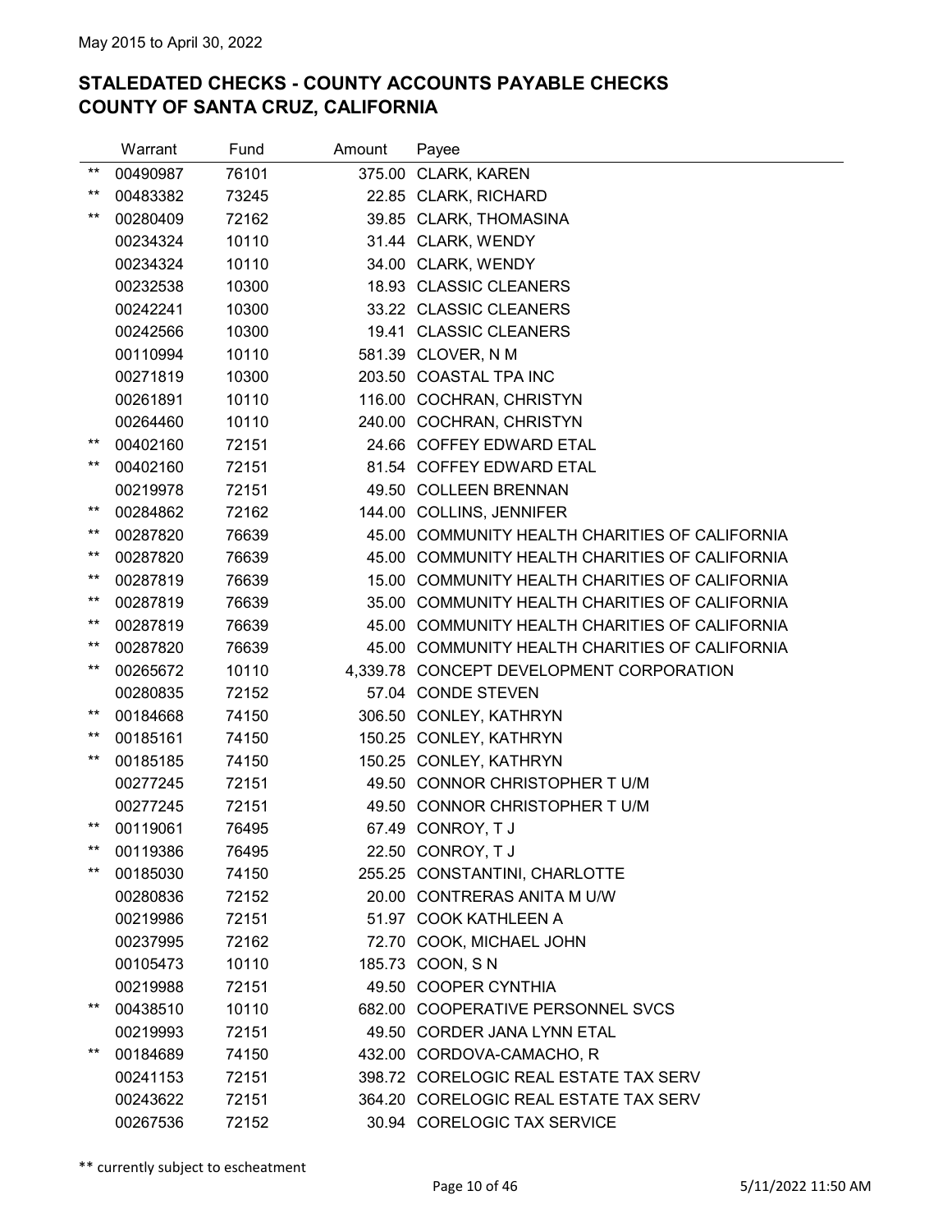May 2015 to April 30, 2022

## STALEDATED CHECKS - COUNTY ACCOUNTS PAYABLE CHECKS
## COUNTY OF SANTA CRUZ, CALIFORNIA

| | Warrant | Fund | Amount | Payee |
|---|---|---|---|---|
| ** | 00490987 | 76101 | 375.00 | CLARK, KAREN |
| ** | 00483382 | 73245 | 22.85 | CLARK, RICHARD |
| ** | 00280409 | 72162 | 39.85 | CLARK, THOMASINA |
| | 00234324 | 10110 | 31.44 | CLARK, WENDY |
| | 00234324 | 10110 | 34.00 | CLARK, WENDY |
| | 00232538 | 10300 | 18.93 | CLASSIC CLEANERS |
| | 00242241 | 10300 | 33.22 | CLASSIC CLEANERS |
| | 00242566 | 10300 | 19.41 | CLASSIC CLEANERS |
| | 00110994 | 10110 | 581.39 | CLOVER, N M |
| | 00271819 | 10300 | 203.50 | COASTAL TPA INC |
| | 00261891 | 10110 | 116.00 | COCHRAN, CHRISTYN |
| | 00264460 | 10110 | 240.00 | COCHRAN, CHRISTYN |
| ** | 00402160 | 72151 | 24.66 | COFFEY EDWARD ETAL |
| ** | 00402160 | 72151 | 81.54 | COFFEY EDWARD ETAL |
| | 00219978 | 72151 | 49.50 | COLLEEN BRENNAN |
| ** | 00284862 | 72162 | 144.00 | COLLINS, JENNIFER |
| ** | 00287820 | 76639 | 45.00 | COMMUNITY HEALTH CHARITIES OF CALIFORNIA |
| ** | 00287820 | 76639 | 45.00 | COMMUNITY HEALTH CHARITIES OF CALIFORNIA |
| ** | 00287819 | 76639 | 15.00 | COMMUNITY HEALTH CHARITIES OF CALIFORNIA |
| ** | 00287819 | 76639 | 35.00 | COMMUNITY HEALTH CHARITIES OF CALIFORNIA |
| ** | 00287819 | 76639 | 45.00 | COMMUNITY HEALTH CHARITIES OF CALIFORNIA |
| ** | 00287820 | 76639 | 45.00 | COMMUNITY HEALTH CHARITIES OF CALIFORNIA |
| ** | 00265672 | 10110 | 4,339.78 | CONCEPT DEVELOPMENT CORPORATION |
| | 00280835 | 72152 | 57.04 | CONDE STEVEN |
| ** | 00184668 | 74150 | 306.50 | CONLEY, KATHRYN |
| ** | 00185161 | 74150 | 150.25 | CONLEY, KATHRYN |
| ** | 00185185 | 74150 | 150.25 | CONLEY, KATHRYN |
| | 00277245 | 72151 | 49.50 | CONNOR CHRISTOPHER T U/M |
| | 00277245 | 72151 | 49.50 | CONNOR CHRISTOPHER T U/M |
| ** | 00119061 | 76495 | 67.49 | CONROY, T J |
| ** | 00119386 | 76495 | 22.50 | CONROY, T J |
| ** | 00185030 | 74150 | 255.25 | CONSTANTINI, CHARLOTTE |
| | 00280836 | 72152 | 20.00 | CONTRERAS ANITA M U/W |
| | 00219986 | 72151 | 51.97 | COOK KATHLEEN A |
| | 00237995 | 72162 | 72.70 | COOK, MICHAEL JOHN |
| | 00105473 | 10110 | 185.73 | COON, S N |
| | 00219988 | 72151 | 49.50 | COOPER CYNTHIA |
| ** | 00438510 | 10110 | 682.00 | COOPERATIVE PERSONNEL SVCS |
| | 00219993 | 72151 | 49.50 | CORDER JANA LYNN ETAL |
| ** | 00184689 | 74150 | 432.00 | CORDOVA-CAMACHO, R |
| | 00241153 | 72151 | 398.72 | CORELOGIC REAL ESTATE TAX SERV |
| | 00243622 | 72151 | 364.20 | CORELOGIC REAL ESTATE TAX SERV |
| | 00267536 | 72152 | 30.94 | CORELOGIC TAX SERVICE |

** currently subject to escheatment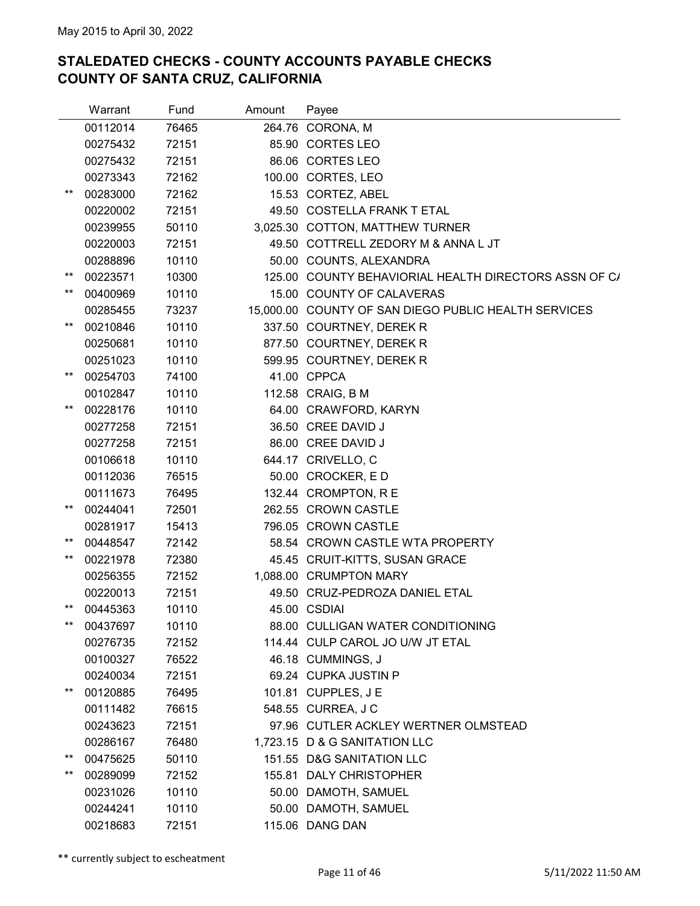May 2015 to April 30, 2022

## STALEDATED CHECKS - COUNTY ACCOUNTS PAYABLE CHECKS
## COUNTY OF SANTA CRUZ, CALIFORNIA

| | Warrant | Fund | Amount | Payee |
|---|---|---|---|---|
| | 00112014 | 76465 | 264.76 | CORONA, M |
| | 00275432 | 72151 | 85.90 | CORTES LEO |
| | 00275432 | 72151 | 86.06 | CORTES LEO |
| | 00273343 | 72162 | 100.00 | CORTES, LEO |
| ** | 00283000 | 72162 | 15.53 | CORTEZ, ABEL |
| | 00220002 | 72151 | 49.50 | COSTELLA FRANK T ETAL |
| | 00239955 | 50110 | 3,025.30 | COTTON, MATTHEW TURNER |
| | 00220003 | 72151 | 49.50 | COTTRELL ZEDORY M & ANNA L JT |
| | 00288896 | 10110 | 50.00 | COUNTS, ALEXANDRA |
| ** | 00223571 | 10300 | 125.00 | COUNTY BEHAVIORIAL HEALTH DIRECTORS ASSN OF CA |
| ** | 00400969 | 10110 | 15.00 | COUNTY OF CALAVERAS |
| | 00285455 | 73237 | 15,000.00 | COUNTY OF SAN DIEGO PUBLIC HEALTH SERVICES |
| ** | 00210846 | 10110 | 337.50 | COURTNEY, DEREK R |
| | 00250681 | 10110 | 877.50 | COURTNEY, DEREK R |
| | 00251023 | 10110 | 599.95 | COURTNEY, DEREK R |
| ** | 00254703 | 74100 | 41.00 | CPPCA |
| | 00102847 | 10110 | 112.58 | CRAIG, B M |
| ** | 00228176 | 10110 | 64.00 | CRAWFORD, KARYN |
| | 00277258 | 72151 | 36.50 | CREE DAVID J |
| | 00277258 | 72151 | 86.00 | CREE DAVID J |
| | 00106618 | 10110 | 644.17 | CRIVELLO, C |
| | 00112036 | 76515 | 50.00 | CROCKER, E D |
| | 00111673 | 76495 | 132.44 | CROMPTON, R E |
| ** | 00244041 | 72501 | 262.55 | CROWN CASTLE |
| | 00281917 | 15413 | 796.05 | CROWN CASTLE |
| ** | 00448547 | 72142 | 58.54 | CROWN CASTLE WTA PROPERTY |
| ** | 00221978 | 72380 | 45.45 | CRUIT-KITTS, SUSAN GRACE |
| | 00256355 | 72152 | 1,088.00 | CRUMPTON MARY |
| | 00220013 | 72151 | 49.50 | CRUZ-PEDROZA DANIEL ETAL |
| ** | 00445363 | 10110 | 45.00 | CSDIAI |
| ** | 00437697 | 10110 | 88.00 | CULLIGAN WATER CONDITIONING |
| | 00276735 | 72152 | 114.44 | CULP CAROL JO U/W JT ETAL |
| | 00100327 | 76522 | 46.18 | CUMMINGS, J |
| | 00240034 | 72151 | 69.24 | CUPKA JUSTIN P |
| ** | 00120885 | 76495 | 101.81 | CUPPLES, J E |
| | 00111482 | 76615 | 548.55 | CURREA, J C |
| | 00243623 | 72151 | 97.96 | CUTLER ACKLEY WERTNER OLMSTEAD |
| | 00286167 | 76480 | 1,723.15 | D & G SANITATION LLC |
| ** | 00475625 | 50110 | 151.55 | D&G SANITATION LLC |
| ** | 00289099 | 72152 | 155.81 | DALY CHRISTOPHER |
| | 00231026 | 10110 | 50.00 | DAMOTH, SAMUEL |
| | 00244241 | 10110 | 50.00 | DAMOTH, SAMUEL |
| | 00218683 | 72151 | 115.06 | DANG DAN |

** currently subject to escheatment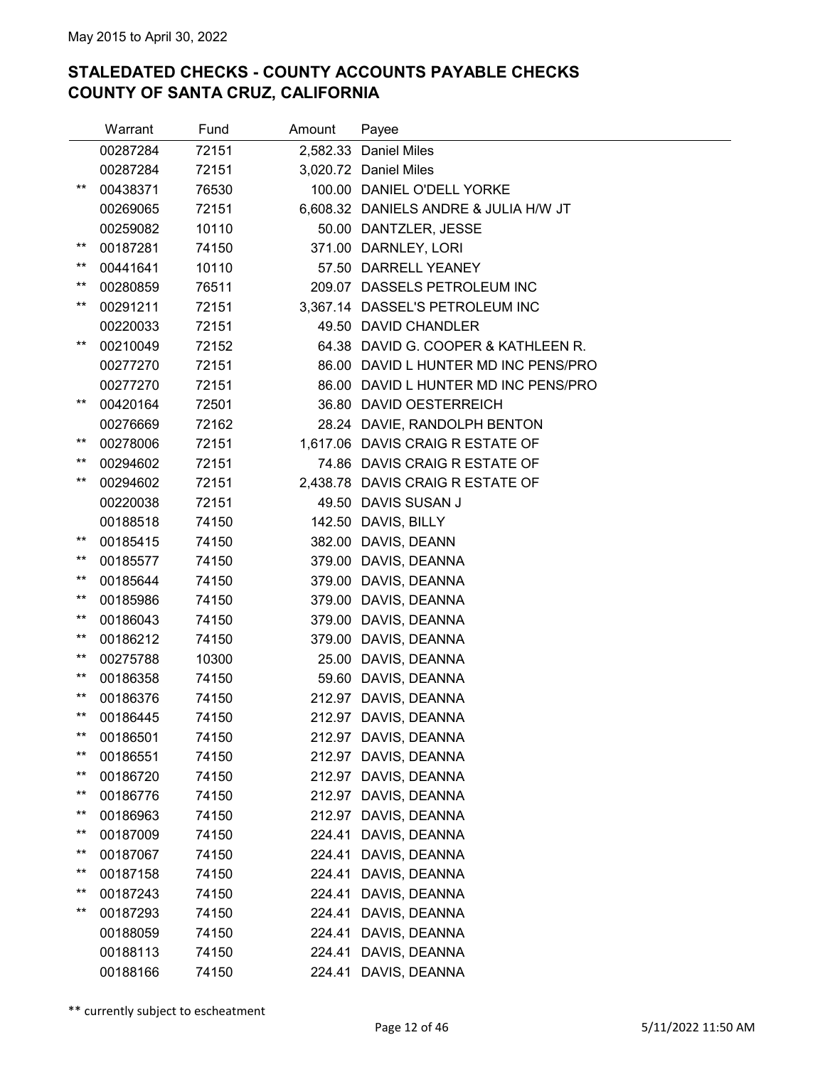May 2015 to April 30, 2022

## STALEDATED CHECKS - COUNTY ACCOUNTS PAYABLE CHECKS
## COUNTY OF SANTA CRUZ, CALIFORNIA

| | Warrant | Fund | Amount | Payee |
|---|---|---|---|---|
| | 00287284 | 72151 | 2,582.33 | Daniel Miles |
| | 00287284 | 72151 | 3,020.72 | Daniel Miles |
| ** | 00438371 | 76530 | 100.00 | DANIEL O'DELL YORKE |
| | 00269065 | 72151 | 6,608.32 | DANIELS ANDRE & JULIA H/W JT |
| | 00259082 | 10110 | 50.00 | DANTZLER, JESSE |
| ** | 00187281 | 74150 | 371.00 | DARNLEY, LORI |
| ** | 00441641 | 10110 | 57.50 | DARRELL YEANEY |
| ** | 00280859 | 76511 | 209.07 | DASSELS PETROLEUM INC |
| ** | 00291211 | 72151 | 3,367.14 | DASSEL'S PETROLEUM INC |
| | 00220033 | 72151 | 49.50 | DAVID CHANDLER |
| ** | 00210049 | 72152 | 64.38 | DAVID G. COOPER & KATHLEEN R. |
| | 00277270 | 72151 | 86.00 | DAVID L HUNTER MD INC PENS/PRO |
| | 00277270 | 72151 | 86.00 | DAVID L HUNTER MD INC PENS/PRO |
| ** | 00420164 | 72501 | 36.80 | DAVID OESTERREICH |
| | 00276669 | 72162 | 28.24 | DAVIE, RANDOLPH BENTON |
| ** | 00278006 | 72151 | 1,617.06 | DAVIS CRAIG R ESTATE OF |
| ** | 00294602 | 72151 | 74.86 | DAVIS CRAIG R ESTATE OF |
| ** | 00294602 | 72151 | 2,438.78 | DAVIS CRAIG R ESTATE OF |
| | 00220038 | 72151 | 49.50 | DAVIS SUSAN J |
| | 00188518 | 74150 | 142.50 | DAVIS, BILLY |
| ** | 00185415 | 74150 | 382.00 | DAVIS, DEANN |
| ** | 00185577 | 74150 | 379.00 | DAVIS, DEANNA |
| ** | 00185644 | 74150 | 379.00 | DAVIS, DEANNA |
| ** | 00185986 | 74150 | 379.00 | DAVIS, DEANNA |
| ** | 00186043 | 74150 | 379.00 | DAVIS, DEANNA |
| ** | 00186212 | 74150 | 379.00 | DAVIS, DEANNA |
| ** | 00275788 | 10300 | 25.00 | DAVIS, DEANNA |
| ** | 00186358 | 74150 | 59.60 | DAVIS, DEANNA |
| ** | 00186376 | 74150 | 212.97 | DAVIS, DEANNA |
| ** | 00186445 | 74150 | 212.97 | DAVIS, DEANNA |
| ** | 00186501 | 74150 | 212.97 | DAVIS, DEANNA |
| ** | 00186551 | 74150 | 212.97 | DAVIS, DEANNA |
| ** | 00186720 | 74150 | 212.97 | DAVIS, DEANNA |
| ** | 00186776 | 74150 | 212.97 | DAVIS, DEANNA |
| ** | 00186963 | 74150 | 212.97 | DAVIS, DEANNA |
| ** | 00187009 | 74150 | 224.41 | DAVIS, DEANNA |
| ** | 00187067 | 74150 | 224.41 | DAVIS, DEANNA |
| ** | 00187158 | 74150 | 224.41 | DAVIS, DEANNA |
| ** | 00187243 | 74150 | 224.41 | DAVIS, DEANNA |
| ** | 00187293 | 74150 | 224.41 | DAVIS, DEANNA |
| | 00188059 | 74150 | 224.41 | DAVIS, DEANNA |
| | 00188113 | 74150 | 224.41 | DAVIS, DEANNA |
| | 00188166 | 74150 | 224.41 | DAVIS, DEANNA |

** currently subject to escheatment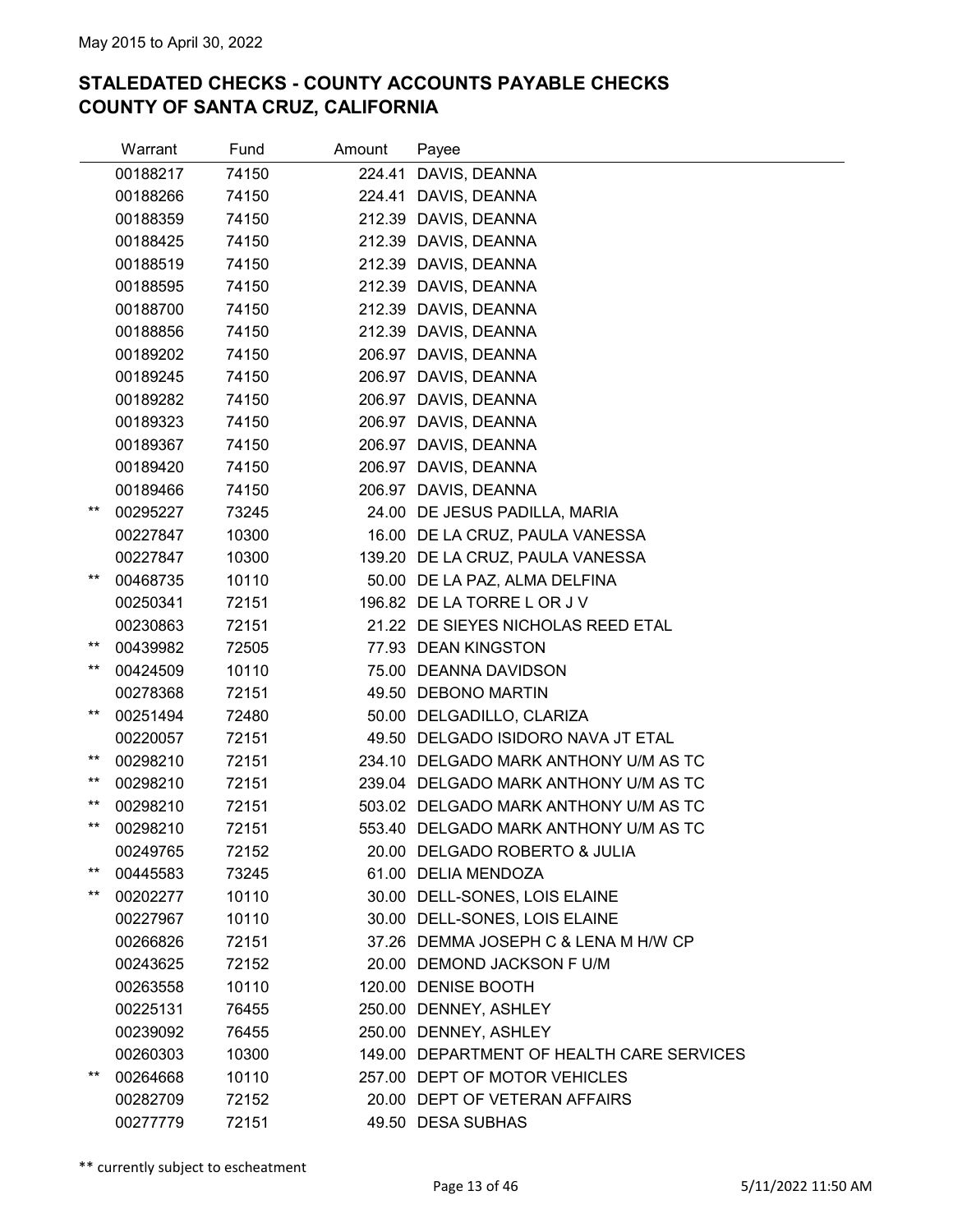May 2015 to April 30, 2022

## STALEDATED CHECKS - COUNTY ACCOUNTS PAYABLE CHECKS
## COUNTY OF SANTA CRUZ, CALIFORNIA

| | Warrant | Fund | Amount | Payee |
|---|---|---|---|---|
| | 00188217 | 74150 | 224.41 | DAVIS, DEANNA |
| | 00188266 | 74150 | 224.41 | DAVIS, DEANNA |
| | 00188359 | 74150 | 212.39 | DAVIS, DEANNA |
| | 00188425 | 74150 | 212.39 | DAVIS, DEANNA |
| | 00188519 | 74150 | 212.39 | DAVIS, DEANNA |
| | 00188595 | 74150 | 212.39 | DAVIS, DEANNA |
| | 00188700 | 74150 | 212.39 | DAVIS, DEANNA |
| | 00188856 | 74150 | 212.39 | DAVIS, DEANNA |
| | 00189202 | 74150 | 206.97 | DAVIS, DEANNA |
| | 00189245 | 74150 | 206.97 | DAVIS, DEANNA |
| | 00189282 | 74150 | 206.97 | DAVIS, DEANNA |
| | 00189323 | 74150 | 206.97 | DAVIS, DEANNA |
| | 00189367 | 74150 | 206.97 | DAVIS, DEANNA |
| | 00189420 | 74150 | 206.97 | DAVIS, DEANNA |
| | 00189466 | 74150 | 206.97 | DAVIS, DEANNA |
| ** | 00295227 | 73245 | 24.00 | DE JESUS PADILLA, MARIA |
| | 00227847 | 10300 | 16.00 | DE LA CRUZ, PAULA VANESSA |
| | 00227847 | 10300 | 139.20 | DE LA CRUZ, PAULA VANESSA |
| ** | 00468735 | 10110 | 50.00 | DE LA PAZ, ALMA DELFINA |
| | 00250341 | 72151 | 196.82 | DE LA TORRE L OR J V |
| | 00230863 | 72151 | 21.22 | DE SIEYES NICHOLAS REED ETAL |
| ** | 00439982 | 72505 | 77.93 | DEAN KINGSTON |
| ** | 00424509 | 10110 | 75.00 | DEANNA DAVIDSON |
| | 00278368 | 72151 | 49.50 | DEBONO MARTIN |
| ** | 00251494 | 72480 | 50.00 | DELGADILLO, CLARIZA |
| | 00220057 | 72151 | 49.50 | DELGADO ISIDORO NAVA JT ETAL |
| ** | 00298210 | 72151 | 234.10 | DELGADO MARK ANTHONY U/M AS TC |
| ** | 00298210 | 72151 | 239.04 | DELGADO MARK ANTHONY U/M AS TC |
| ** | 00298210 | 72151 | 503.02 | DELGADO MARK ANTHONY U/M AS TC |
| ** | 00298210 | 72151 | 553.40 | DELGADO MARK ANTHONY U/M AS TC |
| | 00249765 | 72152 | 20.00 | DELGADO ROBERTO & JULIA |
| ** | 00445583 | 73245 | 61.00 | DELIA MENDOZA |
| ** | 00202277 | 10110 | 30.00 | DELL-SONES, LOIS ELAINE |
| | 00227967 | 10110 | 30.00 | DELL-SONES, LOIS ELAINE |
| | 00266826 | 72151 | 37.26 | DEMMA JOSEPH C & LENA M H/W CP |
| | 00243625 | 72152 | 20.00 | DEMOND JACKSON F U/M |
| | 00263558 | 10110 | 120.00 | DENISE BOOTH |
| | 00225131 | 76455 | 250.00 | DENNEY, ASHLEY |
| | 00239092 | 76455 | 250.00 | DENNEY, ASHLEY |
| | 00260303 | 10300 | 149.00 | DEPARTMENT OF HEALTH CARE SERVICES |
| ** | 00264668 | 10110 | 257.00 | DEPT OF MOTOR VEHICLES |
| | 00282709 | 72152 | 20.00 | DEPT OF VETERAN AFFAIRS |
| | 00277779 | 72151 | 49.50 | DESA SUBHAS |

** currently subject to escheatment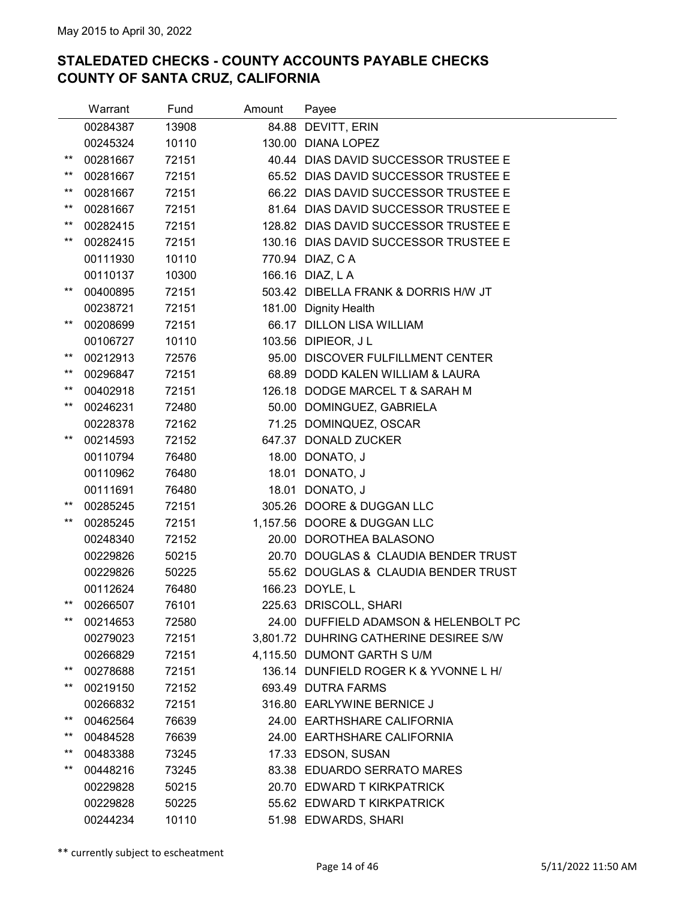May 2015 to April 30, 2022

## STALEDATED CHECKS - COUNTY ACCOUNTS PAYABLE CHECKS
## COUNTY OF SANTA CRUZ, CALIFORNIA

| | Warrant | Fund | Amount | Payee |
|---|---|---|---|---|
| | 00284387 | 13908 | 84.88 | DEVITT, ERIN |
| | 00245324 | 10110 | 130.00 | DIANA LOPEZ |
| ** | 00281667 | 72151 | 40.44 | DIAS DAVID SUCCESSOR TRUSTEE E |
| ** | 00281667 | 72151 | 65.52 | DIAS DAVID SUCCESSOR TRUSTEE E |
| ** | 00281667 | 72151 | 66.22 | DIAS DAVID SUCCESSOR TRUSTEE E |
| ** | 00281667 | 72151 | 81.64 | DIAS DAVID SUCCESSOR TRUSTEE E |
| ** | 00282415 | 72151 | 128.82 | DIAS DAVID SUCCESSOR TRUSTEE E |
| ** | 00282415 | 72151 | 130.16 | DIAS DAVID SUCCESSOR TRUSTEE E |
| | 00111930 | 10110 | 770.94 | DIAZ, C A |
| | 00110137 | 10300 | 166.16 | DIAZ, L A |
| ** | 00400895 | 72151 | 503.42 | DIBELLA FRANK & DORRIS H/W JT |
| | 00238721 | 72151 | 181.00 | Dignity Health |
| ** | 00208699 | 72151 | 66.17 | DILLON LISA WILLIAM |
| | 00106727 | 10110 | 103.56 | DIPIEOR, J L |
| ** | 00212913 | 72576 | 95.00 | DISCOVER FULFILLMENT CENTER |
| ** | 00296847 | 72151 | 68.89 | DODD KALEN WILLIAM & LAURA |
| ** | 00402918 | 72151 | 126.18 | DODGE MARCEL T & SARAH M |
| ** | 00246231 | 72480 | 50.00 | DOMINGUEZ, GABRIELA |
| | 00228378 | 72162 | 71.25 | DOMINQUEZ, OSCAR |
| ** | 00214593 | 72152 | 647.37 | DONALD ZUCKER |
| | 00110794 | 76480 | 18.00 | DONATO, J |
| | 00110962 | 76480 | 18.01 | DONATO, J |
| | 00111691 | 76480 | 18.01 | DONATO, J |
| ** | 00285245 | 72151 | 305.26 | DOORE & DUGGAN LLC |
| ** | 00285245 | 72151 | 1,157.56 | DOORE & DUGGAN LLC |
| | 00248340 | 72152 | 20.00 | DOROTHEA BALASONO |
| | 00229826 | 50215 | 20.70 | DOUGLAS & CLAUDIA BENDER TRUST |
| | 00229826 | 50225 | 55.62 | DOUGLAS & CLAUDIA BENDER TRUST |
| | 00112624 | 76480 | 166.23 | DOYLE, L |
| ** | 00266507 | 76101 | 225.63 | DRISCOLL, SHARI |
| ** | 00214653 | 72580 | 24.00 | DUFFIELD ADAMSON & HELENBOLT PC |
| | 00279023 | 72151 | 3,801.72 | DUHRING CATHERINE DESIREE S/W |
| | 00266829 | 72151 | 4,115.50 | DUMONT GARTH S U/M |
| ** | 00278688 | 72151 | 136.14 | DUNFIELD ROGER K & YVONNE L H/ |
| ** | 00219150 | 72152 | 693.49 | DUTRA FARMS |
| | 00266832 | 72151 | 316.80 | EARLYWINE BERNICE J |
| ** | 00462564 | 76639 | 24.00 | EARTHSHARE CALIFORNIA |
| ** | 00484528 | 76639 | 24.00 | EARTHSHARE CALIFORNIA |
| ** | 00483388 | 73245 | 17.33 | EDSON, SUSAN |
| ** | 00448216 | 73245 | 83.38 | EDUARDO SERRATO MARES |
| | 00229828 | 50215 | 20.70 | EDWARD T KIRKPATRICK |
| | 00229828 | 50225 | 55.62 | EDWARD T KIRKPATRICK |
| | 00244234 | 10110 | 51.98 | EDWARDS, SHARI |

** currently subject to escheatment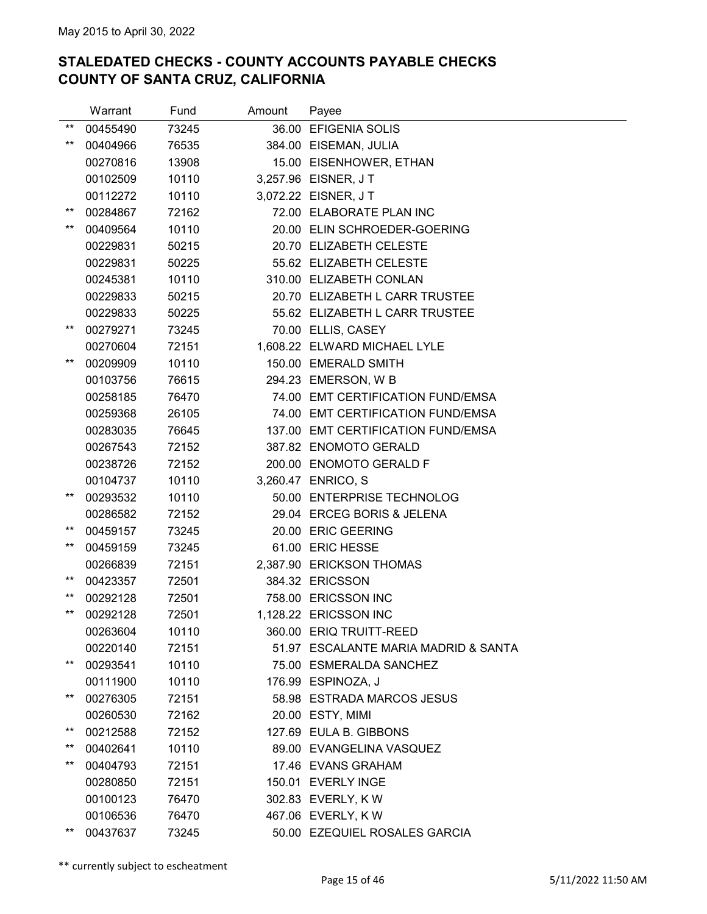May 2015 to April 30, 2022

## STALEDATED CHECKS - COUNTY ACCOUNTS PAYABLE CHECKS
## COUNTY OF SANTA CRUZ, CALIFORNIA

| | Warrant | Fund | Amount | Payee |
|---|---|---|---|---|
| ** | 00455490 | 73245 | 36.00 | EFIGENIA SOLIS |
| ** | 00404966 | 76535 | 384.00 | EISEMAN, JULIA |
| | 00270816 | 13908 | 15.00 | EISENHOWER, ETHAN |
| | 00102509 | 10110 | 3,257.96 | EISNER, J T |
| | 00112272 | 10110 | 3,072.22 | EISNER, J T |
| ** | 00284867 | 72162 | 72.00 | ELABORATE PLAN INC |
| ** | 00409564 | 10110 | 20.00 | ELIN SCHROEDER-GOERING |
| | 00229831 | 50215 | 20.70 | ELIZABETH CELESTE |
| | 00229831 | 50225 | 55.62 | ELIZABETH CELESTE |
| | 00245381 | 10110 | 310.00 | ELIZABETH CONLAN |
| | 00229833 | 50215 | 20.70 | ELIZABETH L CARR TRUSTEE |
| | 00229833 | 50225 | 55.62 | ELIZABETH L CARR TRUSTEE |
| ** | 00279271 | 73245 | 70.00 | ELLIS, CASEY |
| | 00270604 | 72151 | 1,608.22 | ELWARD MICHAEL LYLE |
| ** | 00209909 | 10110 | 150.00 | EMERALD SMITH |
| | 00103756 | 76615 | 294.23 | EMERSON, W B |
| | 00258185 | 76470 | 74.00 | EMT CERTIFICATION FUND/EMSA |
| | 00259368 | 26105 | 74.00 | EMT CERTIFICATION FUND/EMSA |
| | 00283035 | 76645 | 137.00 | EMT CERTIFICATION FUND/EMSA |
| | 00267543 | 72152 | 387.82 | ENOMOTO GERALD |
| | 00238726 | 72152 | 200.00 | ENOMOTO GERALD F |
| | 00104737 | 10110 | 3,260.47 | ENRICO, S |
| ** | 00293532 | 10110 | 50.00 | ENTERPRISE TECHNOLOG |
| | 00286582 | 72152 | 29.04 | ERCEG BORIS & JELENA |
| ** | 00459157 | 73245 | 20.00 | ERIC GEERING |
| ** | 00459159 | 73245 | 61.00 | ERIC HESSE |
| | 00266839 | 72151 | 2,387.90 | ERICKSON THOMAS |
| ** | 00423357 | 72501 | 384.32 | ERICSSON |
| ** | 00292128 | 72501 | 758.00 | ERICSSON INC |
| ** | 00292128 | 72501 | 1,128.22 | ERICSSON INC |
| | 00263604 | 10110 | 360.00 | ERIQ TRUITT-REED |
| | 00220140 | 72151 | 51.97 | ESCALANTE MARIA MADRID & SANTA |
| ** | 00293541 | 10110 | 75.00 | ESMERALDA SANCHEZ |
| | 00111900 | 10110 | 176.99 | ESPINOZA, J |
| ** | 00276305 | 72151 | 58.98 | ESTRADA MARCOS JESUS |
| | 00260530 | 72162 | 20.00 | ESTY, MIMI |
| ** | 00212588 | 72152 | 127.69 | EULA B. GIBBONS |
| ** | 00402641 | 10110 | 89.00 | EVANGELINA VASQUEZ |
| ** | 00404793 | 72151 | 17.46 | EVANS GRAHAM |
| | 00280850 | 72151 | 150.01 | EVERLY INGE |
| | 00100123 | 76470 | 302.83 | EVERLY, K W |
| | 00106536 | 76470 | 467.06 | EVERLY, K W |
| ** | 00437637 | 73245 | 50.00 | EZEQUIEL ROSALES GARCIA |

** currently subject to escheatment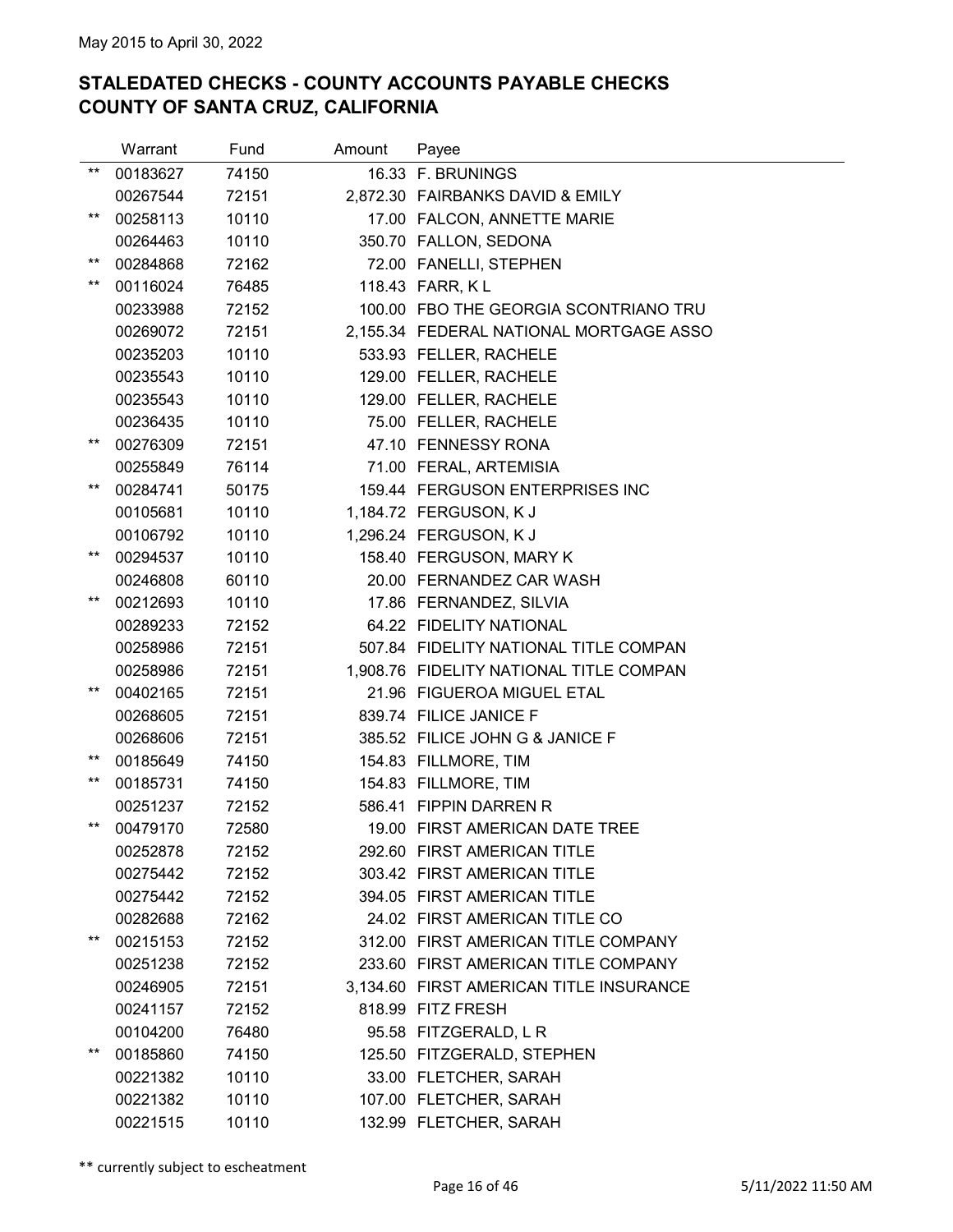May 2015 to April 30, 2022

# STALEDATED CHECKS - COUNTY ACCOUNTS PAYABLE CHECKS
# COUNTY OF SANTA CRUZ, CALIFORNIA

| | Warrant | Fund | Amount | Payee |
|---|---|---|---|---|
| ** | 00183627 | 74150 | 16.33 | F. BRUNINGS |
| | 00267544 | 72151 | 2,872.30 | FAIRBANKS DAVID & EMILY |
| ** | 00258113 | 10110 | 17.00 | FALCON, ANNETTE MARIE |
| | 00264463 | 10110 | 350.70 | FALLON, SEDONA |
| ** | 00284868 | 72162 | 72.00 | FANELLI, STEPHEN |
| ** | 00116024 | 76485 | 118.43 | FARR, K L |
| | 00233988 | 72152 | 100.00 | FBO THE GEORGIA SCONTRIANO TRU |
| | 00269072 | 72151 | 2,155.34 | FEDERAL NATIONAL MORTGAGE ASSO |
| | 00235203 | 10110 | 533.93 | FELLER, RACHELE |
| | 00235543 | 10110 | 129.00 | FELLER, RACHELE |
| | 00235543 | 10110 | 129.00 | FELLER, RACHELE |
| | 00236435 | 10110 | 75.00 | FELLER, RACHELE |
| ** | 00276309 | 72151 | 47.10 | FENNESSY RONA |
| | 00255849 | 76114 | 71.00 | FERAL, ARTEMISIA |
| ** | 00284741 | 50175 | 159.44 | FERGUSON ENTERPRISES INC |
| | 00105681 | 10110 | 1,184.72 | FERGUSON, K J |
| | 00106792 | 10110 | 1,296.24 | FERGUSON, K J |
| ** | 00294537 | 10110 | 158.40 | FERGUSON, MARY K |
| | 00246808 | 60110 | 20.00 | FERNANDEZ CAR WASH |
| ** | 00212693 | 10110 | 17.86 | FERNANDEZ, SILVIA |
| | 00289233 | 72152 | 64.22 | FIDELITY NATIONAL |
| | 00258986 | 72151 | 507.84 | FIDELITY NATIONAL TITLE COMPAN |
| | 00258986 | 72151 | 1,908.76 | FIDELITY NATIONAL TITLE COMPAN |
| ** | 00402165 | 72151 | 21.96 | FIGUEROA MIGUEL ETAL |
| | 00268605 | 72151 | 839.74 | FILICE JANICE F |
| | 00268606 | 72151 | 385.52 | FILICE JOHN G & JANICE F |
| ** | 00185649 | 74150 | 154.83 | FILLMORE, TIM |
| ** | 00185731 | 74150 | 154.83 | FILLMORE, TIM |
| | 00251237 | 72152 | 586.41 | FIPPIN DARREN R |
| ** | 00479170 | 72580 | 19.00 | FIRST AMERICAN DATE TREE |
| | 00252878 | 72152 | 292.60 | FIRST AMERICAN TITLE |
| | 00275442 | 72152 | 303.42 | FIRST AMERICAN TITLE |
| | 00275442 | 72152 | 394.05 | FIRST AMERICAN TITLE |
| | 00282688 | 72162 | 24.02 | FIRST AMERICAN TITLE CO |
| ** | 00215153 | 72152 | 312.00 | FIRST AMERICAN TITLE COMPANY |
| | 00251238 | 72152 | 233.60 | FIRST AMERICAN TITLE COMPANY |
| | 00246905 | 72151 | 3,134.60 | FIRST AMERICAN TITLE INSURANCE |
| | 00241157 | 72152 | 818.99 | FITZ FRESH |
| | 00104200 | 76480 | 95.58 | FITZGERALD, L R |
| ** | 00185860 | 74150 | 125.50 | FITZGERALD, STEPHEN |
| | 00221382 | 10110 | 33.00 | FLETCHER, SARAH |
| | 00221382 | 10110 | 107.00 | FLETCHER, SARAH |
| | 00221515 | 10110 | 132.99 | FLETCHER, SARAH |

** currently subject to escheatment

5/11/2022 11:50 AM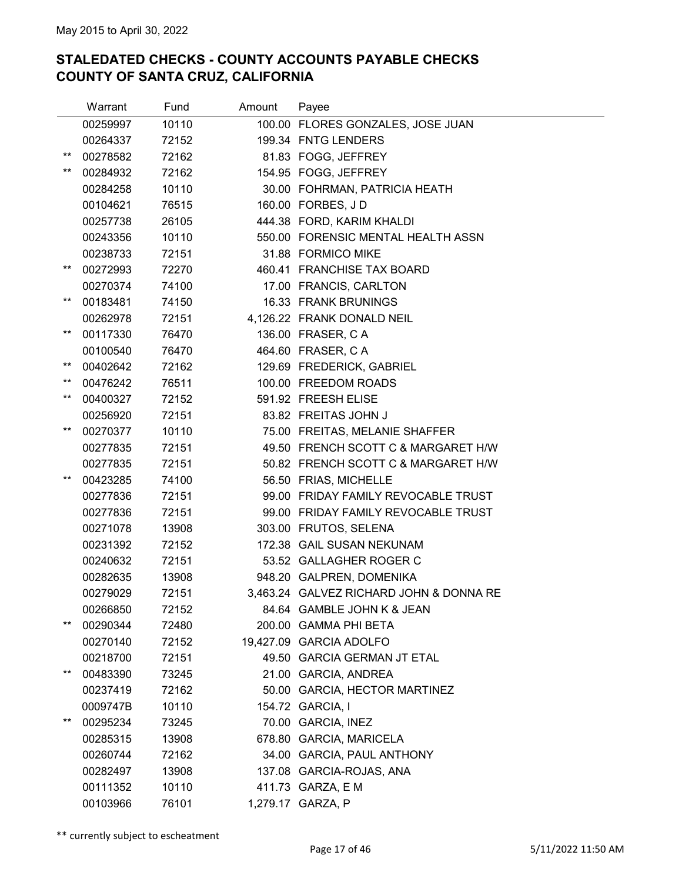May 2015 to April 30, 2022

## STALEDATED CHECKS - COUNTY ACCOUNTS PAYABLE CHECKS
## COUNTY OF SANTA CRUZ, CALIFORNIA

| | Warrant | Fund | Amount | Payee |
|---|---|---|---|---|
| | 00259997 | 10110 | 100.00 | FLORES GONZALES, JOSE JUAN |
| | 00264337 | 72152 | 199.34 | FNTG LENDERS |
| ** | 00278582 | 72162 | 81.83 | FOGG, JEFFREY |
| ** | 00284932 | 72162 | 154.95 | FOGG, JEFFREY |
| | 00284258 | 10110 | 30.00 | FOHRMAN, PATRICIA HEATH |
| | 00104621 | 76515 | 160.00 | FORBES, J D |
| | 00257738 | 26105 | 444.38 | FORD, KARIM KHALDI |
| | 00243356 | 10110 | 550.00 | FORENSIC MENTAL HEALTH ASSN |
| | 00238733 | 72151 | 31.88 | FORMICO MIKE |
| ** | 00272993 | 72270 | 460.41 | FRANCHISE TAX BOARD |
| | 00270374 | 74100 | 17.00 | FRANCIS, CARLTON |
| ** | 00183481 | 74150 | 16.33 | FRANK BRUNINGS |
| | 00262978 | 72151 | 4,126.22 | FRANK DONALD NEIL |
| ** | 00117330 | 76470 | 136.00 | FRASER, C A |
| | 00100540 | 76470 | 464.60 | FRASER, C A |
| ** | 00402642 | 72162 | 129.69 | FREDERICK, GABRIEL |
| ** | 00476242 | 76511 | 100.00 | FREEDOM ROADS |
| ** | 00400327 | 72152 | 591.92 | FREESH ELISE |
| | 00256920 | 72151 | 83.82 | FREITAS JOHN J |
| ** | 00270377 | 10110 | 75.00 | FREITAS, MELANIE SHAFFER |
| | 00277835 | 72151 | 49.50 | FRENCH SCOTT C & MARGARET H/W |
| | 00277835 | 72151 | 50.82 | FRENCH SCOTT C & MARGARET H/W |
| ** | 00423285 | 74100 | 56.50 | FRIAS, MICHELLE |
| | 00277836 | 72151 | 99.00 | FRIDAY FAMILY REVOCABLE TRUST |
| | 00277836 | 72151 | 99.00 | FRIDAY FAMILY REVOCABLE TRUST |
| | 00271078 | 13908 | 303.00 | FRUTOS, SELENA |
| | 00231392 | 72152 | 172.38 | GAIL SUSAN NEKUNAM |
| | 00240632 | 72151 | 53.52 | GALLAGHER ROGER C |
| | 00282635 | 13908 | 948.20 | GALPREN, DOMENIKA |
| | 00279029 | 72151 | 3,463.24 | GALVEZ RICHARD JOHN & DONNA RE |
| | 00266850 | 72152 | 84.64 | GAMBLE JOHN K & JEAN |
| ** | 00290344 | 72480 | 200.00 | GAMMA PHI BETA |
| | 00270140 | 72152 | 19,427.09 | GARCIA ADOLFO |
| | 00218700 | 72151 | 49.50 | GARCIA GERMAN JT ETAL |
| ** | 00483390 | 73245 | 21.00 | GARCIA, ANDREA |
| | 00237419 | 72162 | 50.00 | GARCIA, HECTOR MARTINEZ |
| | 0009747B | 10110 | 154.72 | GARCIA, I |
| ** | 00295234 | 73245 | 70.00 | GARCIA, INEZ |
| | 00285315 | 13908 | 678.80 | GARCIA, MARICELA |
| | 00260744 | 72162 | 34.00 | GARCIA, PAUL ANTHONY |
| | 00282497 | 13908 | 137.08 | GARCIA-ROJAS, ANA |
| | 00111352 | 10110 | 411.73 | GARZA, E M |
| | 00103966 | 76101 | 1,279.17 | GARZA, P |

** currently subject to escheatment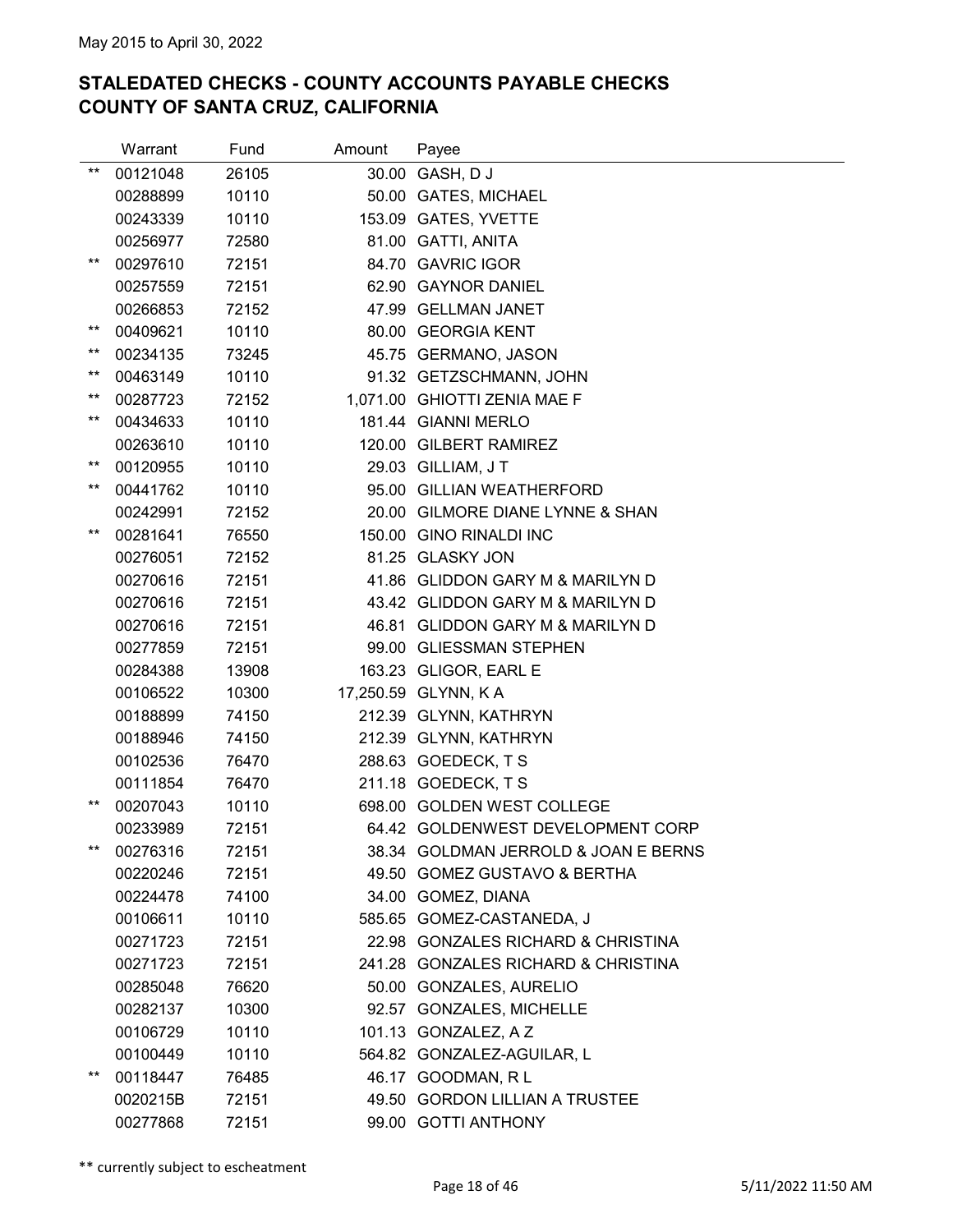May 2015 to April 30, 2022

## STALEDATED CHECKS - COUNTY ACCOUNTS PAYABLE CHECKS
## COUNTY OF SANTA CRUZ, CALIFORNIA

| | Warrant | Fund | Amount | Payee |
|---|---|---|---|---|
| ** | 00121048 | 26105 | 30.00 | GASH, D J |
| | 00288899 | 10110 | 50.00 | GATES, MICHAEL |
| | 00243339 | 10110 | 153.09 | GATES, YVETTE |
| | 00256977 | 72580 | 81.00 | GATTI, ANITA |
| ** | 00297610 | 72151 | 84.70 | GAVRIC IGOR |
| | 00257559 | 72151 | 62.90 | GAYNOR DANIEL |
| | 00266853 | 72152 | 47.99 | GELLMAN JANET |
| ** | 00409621 | 10110 | 80.00 | GEORGIA KENT |
| ** | 00234135 | 73245 | 45.75 | GERMANO, JASON |
| ** | 00463149 | 10110 | 91.32 | GETZSCHMANN, JOHN |
| ** | 00287723 | 72152 | 1,071.00 | GHIOTTI ZENIA MAE F |
| ** | 00434633 | 10110 | 181.44 | GIANNI MERLO |
| | 00263610 | 10110 | 120.00 | GILBERT RAMIREZ |
| ** | 00120955 | 10110 | 29.03 | GILLIAM, J T |
| ** | 00441762 | 10110 | 95.00 | GILLIAN WEATHERFORD |
| | 00242991 | 72152 | 20.00 | GILMORE DIANE LYNNE & SHAN |
| ** | 00281641 | 76550 | 150.00 | GINO RINALDI INC |
| | 00276051 | 72152 | 81.25 | GLASKY JON |
| | 00270616 | 72151 | 41.86 | GLIDDON GARY M & MARILYN D |
| | 00270616 | 72151 | 43.42 | GLIDDON GARY M & MARILYN D |
| | 00270616 | 72151 | 46.81 | GLIDDON GARY M & MARILYN D |
| | 00277859 | 72151 | 99.00 | GLIESSMAN STEPHEN |
| | 00284388 | 13908 | 163.23 | GLIGOR, EARL E |
| | 00106522 | 10300 | 17,250.59 | GLYNN, K A |
| | 00188899 | 74150 | 212.39 | GLYNN, KATHRYN |
| | 00188946 | 74150 | 212.39 | GLYNN, KATHRYN |
| | 00102536 | 76470 | 288.63 | GOEDECK, T S |
| | 00111854 | 76470 | 211.18 | GOEDECK, T S |
| ** | 00207043 | 10110 | 698.00 | GOLDEN WEST COLLEGE |
| | 00233989 | 72151 | 64.42 | GOLDENWEST DEVELOPMENT CORP |
| ** | 00276316 | 72151 | 38.34 | GOLDMAN JERROLD & JOAN E BERNS |
| | 00220246 | 72151 | 49.50 | GOMEZ GUSTAVO & BERTHA |
| | 00224478 | 74100 | 34.00 | GOMEZ, DIANA |
| | 00106611 | 10110 | 585.65 | GOMEZ-CASTANEDA, J |
| | 00271723 | 72151 | 22.98 | GONZALES RICHARD & CHRISTINA |
| | 00271723 | 72151 | 241.28 | GONZALES RICHARD & CHRISTINA |
| | 00285048 | 76620 | 50.00 | GONZALES, AURELIO |
| | 00282137 | 10300 | 92.57 | GONZALES, MICHELLE |
| | 00106729 | 10110 | 101.13 | GONZALEZ, A Z |
| | 00100449 | 10110 | 564.82 | GONZALEZ-AGUILAR, L |
| ** | 00118447 | 76485 | 46.17 | GOODMAN, R L |
| | 0020215B | 72151 | 49.50 | GORDON LILLIAN A TRUSTEE |
| | 00277868 | 72151 | 99.00 | GOTTI ANTHONY |

** currently subject to escheatment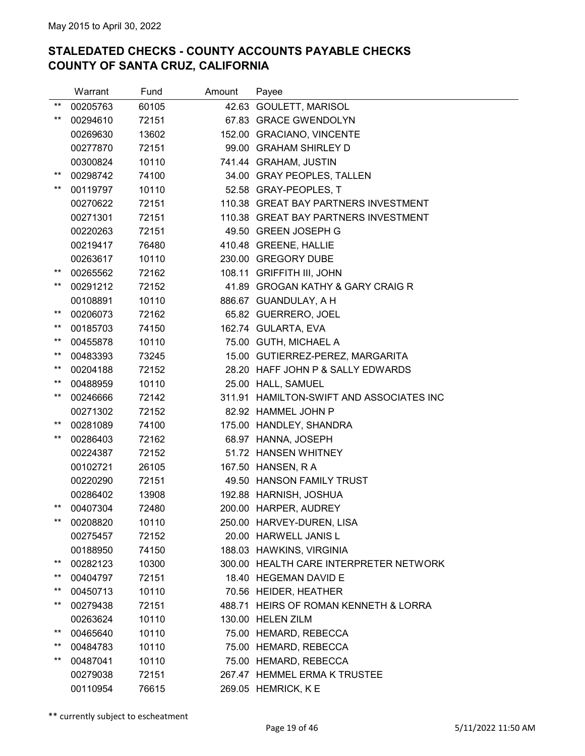May 2015 to April 30, 2022

## STALEDATED CHECKS - COUNTY ACCOUNTS PAYABLE CHECKS
## COUNTY OF SANTA CRUZ, CALIFORNIA

| | Warrant | Fund | Amount | Payee |
|---|---|---|---|---|
| ** | 00205763 | 60105 | 42.63 | GOULETT, MARISOL |
| ** | 00294610 | 72151 | 67.83 | GRACE GWENDOLYN |
| | 00269630 | 13602 | 152.00 | GRACIANO, VINCENTE |
| | 00277870 | 72151 | 99.00 | GRAHAM SHIRLEY D |
| | 00300824 | 10110 | 741.44 | GRAHAM, JUSTIN |
| ** | 00298742 | 74100 | 34.00 | GRAY PEOPLES, TALLEN |
| ** | 00119797 | 10110 | 52.58 | GRAY-PEOPLES, T |
| | 00270622 | 72151 | 110.38 | GREAT BAY PARTNERS INVESTMENT |
| | 00271301 | 72151 | 110.38 | GREAT BAY PARTNERS INVESTMENT |
| | 00220263 | 72151 | 49.50 | GREEN JOSEPH G |
| | 00219417 | 76480 | 410.48 | GREENE, HALLIE |
| | 00263617 | 10110 | 230.00 | GREGORY DUBE |
| ** | 00265562 | 72162 | 108.11 | GRIFFITH III, JOHN |
| ** | 00291212 | 72152 | 41.89 | GROGAN KATHY & GARY CRAIG R |
| | 00108891 | 10110 | 886.67 | GUANDULAY, A H |
| ** | 00206073 | 72162 | 65.82 | GUERRERO, JOEL |
| ** | 00185703 | 74150 | 162.74 | GULARTA, EVA |
| ** | 00455878 | 10110 | 75.00 | GUTH, MICHAEL A |
| ** | 00483393 | 73245 | 15.00 | GUTIERREZ-PEREZ, MARGARITA |
| ** | 00204188 | 72152 | 28.20 | HAFF JOHN P & SALLY EDWARDS |
| ** | 00488959 | 10110 | 25.00 | HALL, SAMUEL |
| ** | 00246666 | 72142 | 311.91 | HAMILTON-SWIFT AND ASSOCIATES INC |
| | 00271302 | 72152 | 82.92 | HAMMEL JOHN P |
| ** | 00281089 | 74100 | 175.00 | HANDLEY, SHANDRA |
| ** | 00286403 | 72162 | 68.97 | HANNA, JOSEPH |
| | 00224387 | 72152 | 51.72 | HANSEN WHITNEY |
| | 00102721 | 26105 | 167.50 | HANSEN, R A |
| | 00220290 | 72151 | 49.50 | HANSON FAMILY TRUST |
| | 00286402 | 13908 | 192.88 | HARNISH, JOSHUA |
| ** | 00407304 | 72480 | 200.00 | HARPER, AUDREY |
| ** | 00208820 | 10110 | 250.00 | HARVEY-DUREN, LISA |
| | 00275457 | 72152 | 20.00 | HARWELL JANIS L |
| | 00188950 | 74150 | 188.03 | HAWKINS, VIRGINIA |
| ** | 00282123 | 10300 | 300.00 | HEALTH CARE INTERPRETER NETWORK |
| ** | 00404797 | 72151 | 18.40 | HEGEMAN DAVID E |
| ** | 00450713 | 10110 | 70.56 | HEIDER, HEATHER |
| ** | 00279438 | 72151 | 488.71 | HEIRS OF ROMAN KENNETH & LORRA |
| | 00263624 | 10110 | 130.00 | HELEN ZILM |
| ** | 00465640 | 10110 | 75.00 | HEMARD, REBECCA |
| ** | 00484783 | 10110 | 75.00 | HEMARD, REBECCA |
| ** | 00487041 | 10110 | 75.00 | HEMARD, REBECCA |
| | 00279038 | 72151 | 267.47 | HEMMEL ERMA K TRUSTEE |
| | 00110954 | 76615 | 269.05 | HEMRICK, K E |

** currently subject to escheatment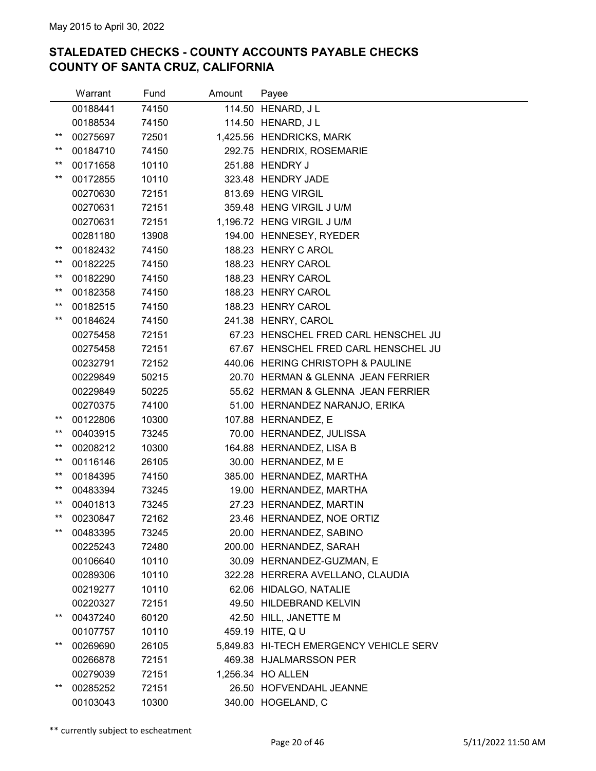May 2015 to April 30, 2022

## STALEDATED CHECKS - COUNTY ACCOUNTS PAYABLE CHECKS
## COUNTY OF SANTA CRUZ, CALIFORNIA

| | Warrant | Fund | Amount | Payee |
|---|---|---|---|---|
| | 00188441 | 74150 | 114.50 | HENARD, J L |
| | 00188534 | 74150 | 114.50 | HENARD, J L |
| ** | 00275697 | 72501 | 1,425.56 | HENDRICKS, MARK |
| ** | 00184710 | 74150 | 292.75 | HENDRIX, ROSEMARIE |
| ** | 00171658 | 10110 | 251.88 | HENDRY J |
| ** | 00172855 | 10110 | 323.48 | HENDRY JADE |
| | 00270630 | 72151 | 813.69 | HENG VIRGIL |
| | 00270631 | 72151 | 359.48 | HENG VIRGIL J U/M |
| | 00270631 | 72151 | 1,196.72 | HENG VIRGIL J U/M |
| | 00281180 | 13908 | 194.00 | HENNESEY, RYEDER |
| ** | 00182432 | 74150 | 188.23 | HENRY C AROL |
| ** | 00182225 | 74150 | 188.23 | HENRY CAROL |
| ** | 00182290 | 74150 | 188.23 | HENRY CAROL |
| ** | 00182358 | 74150 | 188.23 | HENRY CAROL |
| ** | 00182515 | 74150 | 188.23 | HENRY CAROL |
| ** | 00184624 | 74150 | 241.38 | HENRY, CAROL |
| | 00275458 | 72151 | 67.23 | HENSCHEL FRED CARL HENSCHEL JU |
| | 00275458 | 72151 | 67.67 | HENSCHEL FRED CARL HENSCHEL JU |
| | 00232791 | 72152 | 440.06 | HERING CHRISTOPH & PAULINE |
| | 00229849 | 50215 | 20.70 | HERMAN & GLENNA JEAN FERRIER |
| | 00229849 | 50225 | 55.62 | HERMAN & GLENNA JEAN FERRIER |
| | 00270375 | 74100 | 51.00 | HERNANDEZ NARANJO, ERIKA |
| ** | 00122806 | 10300 | 107.88 | HERNANDEZ, E |
| ** | 00403915 | 73245 | 70.00 | HERNANDEZ, JULISSA |
| ** | 00208212 | 10300 | 164.88 | HERNANDEZ, LISA B |
| ** | 00116146 | 26105 | 30.00 | HERNANDEZ, M E |
| ** | 00184395 | 74150 | 385.00 | HERNANDEZ, MARTHA |
| ** | 00483394 | 73245 | 19.00 | HERNANDEZ, MARTHA |
| ** | 00401813 | 73245 | 27.23 | HERNANDEZ, MARTIN |
| ** | 00230847 | 72162 | 23.46 | HERNANDEZ, NOE ORTIZ |
| ** | 00483395 | 73245 | 20.00 | HERNANDEZ, SABINO |
| | 00225243 | 72480 | 200.00 | HERNANDEZ, SARAH |
| | 00106640 | 10110 | 30.09 | HERNANDEZ-GUZMAN, E |
| | 00289306 | 10110 | 322.28 | HERRERA AVELLANO, CLAUDIA |
| | 00219277 | 10110 | 62.06 | HIDALGO, NATALIE |
| | 00220327 | 72151 | 49.50 | HILDEBRAND KELVIN |
| ** | 00437240 | 60120 | 42.50 | HILL, JANETTE M |
| | 00107757 | 10110 | 459.19 | HITE, Q U |
| ** | 00269690 | 26105 | 5,849.83 | HI-TECH EMERGENCY VEHICLE SERV |
| | 00266878 | 72151 | 469.38 | HJALMARSSON PER |
| | 00279039 | 72151 | 1,256.34 | HO ALLEN |
| ** | 00285252 | 72151 | 26.50 | HOFVENDAHL JEANNE |
| | 00103043 | 10300 | 340.00 | HOGELAND, C |

** currently subject to escheatment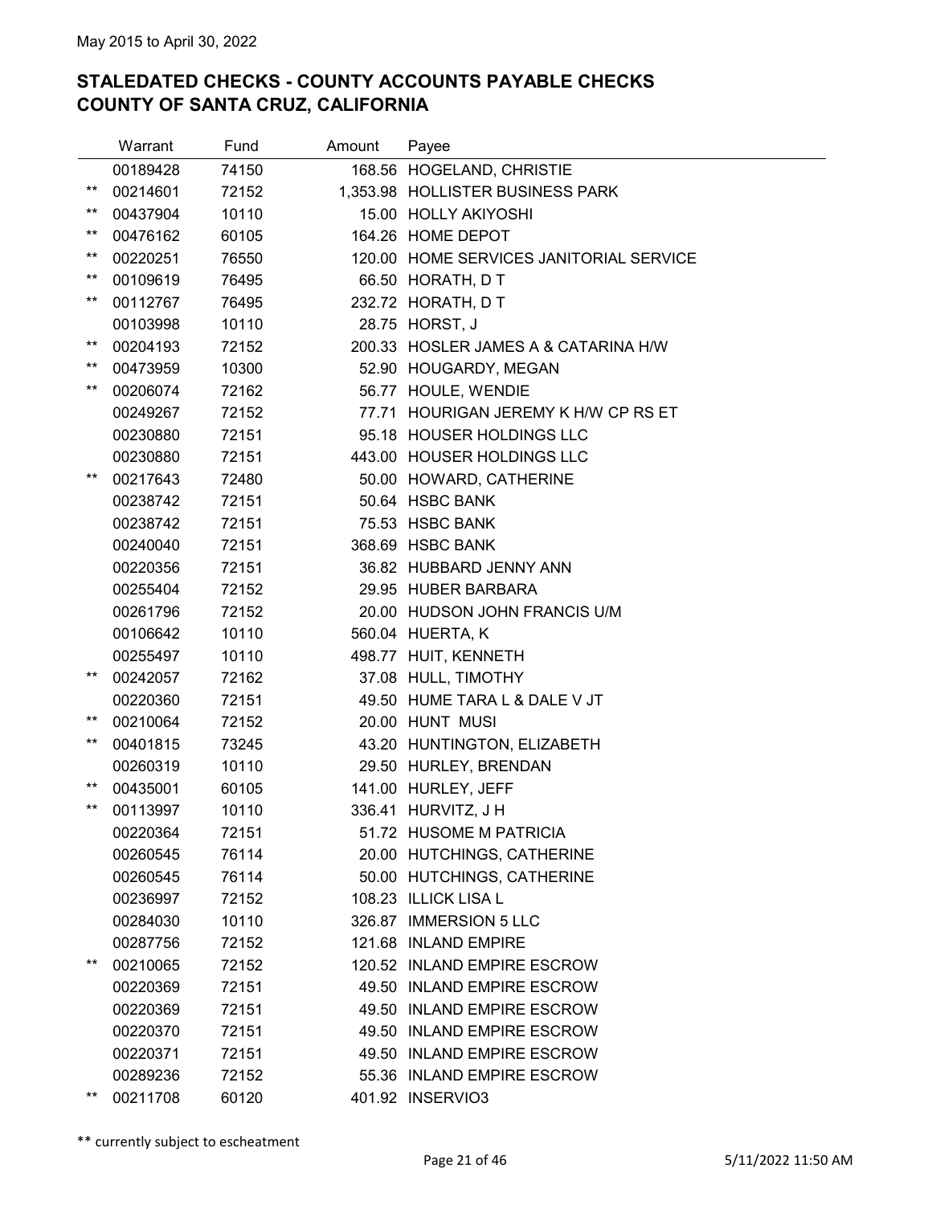May 2015 to April 30, 2022

## STALEDATED CHECKS - COUNTY ACCOUNTS PAYABLE CHECKS
## COUNTY OF SANTA CRUZ, CALIFORNIA

| | Warrant | Fund | Amount | Payee |
|---|---|---|---|---|
| | 00189428 | 74150 | 168.56 | HOGELAND, CHRISTIE |
| ** | 00214601 | 72152 | 1,353.98 | HOLLISTER BUSINESS PARK |
| ** | 00437904 | 10110 | 15.00 | HOLLY AKIYOSHI |
| ** | 00476162 | 60105 | 164.26 | HOME DEPOT |
| ** | 00220251 | 76550 | 120.00 | HOME SERVICES JANITORIAL SERVICE |
| ** | 00109619 | 76495 | 66.50 | HORATH, D T |
| ** | 00112767 | 76495 | 232.72 | HORATH, D T |
| | 00103998 | 10110 | 28.75 | HORST, J |
| ** | 00204193 | 72152 | 200.33 | HOSLER JAMES A & CATARINA H/W |
| ** | 00473959 | 10300 | 52.90 | HOUGARDY, MEGAN |
| ** | 00206074 | 72162 | 56.77 | HOULE, WENDIE |
| | 00249267 | 72152 | 77.71 | HOURIGAN JEREMY K H/W CP RS ET |
| | 00230880 | 72151 | 95.18 | HOUSER HOLDINGS LLC |
| | 00230880 | 72151 | 443.00 | HOUSER HOLDINGS LLC |
| ** | 00217643 | 72480 | 50.00 | HOWARD, CATHERINE |
| | 00238742 | 72151 | 50.64 | HSBC BANK |
| | 00238742 | 72151 | 75.53 | HSBC BANK |
| | 00240040 | 72151 | 368.69 | HSBC BANK |
| | 00220356 | 72151 | 36.82 | HUBBARD JENNY ANN |
| | 00255404 | 72152 | 29.95 | HUBER BARBARA |
| | 00261796 | 72152 | 20.00 | HUDSON JOHN FRANCIS U/M |
| | 00106642 | 10110 | 560.04 | HUERTA, K |
| | 00255497 | 10110 | 498.77 | HUIT, KENNETH |
| ** | 00242057 | 72162 | 37.08 | HULL, TIMOTHY |
| | 00220360 | 72151 | 49.50 | HUME TARA L & DALE V JT |
| ** | 00210064 | 72152 | 20.00 | HUNT MUSI |
| ** | 00401815 | 73245 | 43.20 | HUNTINGTON, ELIZABETH |
| | 00260319 | 10110 | 29.50 | HURLEY, BRENDAN |
| ** | 00435001 | 60105 | 141.00 | HURLEY, JEFF |
| ** | 00113997 | 10110 | 336.41 | HURVITZ, J H |
| | 00220364 | 72151 | 51.72 | HUSOME M PATRICIA |
| | 00260545 | 76114 | 20.00 | HUTCHINGS, CATHERINE |
| | 00260545 | 76114 | 50.00 | HUTCHINGS, CATHERINE |
| | 00236997 | 72152 | 108.23 | ILLICK LISA L |
| | 00284030 | 10110 | 326.87 | IMMERSION 5 LLC |
| | 00287756 | 72152 | 121.68 | INLAND EMPIRE |
| ** | 00210065 | 72152 | 120.52 | INLAND EMPIRE ESCROW |
| | 00220369 | 72151 | 49.50 | INLAND EMPIRE ESCROW |
| | 00220369 | 72151 | 49.50 | INLAND EMPIRE ESCROW |
| | 00220370 | 72151 | 49.50 | INLAND EMPIRE ESCROW |
| | 00220371 | 72151 | 49.50 | INLAND EMPIRE ESCROW |
| | 00289236 | 72152 | 55.36 | INLAND EMPIRE ESCROW |
| ** | 00211708 | 60120 | 401.92 | INSERVIO3 |

** currently subject to escheatment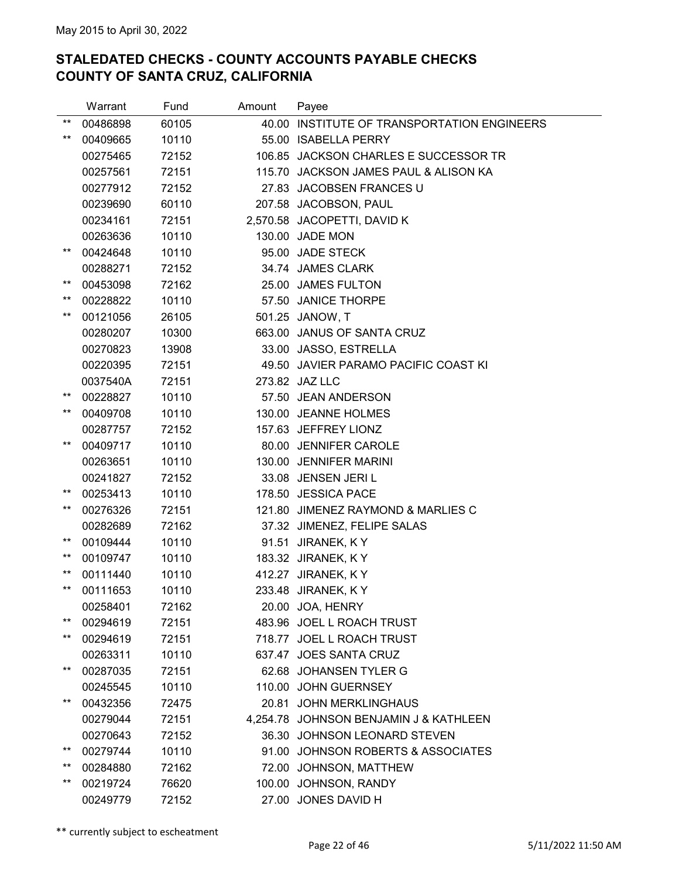May 2015 to April 30, 2022

## STALEDATED CHECKS - COUNTY ACCOUNTS PAYABLE CHECKS
## COUNTY OF SANTA CRUZ, CALIFORNIA

| | Warrant | Fund | Amount | Payee |
|---|---|---|---|---|
| ** | 00486898 | 60105 | 40.00 | INSTITUTE OF TRANSPORTATION ENGINEERS |
| ** | 00409665 | 10110 | 55.00 | ISABELLA PERRY |
| | 00275465 | 72152 | 106.85 | JACKSON CHARLES E SUCCESSOR TR |
| | 00257561 | 72151 | 115.70 | JACKSON JAMES PAUL & ALISON KA |
| | 00277912 | 72152 | 27.83 | JACOBSEN FRANCES U |
| | 00239690 | 60110 | 207.58 | JACOBSON, PAUL |
| | 00234161 | 72151 | 2,570.58 | JACOPETTI, DAVID K |
| | 00263636 | 10110 | 130.00 | JADE MON |
| ** | 00424648 | 10110 | 95.00 | JADE STECK |
| | 00288271 | 72152 | 34.74 | JAMES CLARK |
| ** | 00453098 | 72162 | 25.00 | JAMES FULTON |
| ** | 00228822 | 10110 | 57.50 | JANICE THORPE |
| ** | 00121056 | 26105 | 501.25 | JANOW, T |
| | 00280207 | 10300 | 663.00 | JANUS OF SANTA CRUZ |
| | 00270823 | 13908 | 33.00 | JASSO, ESTRELLA |
| | 00220395 | 72151 | 49.50 | JAVIER PARAMO PACIFIC COAST KI |
| | 0037540A | 72151 | 273.82 | JAZ LLC |
| ** | 00228827 | 10110 | 57.50 | JEAN ANDERSON |
| ** | 00409708 | 10110 | 130.00 | JEANNE HOLMES |
| | 00287757 | 72152 | 157.63 | JEFFREY LIONZ |
| ** | 00409717 | 10110 | 80.00 | JENNIFER CAROLE |
| | 00263651 | 10110 | 130.00 | JENNIFER MARINI |
| | 00241827 | 72152 | 33.08 | JENSEN JERI L |
| ** | 00253413 | 10110 | 178.50 | JESSICA PACE |
| ** | 00276326 | 72151 | 121.80 | JIMENEZ RAYMOND & MARLIES C |
| | 00282689 | 72162 | 37.32 | JIMENEZ, FELIPE SALAS |
| ** | 00109444 | 10110 | 91.51 | JIRANEK, K Y |
| ** | 00109747 | 10110 | 183.32 | JIRANEK, K Y |
| ** | 00111440 | 10110 | 412.27 | JIRANEK, K Y |
| ** | 00111653 | 10110 | 233.48 | JIRANEK, K Y |
| | 00258401 | 72162 | 20.00 | JOA, HENRY |
| ** | 00294619 | 72151 | 483.96 | JOEL L ROACH TRUST |
| ** | 00294619 | 72151 | 718.77 | JOEL L ROACH TRUST |
| | 00263311 | 10110 | 637.47 | JOES SANTA CRUZ |
| ** | 00287035 | 72151 | 62.68 | JOHANSEN TYLER G |
| | 00245545 | 10110 | 110.00 | JOHN GUERNSEY |
| ** | 00432356 | 72475 | 20.81 | JOHN MERKLINGHAUS |
| | 00279044 | 72151 | 4,254.78 | JOHNSON BENJAMIN J & KATHLEEN |
| | 00270643 | 72152 | 36.30 | JOHNSON LEONARD STEVEN |
| ** | 00279744 | 10110 | 91.00 | JOHNSON ROBERTS & ASSOCIATES |
| ** | 00284880 | 72162 | 72.00 | JOHNSON, MATTHEW |
| ** | 00219724 | 76620 | 100.00 | JOHNSON, RANDY |
| | 00249779 | 72152 | 27.00 | JONES DAVID H |

** currently subject to escheatment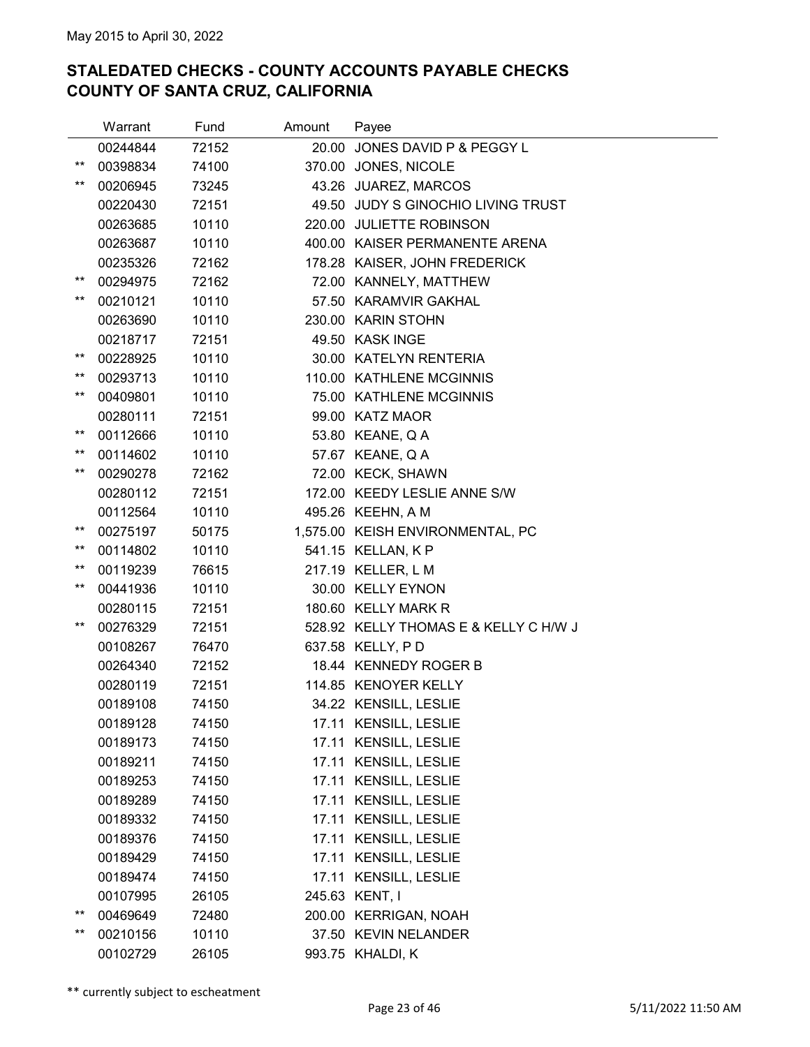May 2015 to April 30, 2022

## STALEDATED CHECKS - COUNTY ACCOUNTS PAYABLE CHECKS
## COUNTY OF SANTA CRUZ, CALIFORNIA

| | Warrant | Fund | Amount | Payee |
|---|---|---|---|---|
| | 00244844 | 72152 | 20.00 | JONES DAVID P & PEGGY L |
| ** | 00398834 | 74100 | 370.00 | JONES, NICOLE |
| ** | 00206945 | 73245 | 43.26 | JUAREZ, MARCOS |
| | 00220430 | 72151 | 49.50 | JUDY S GINOCHIO LIVING TRUST |
| | 00263685 | 10110 | 220.00 | JULIETTE ROBINSON |
| | 00263687 | 10110 | 400.00 | KAISER PERMANENTE ARENA |
| | 00235326 | 72162 | 178.28 | KAISER, JOHN FREDERICK |
| ** | 00294975 | 72162 | 72.00 | KANNELY, MATTHEW |
| ** | 00210121 | 10110 | 57.50 | KARAMVIR GAKHAL |
| | 00263690 | 10110 | 230.00 | KARIN STOHN |
| | 00218717 | 72151 | 49.50 | KASK INGE |
| ** | 00228925 | 10110 | 30.00 | KATELYN RENTERIA |
| ** | 00293713 | 10110 | 110.00 | KATHLENE MCGINNIS |
| ** | 00409801 | 10110 | 75.00 | KATHLENE MCGINNIS |
| | 00280111 | 72151 | 99.00 | KATZ MAOR |
| ** | 00112666 | 10110 | 53.80 | KEANE, Q A |
| ** | 00114602 | 10110 | 57.67 | KEANE, Q A |
| ** | 00290278 | 72162 | 72.00 | KECK, SHAWN |
| | 00280112 | 72151 | 172.00 | KEEDY LESLIE ANNE S/W |
| | 00112564 | 10110 | 495.26 | KEEHN, A M |
| ** | 00275197 | 50175 | 1,575.00 | KEISH ENVIRONMENTAL, PC |
| ** | 00114802 | 10110 | 541.15 | KELLAN, K P |
| ** | 00119239 | 76615 | 217.19 | KELLER, L M |
| ** | 00441936 | 10110 | 30.00 | KELLY EYNON |
| | 00280115 | 72151 | 180.60 | KELLY MARK R |
| ** | 00276329 | 72151 | 528.92 | KELLY THOMAS E & KELLY C H/W J |
| | 00108267 | 76470 | 637.58 | KELLY, P D |
| | 00264340 | 72152 | 18.44 | KENNEDY ROGER B |
| | 00280119 | 72151 | 114.85 | KENOYER KELLY |
| | 00189108 | 74150 | 34.22 | KENSILL, LESLIE |
| | 00189128 | 74150 | 17.11 | KENSILL, LESLIE |
| | 00189173 | 74150 | 17.11 | KENSILL, LESLIE |
| | 00189211 | 74150 | 17.11 | KENSILL, LESLIE |
| | 00189253 | 74150 | 17.11 | KENSILL, LESLIE |
| | 00189289 | 74150 | 17.11 | KENSILL, LESLIE |
| | 00189332 | 74150 | 17.11 | KENSILL, LESLIE |
| | 00189376 | 74150 | 17.11 | KENSILL, LESLIE |
| | 00189429 | 74150 | 17.11 | KENSILL, LESLIE |
| | 00189474 | 74150 | 17.11 | KENSILL, LESLIE |
| | 00107995 | 26105 | 245.63 | KENT, I |
| ** | 00469649 | 72480 | 200.00 | KERRIGAN, NOAH |
| ** | 00210156 | 10110 | 37.50 | KEVIN NELANDER |
| | 00102729 | 26105 | 993.75 | KHALDI, K |

** currently subject to escheatment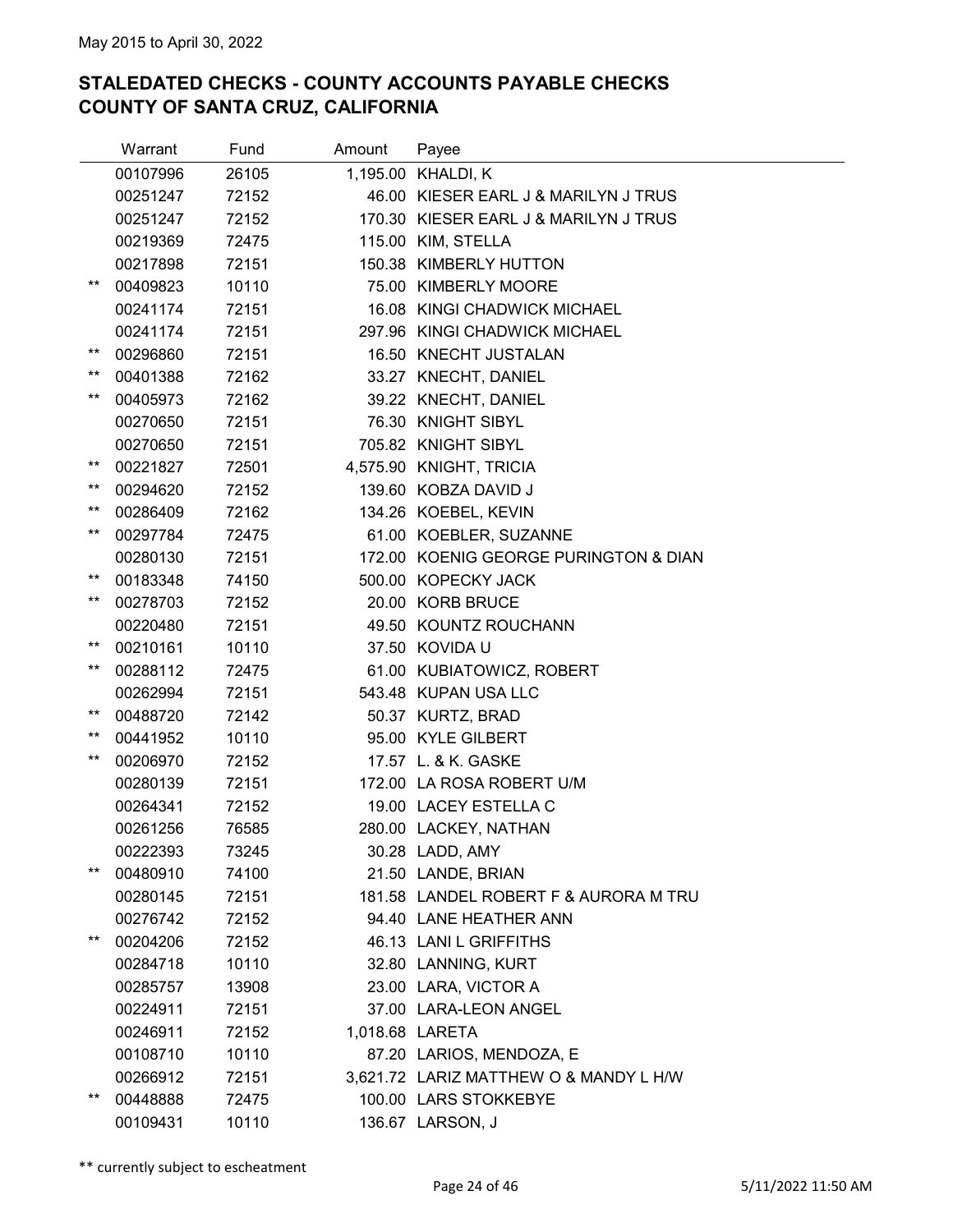May 2015 to April 30, 2022

## STALEDATED CHECKS - COUNTY ACCOUNTS PAYABLE CHECKS
## COUNTY OF SANTA CRUZ, CALIFORNIA

| | Warrant | Fund | Amount | Payee |
|---|---|---|---|---|
| | 00107996 | 26105 | 1,195.00 | KHALDI, K |
| | 00251247 | 72152 | 46.00 | KIESER EARL J & MARILYN J TRUS |
| | 00251247 | 72152 | 170.30 | KIESER EARL J & MARILYN J TRUS |
| | 00219369 | 72475 | 115.00 | KIM, STELLA |
| | 00217898 | 72151 | 150.38 | KIMBERLY HUTTON |
| ** | 00409823 | 10110 | 75.00 | KIMBERLY MOORE |
| | 00241174 | 72151 | 16.08 | KINGI CHADWICK MICHAEL |
| | 00241174 | 72151 | 297.96 | KINGI CHADWICK MICHAEL |
| ** | 00296860 | 72151 | 16.50 | KNECHT JUSTALAN |
| ** | 00401388 | 72162 | 33.27 | KNECHT, DANIEL |
| ** | 00405973 | 72162 | 39.22 | KNECHT, DANIEL |
| | 00270650 | 72151 | 76.30 | KNIGHT SIBYL |
| | 00270650 | 72151 | 705.82 | KNIGHT SIBYL |
| ** | 00221827 | 72501 | 4,575.90 | KNIGHT, TRICIA |
| ** | 00294620 | 72152 | 139.60 | KOBZA DAVID J |
| ** | 00286409 | 72162 | 134.26 | KOEBEL, KEVIN |
| ** | 00297784 | 72475 | 61.00 | KOEBLER, SUZANNE |
| | 00280130 | 72151 | 172.00 | KOENIG GEORGE PURINGTON & DIAN |
| ** | 00183348 | 74150 | 500.00 | KOPECKY JACK |
| ** | 00278703 | 72152 | 20.00 | KORB BRUCE |
| | 00220480 | 72151 | 49.50 | KOUNTZ ROUCHANN |
| ** | 00210161 | 10110 | 37.50 | KOVIDA U |
| ** | 00288112 | 72475 | 61.00 | KUBIATOWICZ, ROBERT |
| | 00262994 | 72151 | 543.48 | KUPAN USA LLC |
| ** | 00488720 | 72142 | 50.37 | KURTZ, BRAD |
| ** | 00441952 | 10110 | 95.00 | KYLE GILBERT |
| ** | 00206970 | 72152 | 17.57 | L. & K. GASKE |
| | 00280139 | 72151 | 172.00 | LA ROSA ROBERT U/M |
| | 00264341 | 72152 | 19.00 | LACEY ESTELLA C |
| | 00261256 | 76585 | 280.00 | LACKEY, NATHAN |
| | 00222393 | 73245 | 30.28 | LADD, AMY |
| ** | 00480910 | 74100 | 21.50 | LANDE, BRIAN |
| | 00280145 | 72151 | 181.58 | LANDEL ROBERT F & AURORA M TRU |
| | 00276742 | 72152 | 94.40 | LANE HEATHER ANN |
| ** | 00204206 | 72152 | 46.13 | LANI L GRIFFITHS |
| | 00284718 | 10110 | 32.80 | LANNING, KURT |
| | 00285757 | 13908 | 23.00 | LARA, VICTOR A |
| | 00224911 | 72151 | 37.00 | LARA-LEON ANGEL |
| | 00246911 | 72152 | 1,018.68 | LARETA |
| | 00108710 | 10110 | 87.20 | LARIOS, MENDOZA, E |
| | 00266912 | 72151 | 3,621.72 | LARIZ MATTHEW O & MANDY L H/W |
| ** | 00448888 | 72475 | 100.00 | LARS STOKKEBYE |
| | 00109431 | 10110 | 136.67 | LARSON, J |

** currently subject to escheatment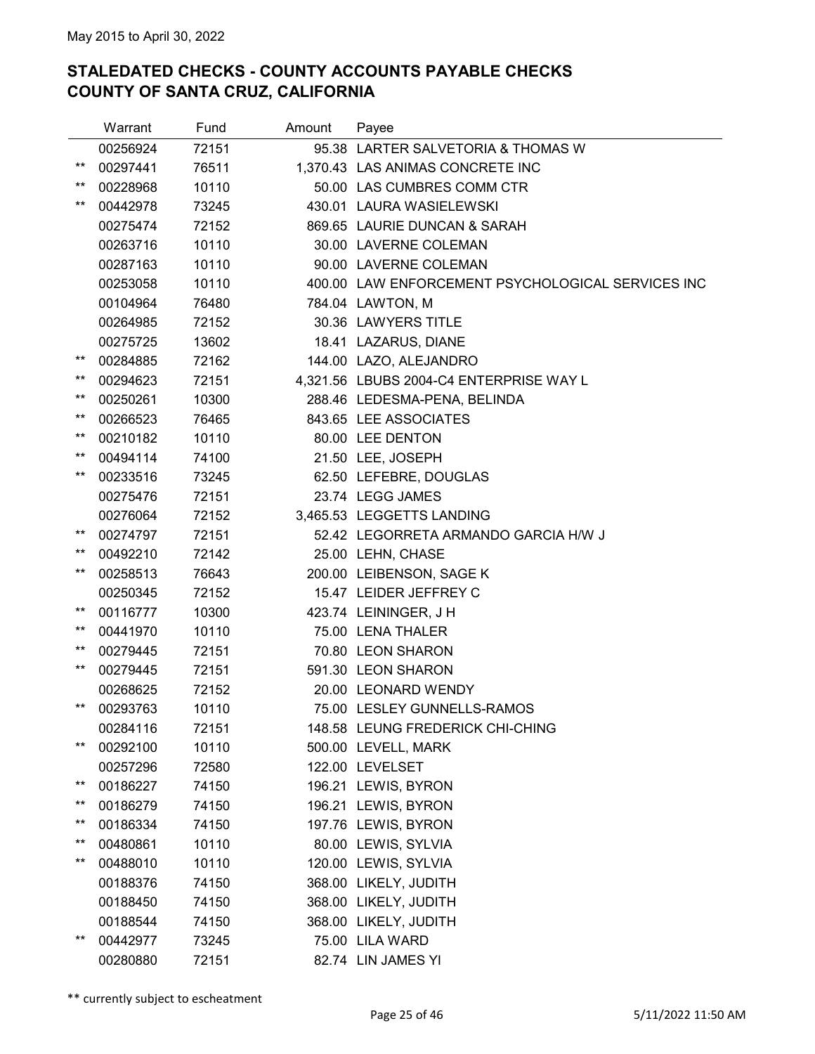May 2015 to April 30, 2022

## STALEDATED CHECKS - COUNTY ACCOUNTS PAYABLE CHECKS
## COUNTY OF SANTA CRUZ, CALIFORNIA

| | Warrant | Fund | Amount | Payee |
|---|---|---|---|---|
| | 00256924 | 72151 | 95.38 | LARTER SALVETORIA & THOMAS W |
| ** | 00297441 | 76511 | 1,370.43 | LAS ANIMAS CONCRETE INC |
| ** | 00228968 | 10110 | 50.00 | LAS CUMBRES COMM CTR |
| ** | 00442978 | 73245 | 430.01 | LAURA WASIELEWSKI |
| | 00275474 | 72152 | 869.65 | LAURIE DUNCAN & SARAH |
| | 00263716 | 10110 | 30.00 | LAVERNE COLEMAN |
| | 00287163 | 10110 | 90.00 | LAVERNE COLEMAN |
| | 00253058 | 10110 | 400.00 | LAW ENFORCEMENT PSYCHOLOGICAL SERVICES INC |
| | 00104964 | 76480 | 784.04 | LAWTON, M |
| | 00264985 | 72152 | 30.36 | LAWYERS TITLE |
| | 00275725 | 13602 | 18.41 | LAZARUS, DIANE |
| ** | 00284885 | 72162 | 144.00 | LAZO, ALEJANDRO |
| ** | 00294623 | 72151 | 4,321.56 | LBUBS 2004-C4 ENTERPRISE WAY L |
| ** | 00250261 | 10300 | 288.46 | LEDESMA-PENA, BELINDA |
| ** | 00266523 | 76465 | 843.65 | LEE ASSOCIATES |
| ** | 00210182 | 10110 | 80.00 | LEE DENTON |
| ** | 00494114 | 74100 | 21.50 | LEE, JOSEPH |
| ** | 00233516 | 73245 | 62.50 | LEFEBRE, DOUGLAS |
| | 00275476 | 72151 | 23.74 | LEGG JAMES |
| | 00276064 | 72152 | 3,465.53 | LEGGETTS LANDING |
| ** | 00274797 | 72151 | 52.42 | LEGORRETA ARMANDO GARCIA H/W J |
| ** | 00492210 | 72142 | 25.00 | LEHN, CHASE |
| ** | 00258513 | 76643 | 200.00 | LEIBENSON, SAGE K |
| | 00250345 | 72152 | 15.47 | LEIDER JEFFREY C |
| ** | 00116777 | 10300 | 423.74 | LEININGER, J H |
| ** | 00441970 | 10110 | 75.00 | LENA THALER |
| ** | 00279445 | 72151 | 70.80 | LEON SHARON |
| ** | 00279445 | 72151 | 591.30 | LEON SHARON |
| | 00268625 | 72152 | 20.00 | LEONARD WENDY |
| ** | 00293763 | 10110 | 75.00 | LESLEY GUNNELLS-RAMOS |
| | 00284116 | 72151 | 148.58 | LEUNG FREDERICK CHI-CHING |
| ** | 00292100 | 10110 | 500.00 | LEVELL, MARK |
| | 00257296 | 72580 | 122.00 | LEVELSET |
| ** | 00186227 | 74150 | 196.21 | LEWIS, BYRON |
| ** | 00186279 | 74150 | 196.21 | LEWIS, BYRON |
| ** | 00186334 | 74150 | 197.76 | LEWIS, BYRON |
| ** | 00480861 | 10110 | 80.00 | LEWIS, SYLVIA |
| ** | 00488010 | 10110 | 120.00 | LEWIS, SYLVIA |
| | 00188376 | 74150 | 368.00 | LIKELY, JUDITH |
| | 00188450 | 74150 | 368.00 | LIKELY, JUDITH |
| | 00188544 | 74150 | 368.00 | LIKELY, JUDITH |
| ** | 00442977 | 73245 | 75.00 | LILA WARD |
| | 00280880 | 72151 | 82.74 | LIN JAMES YI |

** currently subject to escheatment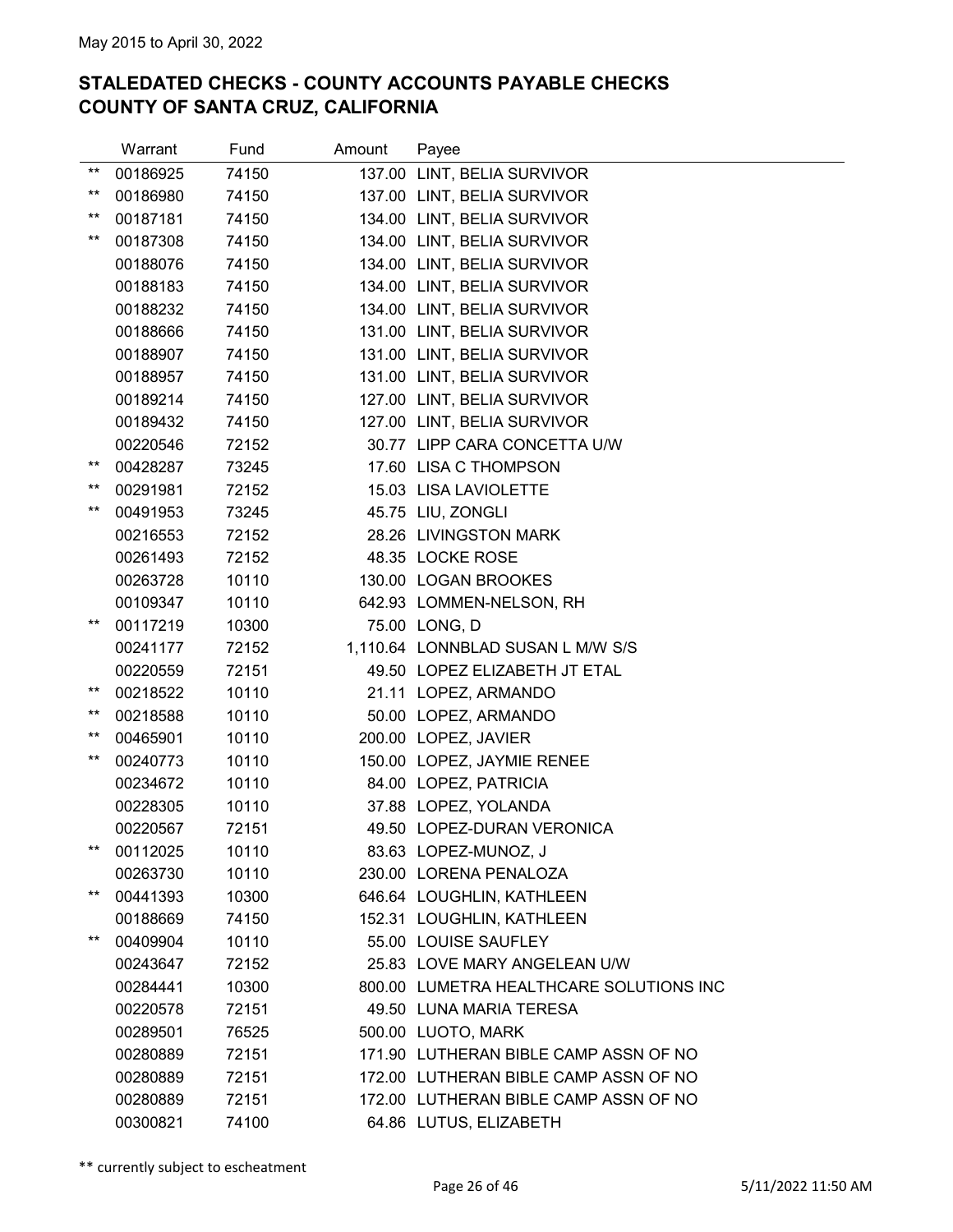May 2015 to April 30, 2022

## STALEDATED CHECKS - COUNTY ACCOUNTS PAYABLE CHECKS
## COUNTY OF SANTA CRUZ, CALIFORNIA

| | Warrant | Fund | Amount | Payee |
|---|---|---|---|---|
| ** | 00186925 | 74150 | 137.00 | LINT, BELIA SURVIVOR |
| ** | 00186980 | 74150 | 137.00 | LINT, BELIA SURVIVOR |
| ** | 00187181 | 74150 | 134.00 | LINT, BELIA SURVIVOR |
| ** | 00187308 | 74150 | 134.00 | LINT, BELIA SURVIVOR |
| | 00188076 | 74150 | 134.00 | LINT, BELIA SURVIVOR |
| | 00188183 | 74150 | 134.00 | LINT, BELIA SURVIVOR |
| | 00188232 | 74150 | 134.00 | LINT, BELIA SURVIVOR |
| | 00188666 | 74150 | 131.00 | LINT, BELIA SURVIVOR |
| | 00188907 | 74150 | 131.00 | LINT, BELIA SURVIVOR |
| | 00188957 | 74150 | 131.00 | LINT, BELIA SURVIVOR |
| | 00189214 | 74150 | 127.00 | LINT, BELIA SURVIVOR |
| | 00189432 | 74150 | 127.00 | LINT, BELIA SURVIVOR |
| | 00220546 | 72152 | 30.77 | LIPP CARA CONCETTA U/W |
| ** | 00428287 | 73245 | 17.60 | LISA C THOMPSON |
| ** | 00291981 | 72152 | 15.03 | LISA LAVIOLETTE |
| ** | 00491953 | 73245 | 45.75 | LIU, ZONGLI |
| | 00216553 | 72152 | 28.26 | LIVINGSTON MARK |
| | 00261493 | 72152 | 48.35 | LOCKE ROSE |
| | 00263728 | 10110 | 130.00 | LOGAN BROOKES |
| | 00109347 | 10110 | 642.93 | LOMMEN-NELSON, RH |
| ** | 00117219 | 10300 | 75.00 | LONG, D |
| | 00241177 | 72152 | 1,110.64 | LONNBLAD SUSAN L M/W S/S |
| | 00220559 | 72151 | 49.50 | LOPEZ ELIZABETH JT ETAL |
| ** | 00218522 | 10110 | 21.11 | LOPEZ, ARMANDO |
| ** | 00218588 | 10110 | 50.00 | LOPEZ, ARMANDO |
| ** | 00465901 | 10110 | 200.00 | LOPEZ, JAVIER |
| ** | 00240773 | 10110 | 150.00 | LOPEZ, JAYMIE RENEE |
| | 00234672 | 10110 | 84.00 | LOPEZ, PATRICIA |
| | 00228305 | 10110 | 37.88 | LOPEZ, YOLANDA |
| | 00220567 | 72151 | 49.50 | LOPEZ-DURAN VERONICA |
| ** | 00112025 | 10110 | 83.63 | LOPEZ-MUNOZ, J |
| | 00263730 | 10110 | 230.00 | LORENA PENALOZA |
| ** | 00441393 | 10300 | 646.64 | LOUGHLIN, KATHLEEN |
| | 00188669 | 74150 | 152.31 | LOUGHLIN, KATHLEEN |
| ** | 00409904 | 10110 | 55.00 | LOUISE SAUFLEY |
| | 00243647 | 72152 | 25.83 | LOVE MARY ANGELEAN U/W |
| | 00284441 | 10300 | 800.00 | LUMETRA HEALTHCARE SOLUTIONS INC |
| | 00220578 | 72151 | 49.50 | LUNA MARIA TERESA |
| | 00289501 | 76525 | 500.00 | LUOTO, MARK |
| | 00280889 | 72151 | 171.90 | LUTHERAN BIBLE CAMP ASSN OF NO |
| | 00280889 | 72151 | 172.00 | LUTHERAN BIBLE CAMP ASSN OF NO |
| | 00280889 | 72151 | 172.00 | LUTHERAN BIBLE CAMP ASSN OF NO |
| | 00300821 | 74100 | 64.86 | LUTUS, ELIZABETH |

** currently subject to escheatment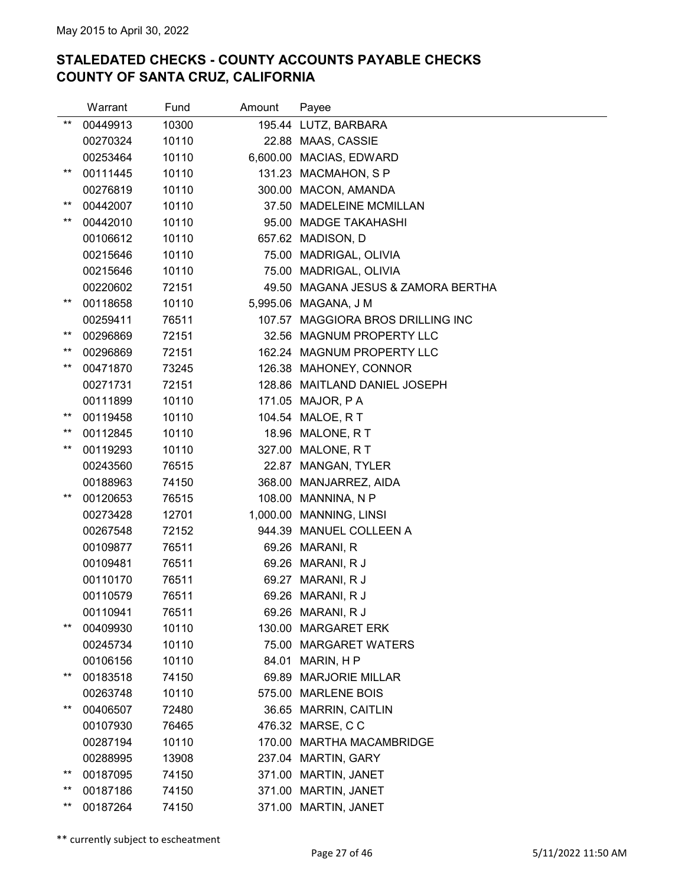May 2015 to April 30, 2022

## STALEDATED CHECKS - COUNTY ACCOUNTS PAYABLE CHECKS
## COUNTY OF SANTA CRUZ, CALIFORNIA

| | Warrant | Fund | Amount | Payee |
|---|---|---|---|---|
| ** | 00449913 | 10300 | 195.44 | LUTZ, BARBARA |
| | 00270324 | 10110 | 22.88 | MAAS, CASSIE |
| | 00253464 | 10110 | 6,600.00 | MACIAS, EDWARD |
| ** | 00111445 | 10110 | 131.23 | MACMAHON, S P |
| | 00276819 | 10110 | 300.00 | MACON, AMANDA |
| ** | 00442007 | 10110 | 37.50 | MADELEINE MCMILLAN |
| ** | 00442010 | 10110 | 95.00 | MADGE TAKAHASHI |
| | 00106612 | 10110 | 657.62 | MADISON, D |
| | 00215646 | 10110 | 75.00 | MADRIGAL, OLIVIA |
| | 00215646 | 10110 | 75.00 | MADRIGAL, OLIVIA |
| | 00220602 | 72151 | 49.50 | MAGANA JESUS & ZAMORA BERTHA |
| ** | 00118658 | 10110 | 5,995.06 | MAGANA, J M |
| | 00259411 | 76511 | 107.57 | MAGGIORA BROS DRILLING INC |
| ** | 00296869 | 72151 | 32.56 | MAGNUM PROPERTY LLC |
| ** | 00296869 | 72151 | 162.24 | MAGNUM PROPERTY LLC |
| ** | 00471870 | 73245 | 126.38 | MAHONEY, CONNOR |
| | 00271731 | 72151 | 128.86 | MAITLAND DANIEL JOSEPH |
| | 00111899 | 10110 | 171.05 | MAJOR, P A |
| ** | 00119458 | 10110 | 104.54 | MALOE, R T |
| ** | 00112845 | 10110 | 18.96 | MALONE, R T |
| ** | 00119293 | 10110 | 327.00 | MALONE, R T |
| | 00243560 | 76515 | 22.87 | MANGAN, TYLER |
| | 00188963 | 74150 | 368.00 | MANJARREZ, AIDA |
| ** | 00120653 | 76515 | 108.00 | MANNINA, N P |
| | 00273428 | 12701 | 1,000.00 | MANNING, LINSI |
| | 00267548 | 72152 | 944.39 | MANUEL COLLEEN A |
| | 00109877 | 76511 | 69.26 | MARANI, R |
| | 00109481 | 76511 | 69.26 | MARANI, R J |
| | 00110170 | 76511 | 69.27 | MARANI, R J |
| | 00110579 | 76511 | 69.26 | MARANI, R J |
| | 00110941 | 76511 | 69.26 | MARANI, R J |
| ** | 00409930 | 10110 | 130.00 | MARGARET ERK |
| | 00245734 | 10110 | 75.00 | MARGARET WATERS |
| | 00106156 | 10110 | 84.01 | MARIN, H P |
| ** | 00183518 | 74150 | 69.89 | MARJORIE MILLAR |
| | 00263748 | 10110 | 575.00 | MARLENE BOIS |
| ** | 00406507 | 72480 | 36.65 | MARRIN, CAITLIN |
| | 00107930 | 76465 | 476.32 | MARSE, C C |
| | 00287194 | 10110 | 170.00 | MARTHA MACAMBRIDGE |
| | 00288995 | 13908 | 237.04 | MARTIN, GARY |
| ** | 00187095 | 74150 | 371.00 | MARTIN, JANET |
| ** | 00187186 | 74150 | 371.00 | MARTIN, JANET |
| ** | 00187264 | 74150 | 371.00 | MARTIN, JANET |

** currently subject to escheatment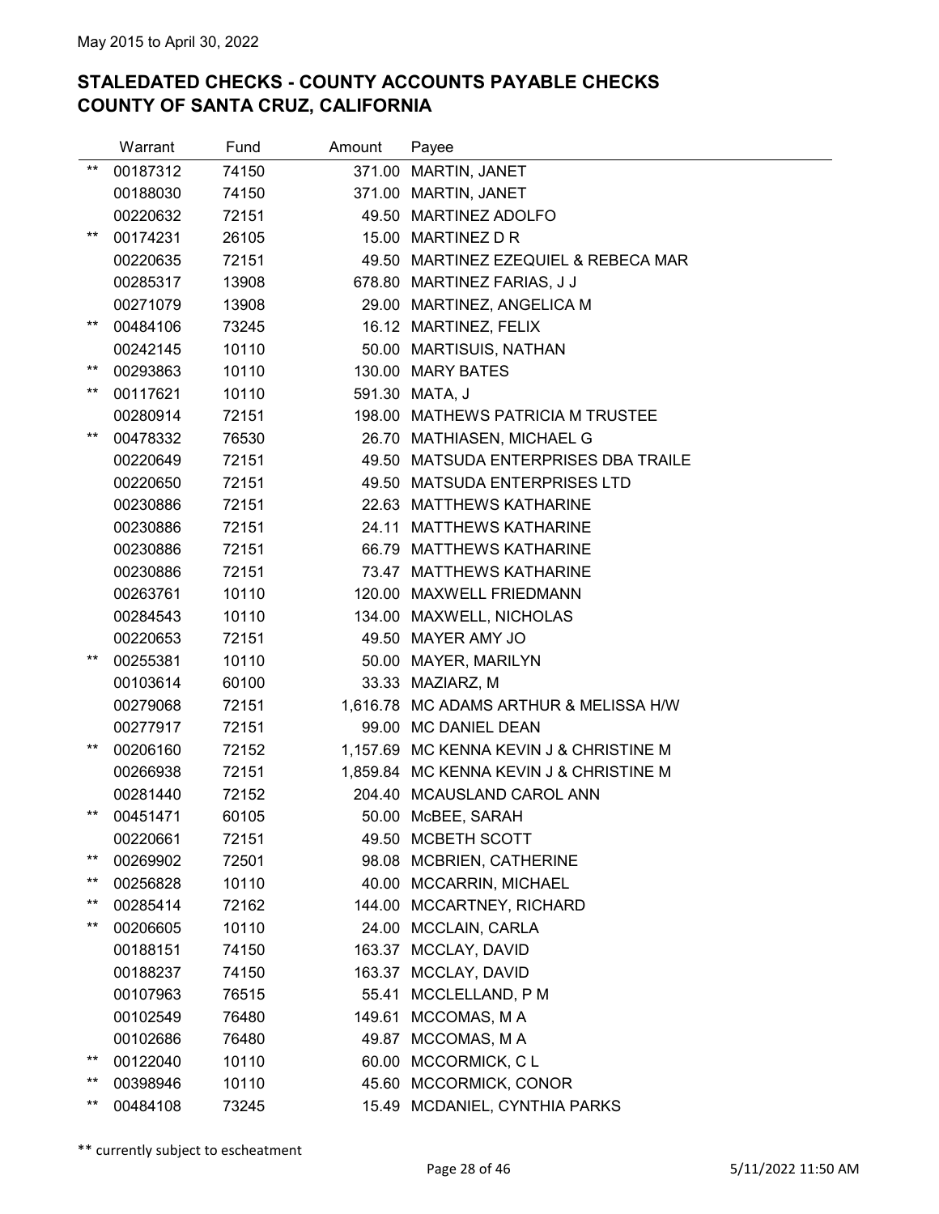May 2015 to April 30, 2022

## STALEDATED CHECKS - COUNTY ACCOUNTS PAYABLE CHECKS
## COUNTY OF SANTA CRUZ, CALIFORNIA

| | Warrant | Fund | Amount | Payee |
|---|---|---|---|---|
| ** | 00187312 | 74150 | 371.00 | MARTIN, JANET |
| | 00188030 | 74150 | 371.00 | MARTIN, JANET |
| | 00220632 | 72151 | 49.50 | MARTINEZ ADOLFO |
| ** | 00174231 | 26105 | 15.00 | MARTINEZ D R |
| | 00220635 | 72151 | 49.50 | MARTINEZ EZEQUIEL & REBECA MAR |
| | 00285317 | 13908 | 678.80 | MARTINEZ FARIAS, J J |
| | 00271079 | 13908 | 29.00 | MARTINEZ, ANGELICA M |
| ** | 00484106 | 73245 | 16.12 | MARTINEZ, FELIX |
| | 00242145 | 10110 | 50.00 | MARTISUIS, NATHAN |
| ** | 00293863 | 10110 | 130.00 | MARY BATES |
| ** | 00117621 | 10110 | 591.30 | MATA, J |
| | 00280914 | 72151 | 198.00 | MATHEWS PATRICIA M TRUSTEE |
| ** | 00478332 | 76530 | 26.70 | MATHIASEN, MICHAEL G |
| | 00220649 | 72151 | 49.50 | MATSUDA ENTERPRISES DBA TRAILE |
| | 00220650 | 72151 | 49.50 | MATSUDA ENTERPRISES LTD |
| | 00230886 | 72151 | 22.63 | MATTHEWS KATHARINE |
| | 00230886 | 72151 | 24.11 | MATTHEWS KATHARINE |
| | 00230886 | 72151 | 66.79 | MATTHEWS KATHARINE |
| | 00230886 | 72151 | 73.47 | MATTHEWS KATHARINE |
| | 00263761 | 10110 | 120.00 | MAXWELL FRIEDMANN |
| | 00284543 | 10110 | 134.00 | MAXWELL, NICHOLAS |
| | 00220653 | 72151 | 49.50 | MAYER AMY JO |
| ** | 00255381 | 10110 | 50.00 | MAYER, MARILYN |
| | 00103614 | 60100 | 33.33 | MAZIARZ, M |
| | 00279068 | 72151 | 1,616.78 | MC ADAMS ARTHUR & MELISSA H/W |
| | 00277917 | 72151 | 99.00 | MC DANIEL DEAN |
| ** | 00206160 | 72152 | 1,157.69 | MC KENNA KEVIN J & CHRISTINE M |
| | 00266938 | 72151 | 1,859.84 | MC KENNA KEVIN J & CHRISTINE M |
| | 00281440 | 72152 | 204.40 | MCAUSLAND CAROL ANN |
| ** | 00451471 | 60105 | 50.00 | McBEE, SARAH |
| | 00220661 | 72151 | 49.50 | MCBETH SCOTT |
| ** | 00269902 | 72501 | 98.08 | MCBRIEN, CATHERINE |
| ** | 00256828 | 10110 | 40.00 | MCCARRIN, MICHAEL |
| ** | 00285414 | 72162 | 144.00 | MCCARTNEY, RICHARD |
| ** | 00206605 | 10110 | 24.00 | MCCLAIN, CARLA |
| | 00188151 | 74150 | 163.37 | MCCLAY, DAVID |
| | 00188237 | 74150 | 163.37 | MCCLAY, DAVID |
| | 00107963 | 76515 | 55.41 | MCCLELLAND, P M |
| | 00102549 | 76480 | 149.61 | MCCOMAS, M A |
| | 00102686 | 76480 | 49.87 | MCCOMAS, M A |
| ** | 00122040 | 10110 | 60.00 | MCCORMICK, C L |
| ** | 00398946 | 10110 | 45.60 | MCCORMICK, CONOR |
| ** | 00484108 | 73245 | 15.49 | MCDANIEL, CYNTHIA PARKS |

** currently subject to escheatment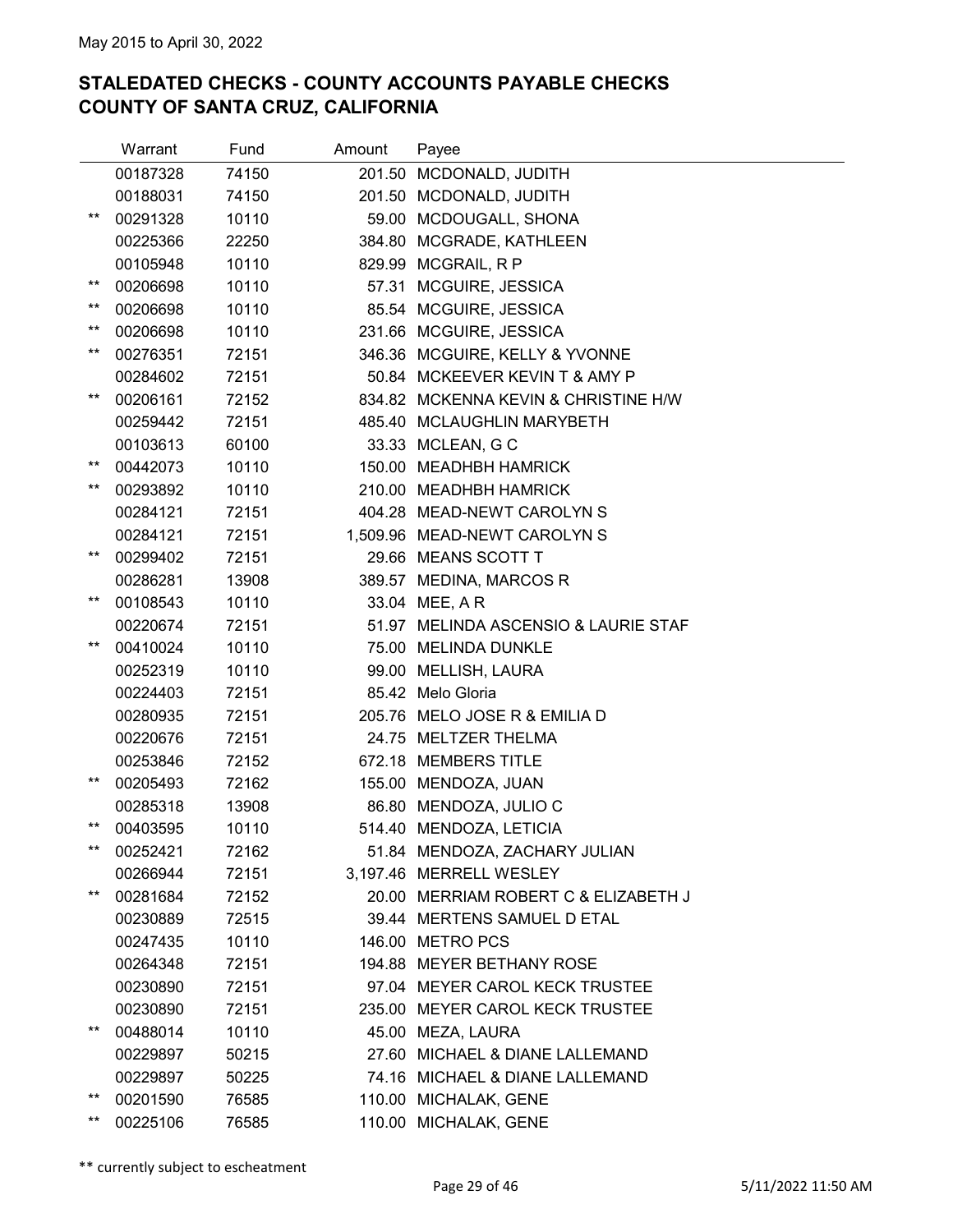May 2015 to April 30, 2022

## STALEDATED CHECKS - COUNTY ACCOUNTS PAYABLE CHECKS
## COUNTY OF SANTA CRUZ, CALIFORNIA

| | Warrant | Fund | Amount | Payee |
|---|---|---|---|---|
| | 00187328 | 74150 | 201.50 | MCDONALD, JUDITH |
| | 00188031 | 74150 | 201.50 | MCDONALD, JUDITH |
| ** | 00291328 | 10110 | 59.00 | MCDOUGALL, SHONA |
| | 00225366 | 22250 | 384.80 | MCGRADE, KATHLEEN |
| | 00105948 | 10110 | 829.99 | MCGRAIL, R P |
| ** | 00206698 | 10110 | 57.31 | MCGUIRE, JESSICA |
| ** | 00206698 | 10110 | 85.54 | MCGUIRE, JESSICA |
| ** | 00206698 | 10110 | 231.66 | MCGUIRE, JESSICA |
| ** | 00276351 | 72151 | 346.36 | MCGUIRE, KELLY & YVONNE |
| | 00284602 | 72151 | 50.84 | MCKEEVER KEVIN T & AMY P |
| ** | 00206161 | 72152 | 834.82 | MCKENNA KEVIN & CHRISTINE H/W |
| | 00259442 | 72151 | 485.40 | MCLAUGHLIN MARYBETH |
| | 00103613 | 60100 | 33.33 | MCLEAN, G C |
| ** | 00442073 | 10110 | 150.00 | MEADHBH HAMRICK |
| ** | 00293892 | 10110 | 210.00 | MEADHBH HAMRICK |
| | 00284121 | 72151 | 404.28 | MEAD-NEWT CAROLYN S |
| | 00284121 | 72151 | 1,509.96 | MEAD-NEWT CAROLYN S |
| ** | 00299402 | 72151 | 29.66 | MEANS SCOTT T |
| | 00286281 | 13908 | 389.57 | MEDINA, MARCOS R |
| ** | 00108543 | 10110 | 33.04 | MEE, A R |
| | 00220674 | 72151 | 51.97 | MELINDA ASCENSIO & LAURIE STAF |
| ** | 00410024 | 10110 | 75.00 | MELINDA DUNKLE |
| | 00252319 | 10110 | 99.00 | MELLISH, LAURA |
| | 00224403 | 72151 | 85.42 | Melo Gloria |
| | 00280935 | 72151 | 205.76 | MELO JOSE R & EMILIA D |
| | 00220676 | 72151 | 24.75 | MELTZER THELMA |
| | 00253846 | 72152 | 672.18 | MEMBERS TITLE |
| ** | 00205493 | 72162 | 155.00 | MENDOZA, JUAN |
| | 00285318 | 13908 | 86.80 | MENDOZA, JULIO C |
| ** | 00403595 | 10110 | 514.40 | MENDOZA, LETICIA |
| ** | 00252421 | 72162 | 51.84 | MENDOZA, ZACHARY JULIAN |
| | 00266944 | 72151 | 3,197.46 | MERRELL WESLEY |
| ** | 00281684 | 72152 | 20.00 | MERRIAM ROBERT C & ELIZABETH J |
| | 00230889 | 72515 | 39.44 | MERTENS SAMUEL D ETAL |
| | 00247435 | 10110 | 146.00 | METRO PCS |
| | 00264348 | 72151 | 194.88 | MEYER BETHANY ROSE |
| | 00230890 | 72151 | 97.04 | MEYER CAROL KECK TRUSTEE |
| | 00230890 | 72151 | 235.00 | MEYER CAROL KECK TRUSTEE |
| ** | 00488014 | 10110 | 45.00 | MEZA, LAURA |
| | 00229897 | 50215 | 27.60 | MICHAEL & DIANE LALLEMAND |
| | 00229897 | 50225 | 74.16 | MICHAEL & DIANE LALLEMAND |
| ** | 00201590 | 76585 | 110.00 | MICHALAK, GENE |
| ** | 00225106 | 76585 | 110.00 | MICHALAK, GENE |

** currently subject to escheatment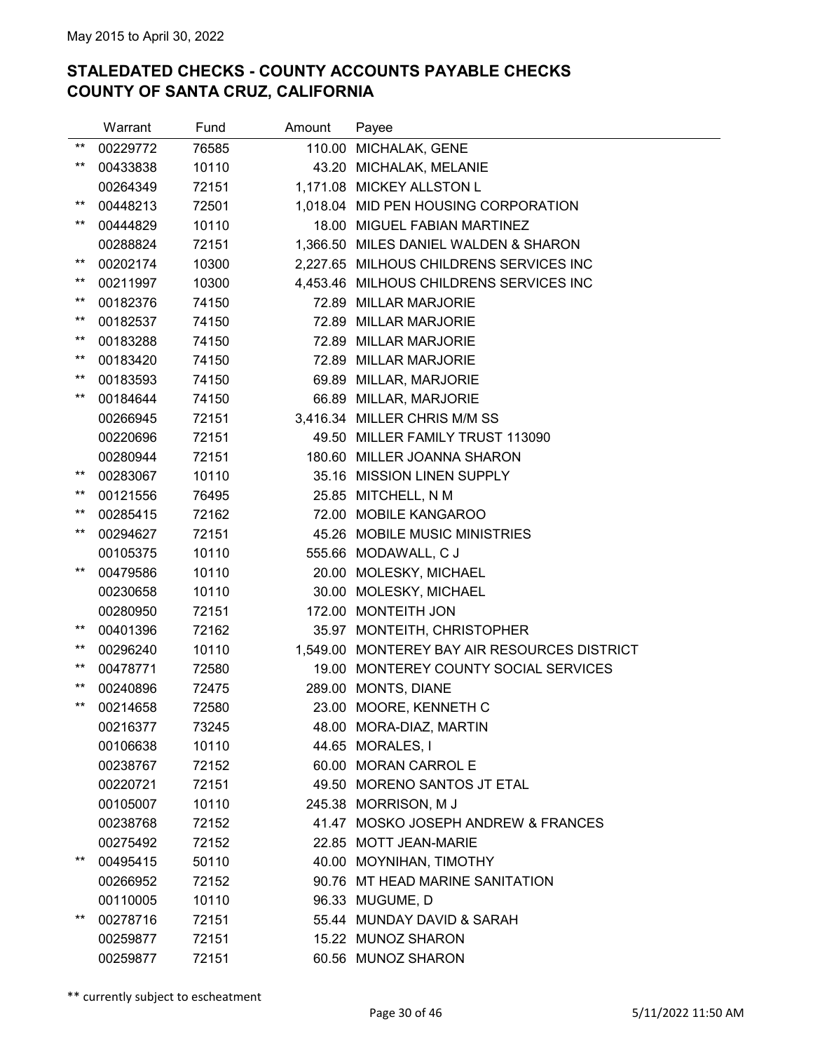May 2015 to April 30, 2022

## STALEDATED CHECKS - COUNTY ACCOUNTS PAYABLE CHECKS
## COUNTY OF SANTA CRUZ, CALIFORNIA

| | Warrant | Fund | Amount | Payee |
|---|---|---|---|---|
| ** | 00229772 | 76585 | 110.00 | MICHALAK, GENE |
| ** | 00433838 | 10110 | 43.20 | MICHALAK, MELANIE |
| | 00264349 | 72151 | 1,171.08 | MICKEY ALLSTON L |
| ** | 00448213 | 72501 | 1,018.04 | MID PEN HOUSING CORPORATION |
| ** | 00444829 | 10110 | 18.00 | MIGUEL FABIAN MARTINEZ |
| | 00288824 | 72151 | 1,366.50 | MILES DANIEL WALDEN & SHARON |
| ** | 00202174 | 10300 | 2,227.65 | MILHOUS CHILDRENS SERVICES INC |
| ** | 00211997 | 10300 | 4,453.46 | MILHOUS CHILDRENS SERVICES INC |
| ** | 00182376 | 74150 | 72.89 | MILLAR MARJORIE |
| ** | 00182537 | 74150 | 72.89 | MILLAR MARJORIE |
| ** | 00183288 | 74150 | 72.89 | MILLAR MARJORIE |
| ** | 00183420 | 74150 | 72.89 | MILLAR MARJORIE |
| ** | 00183593 | 74150 | 69.89 | MILLAR, MARJORIE |
| ** | 00184644 | 74150 | 66.89 | MILLAR, MARJORIE |
| | 00266945 | 72151 | 3,416.34 | MILLER CHRIS M/M SS |
| | 00220696 | 72151 | 49.50 | MILLER FAMILY TRUST 113090 |
| | 00280944 | 72151 | 180.60 | MILLER JOANNA SHARON |
| ** | 00283067 | 10110 | 35.16 | MISSION LINEN SUPPLY |
| ** | 00121556 | 76495 | 25.85 | MITCHELL, N M |
| ** | 00285415 | 72162 | 72.00 | MOBILE KANGAROO |
| ** | 00294627 | 72151 | 45.26 | MOBILE MUSIC MINISTRIES |
| | 00105375 | 10110 | 555.66 | MODAWALL, C J |
| ** | 00479586 | 10110 | 20.00 | MOLESKY, MICHAEL |
| | 00230658 | 10110 | 30.00 | MOLESKY, MICHAEL |
| | 00280950 | 72151 | 172.00 | MONTEITH JON |
| ** | 00401396 | 72162 | 35.97 | MONTEITH, CHRISTOPHER |
| ** | 00296240 | 10110 | 1,549.00 | MONTEREY BAY AIR RESOURCES DISTRICT |
| ** | 00478771 | 72580 | 19.00 | MONTEREY COUNTY SOCIAL SERVICES |
| ** | 00240896 | 72475 | 289.00 | MONTS, DIANE |
| ** | 00214658 | 72580 | 23.00 | MOORE, KENNETH C |
| | 00216377 | 73245 | 48.00 | MORA-DIAZ, MARTIN |
| | 00106638 | 10110 | 44.65 | MORALES, I |
| | 00238767 | 72152 | 60.00 | MORAN CARROL E |
| | 00220721 | 72151 | 49.50 | MORENO SANTOS JT ETAL |
| | 00105007 | 10110 | 245.38 | MORRISON, M J |
| | 00238768 | 72152 | 41.47 | MOSKO JOSEPH ANDREW & FRANCES |
| | 00275492 | 72152 | 22.85 | MOTT JEAN-MARIE |
| ** | 00495415 | 50110 | 40.00 | MOYNIHAN, TIMOTHY |
| | 00266952 | 72152 | 90.76 | MT HEAD MARINE SANITATION |
| | 00110005 | 10110 | 96.33 | MUGUME, D |
| ** | 00278716 | 72151 | 55.44 | MUNDAY DAVID & SARAH |
| | 00259877 | 72151 | 15.22 | MUNOZ SHARON |
| | 00259877 | 72151 | 60.56 | MUNOZ SHARON |

** currently subject to escheatment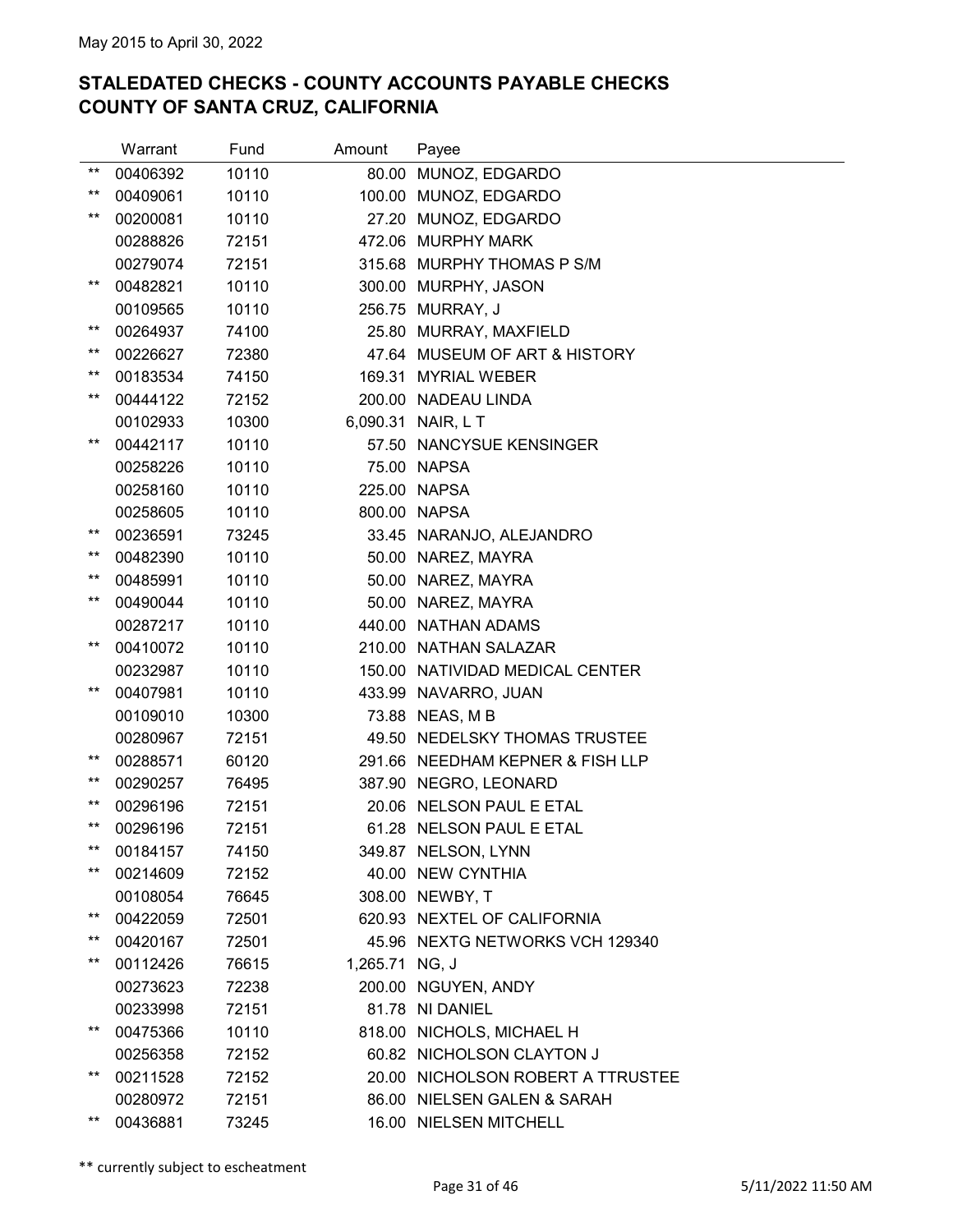May 2015 to April 30, 2022

## STALEDATED CHECKS - COUNTY ACCOUNTS PAYABLE CHECKS
## COUNTY OF SANTA CRUZ, CALIFORNIA

| | Warrant | Fund | Amount | Payee |
|---|---|---|---|---|
| ** | 00406392 | 10110 | 80.00 | MUNOZ, EDGARDO |
| ** | 00409061 | 10110 | 100.00 | MUNOZ, EDGARDO |
| ** | 00200081 | 10110 | 27.20 | MUNOZ, EDGARDO |
| | 00288826 | 72151 | 472.06 | MURPHY MARK |
| | 00279074 | 72151 | 315.68 | MURPHY THOMAS P S/M |
| ** | 00482821 | 10110 | 300.00 | MURPHY, JASON |
| | 00109565 | 10110 | 256.75 | MURRAY, J |
| ** | 00264937 | 74100 | 25.80 | MURRAY, MAXFIELD |
| ** | 00226627 | 72380 | 47.64 | MUSEUM OF ART & HISTORY |
| ** | 00183534 | 74150 | 169.31 | MYRIAL WEBER |
| ** | 00444122 | 72152 | 200.00 | NADEAU LINDA |
| | 00102933 | 10300 | 6,090.31 | NAIR, L T |
| ** | 00442117 | 10110 | 57.50 | NANCYSUE KENSINGER |
| | 00258226 | 10110 | 75.00 | NAPSA |
| | 00258160 | 10110 | 225.00 | NAPSA |
| | 00258605 | 10110 | 800.00 | NAPSA |
| ** | 00236591 | 73245 | 33.45 | NARANJO, ALEJANDRO |
| ** | 00482390 | 10110 | 50.00 | NAREZ, MAYRA |
| ** | 00485991 | 10110 | 50.00 | NAREZ, MAYRA |
| ** | 00490044 | 10110 | 50.00 | NAREZ, MAYRA |
| | 00287217 | 10110 | 440.00 | NATHAN ADAMS |
| ** | 00410072 | 10110 | 210.00 | NATHAN SALAZAR |
| | 00232987 | 10110 | 150.00 | NATIVIDAD MEDICAL CENTER |
| ** | 00407981 | 10110 | 433.99 | NAVARRO, JUAN |
| | 00109010 | 10300 | 73.88 | NEAS, M B |
| | 00280967 | 72151 | 49.50 | NEDELSKY THOMAS TRUSTEE |
| ** | 00288571 | 60120 | 291.66 | NEEDHAM KEPNER & FISH LLP |
| ** | 00290257 | 76495 | 387.90 | NEGRO, LEONARD |
| ** | 00296196 | 72151 | 20.06 | NELSON PAUL E ETAL |
| ** | 00296196 | 72151 | 61.28 | NELSON PAUL E ETAL |
| ** | 00184157 | 74150 | 349.87 | NELSON, LYNN |
| ** | 00214609 | 72152 | 40.00 | NEW CYNTHIA |
| | 00108054 | 76645 | 308.00 | NEWBY, T |
| ** | 00422059 | 72501 | 620.93 | NEXTEL OF CALIFORNIA |
| ** | 00420167 | 72501 | 45.96 | NEXTG NETWORKS VCH 129340 |
| ** | 00112426 | 76615 | 1,265.71 | NG, J |
| | 00273623 | 72238 | 200.00 | NGUYEN, ANDY |
| | 00233998 | 72151 | 81.78 | NI DANIEL |
| ** | 00475366 | 10110 | 818.00 | NICHOLS, MICHAEL H |
| | 00256358 | 72152 | 60.82 | NICHOLSON CLAYTON J |
| ** | 00211528 | 72152 | 20.00 | NICHOLSON ROBERT A TTRUSTEE |
| | 00280972 | 72151 | 86.00 | NIELSEN GALEN & SARAH |
| ** | 00436881 | 73245 | 16.00 | NIELSEN MITCHELL |

** currently subject to escheatment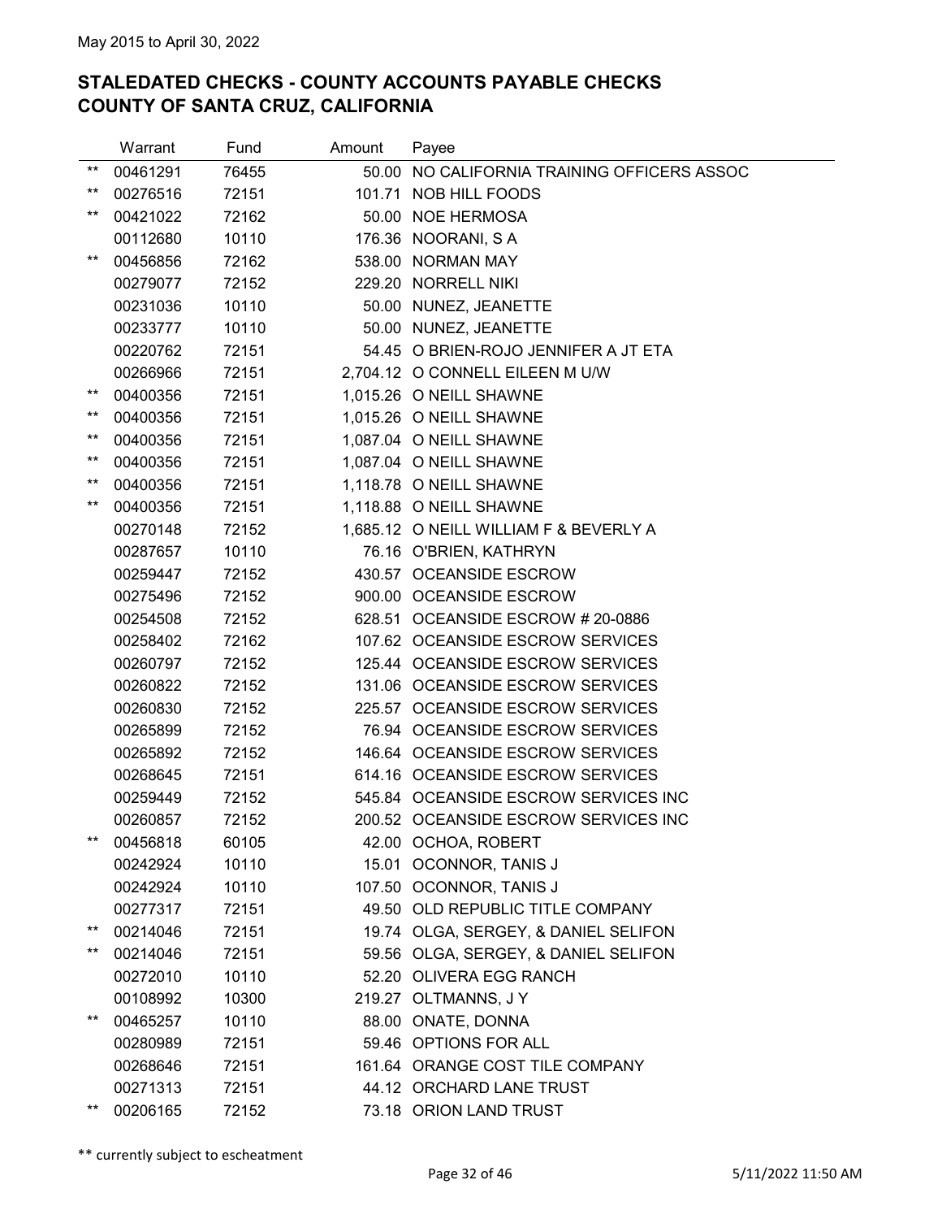May 2015 to April 30, 2022

## STALEDATED CHECKS - COUNTY ACCOUNTS PAYABLE CHECKS
## COUNTY OF SANTA CRUZ, CALIFORNIA

| | Warrant | Fund | Amount | Payee |
|---|---|---|---|---|
| ** | 00461291 | 76455 | 50.00 | NO CALIFORNIA TRAINING OFFICERS ASSOC |
| ** | 00276516 | 72151 | 101.71 | NOB HILL FOODS |
| ** | 00421022 | 72162 | 50.00 | NOE HERMOSA |
| | 00112680 | 10110 | 176.36 | NOORANI, S A |
| ** | 00456856 | 72162 | 538.00 | NORMAN MAY |
| | 00279077 | 72152 | 229.20 | NORRELL NIKI |
| | 00231036 | 10110 | 50.00 | NUNEZ, JEANETTE |
| | 00233777 | 10110 | 50.00 | NUNEZ, JEANETTE |
| | 00220762 | 72151 | 54.45 | O BRIEN-ROJO JENNIFER A JT ETA |
| | 00266966 | 72151 | 2,704.12 | O CONNELL EILEEN M U/W |
| ** | 00400356 | 72151 | 1,015.26 | O NEILL SHAWNE |
| ** | 00400356 | 72151 | 1,015.26 | O NEILL SHAWNE |
| ** | 00400356 | 72151 | 1,087.04 | O NEILL SHAWNE |
| ** | 00400356 | 72151 | 1,087.04 | O NEILL SHAWNE |
| ** | 00400356 | 72151 | 1,118.78 | O NEILL SHAWNE |
| ** | 00400356 | 72151 | 1,118.88 | O NEILL SHAWNE |
| | 00270148 | 72152 | 1,685.12 | O NEILL WILLIAM F & BEVERLY A |
| | 00287657 | 10110 | 76.16 | O'BRIEN, KATHRYN |
| | 00259447 | 72152 | 430.57 | OCEANSIDE ESCROW |
| | 00275496 | 72152 | 900.00 | OCEANSIDE ESCROW |
| | 00254508 | 72152 | 628.51 | OCEANSIDE ESCROW # 20-0886 |
| | 00258402 | 72162 | 107.62 | OCEANSIDE ESCROW SERVICES |
| | 00260797 | 72152 | 125.44 | OCEANSIDE ESCROW SERVICES |
| | 00260822 | 72152 | 131.06 | OCEANSIDE ESCROW SERVICES |
| | 00260830 | 72152 | 225.57 | OCEANSIDE ESCROW SERVICES |
| | 00265899 | 72152 | 76.94 | OCEANSIDE ESCROW SERVICES |
| | 00265892 | 72152 | 146.64 | OCEANSIDE ESCROW SERVICES |
| | 00268645 | 72151 | 614.16 | OCEANSIDE ESCROW SERVICES |
| | 00259449 | 72152 | 545.84 | OCEANSIDE ESCROW SERVICES INC |
| | 00260857 | 72152 | 200.52 | OCEANSIDE ESCROW SERVICES INC |
| ** | 00456818 | 60105 | 42.00 | OCHOA, ROBERT |
| | 00242924 | 10110 | 15.01 | OCONNOR, TANIS J |
| | 00242924 | 10110 | 107.50 | OCONNOR, TANIS J |
| | 00277317 | 72151 | 49.50 | OLD REPUBLIC TITLE COMPANY |
| ** | 00214046 | 72151 | 19.74 | OLGA, SERGEY, & DANIEL SELIFON |
| ** | 00214046 | 72151 | 59.56 | OLGA, SERGEY, & DANIEL SELIFON |
| | 00272010 | 10110 | 52.20 | OLIVERA EGG RANCH |
| | 00108992 | 10300 | 219.27 | OLTMANNS, J Y |
| ** | 00465257 | 10110 | 88.00 | ONATE, DONNA |
| | 00280989 | 72151 | 59.46 | OPTIONS FOR ALL |
| | 00268646 | 72151 | 161.64 | ORANGE COST TILE COMPANY |
| | 00271313 | 72151 | 44.12 | ORCHARD LANE TRUST |
| ** | 00206165 | 72152 | 73.18 | ORION LAND TRUST |

** currently subject to escheatment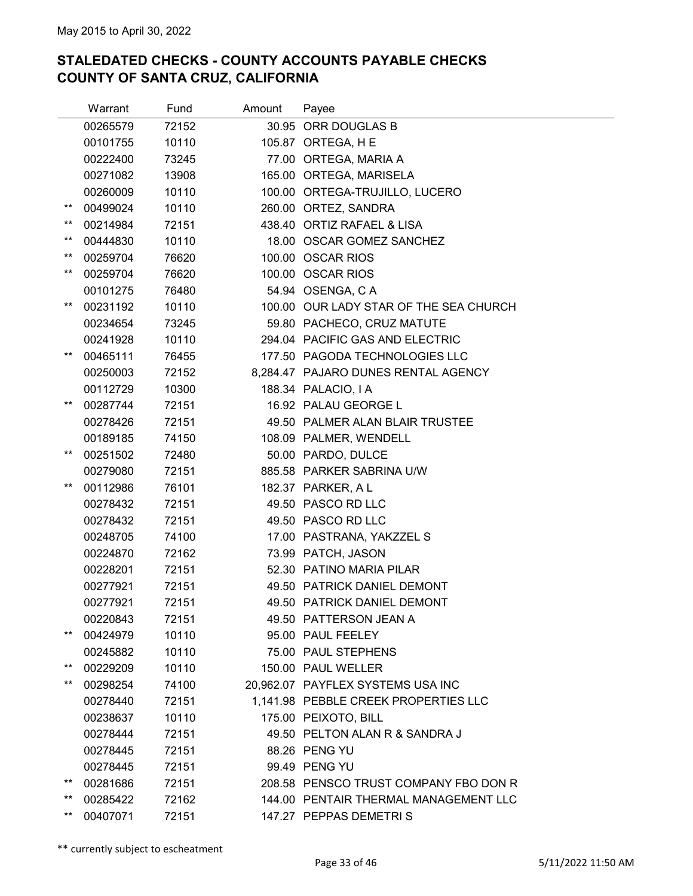May 2015 to April 30, 2022

## STALEDATED CHECKS - COUNTY ACCOUNTS PAYABLE CHECKS
## COUNTY OF SANTA CRUZ, CALIFORNIA

| | Warrant | Fund | Amount | Payee |
|---|---|---|---|---|
| | 00265579 | 72152 | 30.95 | ORR DOUGLAS B |
| | 00101755 | 10110 | 105.87 | ORTEGA, H E |
| | 00222400 | 73245 | 77.00 | ORTEGA, MARIA A |
| | 00271082 | 13908 | 165.00 | ORTEGA, MARISELA |
| | 00260009 | 10110 | 100.00 | ORTEGA-TRUJILLO, LUCERO |
| ** | 00499024 | 10110 | 260.00 | ORTEZ, SANDRA |
| ** | 00214984 | 72151 | 438.40 | ORTIZ RAFAEL & LISA |
| ** | 00444830 | 10110 | 18.00 | OSCAR GOMEZ SANCHEZ |
| ** | 00259704 | 76620 | 100.00 | OSCAR RIOS |
| ** | 00259704 | 76620 | 100.00 | OSCAR RIOS |
| | 00101275 | 76480 | 54.94 | OSENGA, C A |
| ** | 00231192 | 10110 | 100.00 | OUR LADY STAR OF THE SEA CHURCH |
| | 00234654 | 73245 | 59.80 | PACHECO, CRUZ MATUTE |
| | 00241928 | 10110 | 294.04 | PACIFIC GAS AND ELECTRIC |
| ** | 00465111 | 76455 | 177.50 | PAGODA TECHNOLOGIES LLC |
| | 00250003 | 72152 | 8,284.47 | PAJARO DUNES RENTAL AGENCY |
| | 00112729 | 10300 | 188.34 | PALACIO, I A |
| ** | 00287744 | 72151 | 16.92 | PALAU GEORGE L |
| | 00278426 | 72151 | 49.50 | PALMER ALAN BLAIR TRUSTEE |
| | 00189185 | 74150 | 108.09 | PALMER, WENDELL |
| ** | 00251502 | 72480 | 50.00 | PARDO, DULCE |
| | 00279080 | 72151 | 885.58 | PARKER SABRINA U/W |
| ** | 00112986 | 76101 | 182.37 | PARKER, A L |
| | 00278432 | 72151 | 49.50 | PASCO RD LLC |
| | 00278432 | 72151 | 49.50 | PASCO RD LLC |
| | 00248705 | 74100 | 17.00 | PASTRANA, YAKZZEL S |
| | 00224870 | 72162 | 73.99 | PATCH, JASON |
| | 00228201 | 72151 | 52.30 | PATINO MARIA PILAR |
| | 00277921 | 72151 | 49.50 | PATRICK DANIEL DEMONT |
| | 00277921 | 72151 | 49.50 | PATRICK DANIEL DEMONT |
| | 00220843 | 72151 | 49.50 | PATTERSON JEAN A |
| ** | 00424979 | 10110 | 95.00 | PAUL FEELEY |
| | 00245882 | 10110 | 75.00 | PAUL STEPHENS |
| ** | 00229209 | 10110 | 150.00 | PAUL WELLER |
| ** | 00298254 | 74100 | 20,962.07 | PAYFLEX SYSTEMS USA INC |
| | 00278440 | 72151 | 1,141.98 | PEBBLE CREEK PROPERTIES LLC |
| | 00238637 | 10110 | 175.00 | PEIXOTO, BILL |
| | 00278444 | 72151 | 49.50 | PELTON ALAN R & SANDRA J |
| | 00278445 | 72151 | 88.26 | PENG YU |
| | 00278445 | 72151 | 99.49 | PENG YU |
| ** | 00281686 | 72151 | 208.58 | PENSCO TRUST COMPANY FBO DON R |
| ** | 00285422 | 72162 | 144.00 | PENTAIR THERMAL MANAGEMENT LLC |
| ** | 00407071 | 72151 | 147.27 | PEPPAS DEMETRI S |

** currently subject to escheatment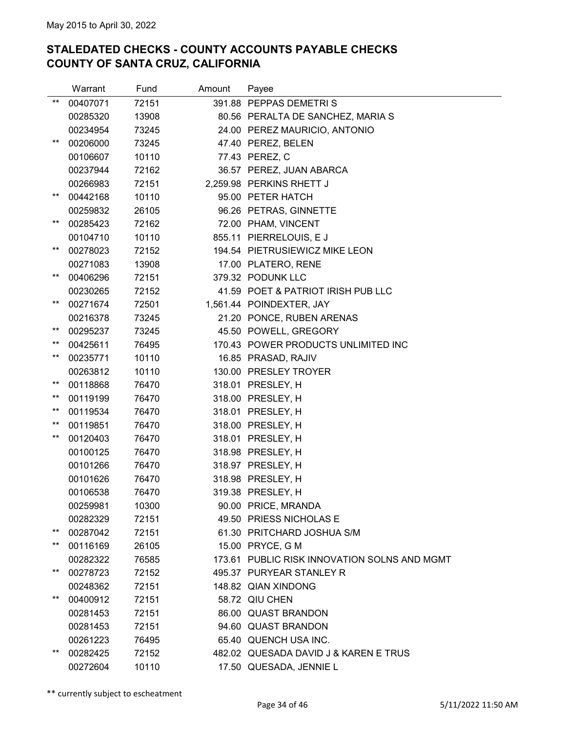May 2015 to April 30, 2022

## STALEDATED CHECKS - COUNTY ACCOUNTS PAYABLE CHECKS
## COUNTY OF SANTA CRUZ, CALIFORNIA

| | Warrant | Fund | Amount | Payee |
|---|---|---|---|---|
| ** | 00407071 | 72151 | 391.88 | PEPPAS DEMETRI S |
| | 00285320 | 13908 | 80.56 | PERALTA DE SANCHEZ, MARIA S |
| | 00234954 | 73245 | 24.00 | PEREZ MAURICIO, ANTONIO |
| ** | 00206000 | 73245 | 47.40 | PEREZ, BELEN |
| | 00106607 | 10110 | 77.43 | PEREZ, C |
| | 00237944 | 72162 | 36.57 | PEREZ, JUAN ABARCA |
| | 00266983 | 72151 | 2,259.98 | PERKINS RHETT J |
| ** | 00442168 | 10110 | 95.00 | PETER HATCH |
| | 00259832 | 26105 | 96.26 | PETRAS, GINNETTE |
| ** | 00285423 | 72162 | 72.00 | PHAM, VINCENT |
| | 00104710 | 10110 | 855.11 | PIERRELOUIS, E J |
| ** | 00278023 | 72152 | 194.54 | PIETRUSIEWICZ MIKE LEON |
| | 00271083 | 13908 | 17.00 | PLATERO, RENE |
| ** | 00406296 | 72151 | 379.32 | PODUNK LLC |
| | 00230265 | 72152 | 41.59 | POET & PATRIOT IRISH PUB LLC |
| ** | 00271674 | 72501 | 1,561.44 | POINDEXTER, JAY |
| | 00216378 | 73245 | 21.20 | PONCE, RUBEN ARENAS |
| ** | 00295237 | 73245 | 45.50 | POWELL, GREGORY |
| ** | 00425611 | 76495 | 170.43 | POWER PRODUCTS UNLIMITED INC |
| ** | 00235771 | 10110 | 16.85 | PRASAD, RAJIV |
| | 00263812 | 10110 | 130.00 | PRESLEY TROYER |
| ** | 00118868 | 76470 | 318.01 | PRESLEY, H |
| ** | 00119199 | 76470 | 318.00 | PRESLEY, H |
| ** | 00119534 | 76470 | 318.01 | PRESLEY, H |
| ** | 00119851 | 76470 | 318.00 | PRESLEY, H |
| ** | 00120403 | 76470 | 318.01 | PRESLEY, H |
| | 00100125 | 76470 | 318.98 | PRESLEY, H |
| | 00101266 | 76470 | 318.97 | PRESLEY, H |
| | 00101626 | 76470 | 318.98 | PRESLEY, H |
| | 00106538 | 76470 | 319.38 | PRESLEY, H |
| | 00259981 | 10300 | 90.00 | PRICE, MRANDA |
| | 00282329 | 72151 | 49.50 | PRIESS NICHOLAS E |
| ** | 00287042 | 72151 | 61.30 | PRITCHARD JOSHUA S/M |
| ** | 00116169 | 26105 | 15.00 | PRYCE, G M |
| | 00282322 | 76585 | 173.61 | PUBLIC RISK INNOVATION SOLNS AND MGMT |
| ** | 00278723 | 72152 | 495.37 | PURYEAR STANLEY R |
| | 00248362 | 72151 | 148.82 | QIAN XINDONG |
| ** | 00400912 | 72151 | 58.72 | QIU CHEN |
| | 00281453 | 72151 | 86.00 | QUAST BRANDON |
| | 00281453 | 72151 | 94.60 | QUAST BRANDON |
| | 00261223 | 76495 | 65.40 | QUENCH USA INC. |
| ** | 00282425 | 72152 | 482.02 | QUESADA DAVID J & KAREN E TRUS |
| | 00272604 | 10110 | 17.50 | QUESADA, JENNIE L |

** currently subject to escheatment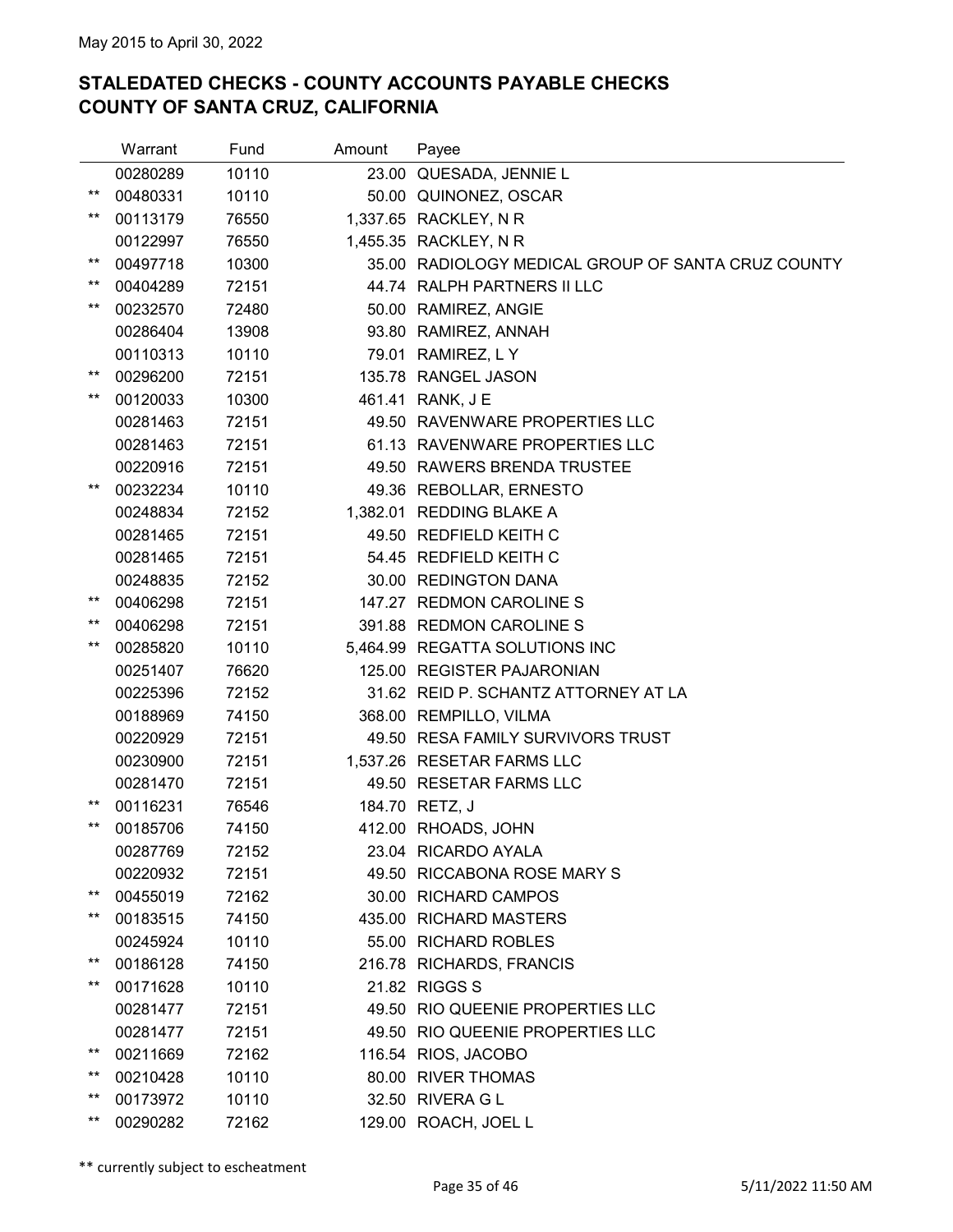May 2015 to April 30, 2022

## STALEDATED CHECKS - COUNTY ACCOUNTS PAYABLE CHECKS
## COUNTY OF SANTA CRUZ, CALIFORNIA

| | Warrant | Fund | Amount | Payee |
|---|---|---|---|---|
| | 00280289 | 10110 | 23.00 | QUESADA, JENNIE L |
| ** | 00480331 | 10110 | 50.00 | QUINONEZ, OSCAR |
| ** | 00113179 | 76550 | 1,337.65 | RACKLEY, N R |
| | 00122997 | 76550 | 1,455.35 | RACKLEY, N R |
| ** | 00497718 | 10300 | 35.00 | RADIOLOGY MEDICAL GROUP OF SANTA CRUZ COUNTY |
| ** | 00404289 | 72151 | 44.74 | RALPH PARTNERS II LLC |
| ** | 00232570 | 72480 | 50.00 | RAMIREZ, ANGIE |
| | 00286404 | 13908 | 93.80 | RAMIREZ, ANNAH |
| | 00110313 | 10110 | 79.01 | RAMIREZ, L Y |
| ** | 00296200 | 72151 | 135.78 | RANGEL JASON |
| ** | 00120033 | 10300 | 461.41 | RANK, J E |
| | 00281463 | 72151 | 49.50 | RAVENWARE PROPERTIES LLC |
| | 00281463 | 72151 | 61.13 | RAVENWARE PROPERTIES LLC |
| | 00220916 | 72151 | 49.50 | RAWERS BRENDA TRUSTEE |
| ** | 00232234 | 10110 | 49.36 | REBOLLAR, ERNESTO |
| | 00248834 | 72152 | 1,382.01 | REDDING BLAKE A |
| | 00281465 | 72151 | 49.50 | REDFIELD KEITH C |
| | 00281465 | 72151 | 54.45 | REDFIELD KEITH C |
| | 00248835 | 72152 | 30.00 | REDINGTON DANA |
| ** | 00406298 | 72151 | 147.27 | REDMON CAROLINE S |
| ** | 00406298 | 72151 | 391.88 | REDMON CAROLINE S |
| ** | 00285820 | 10110 | 5,464.99 | REGATTA SOLUTIONS INC |
| | 00251407 | 76620 | 125.00 | REGISTER PAJARONIAN |
| | 00225396 | 72152 | 31.62 | REID P. SCHANTZ ATTORNEY AT LA |
| | 00188969 | 74150 | 368.00 | REMPILLO, VILMA |
| | 00220929 | 72151 | 49.50 | RESA FAMILY SURVIVORS TRUST |
| | 00230900 | 72151 | 1,537.26 | RESETAR FARMS LLC |
| | 00281470 | 72151 | 49.50 | RESETAR FARMS LLC |
| ** | 00116231 | 76546 | 184.70 | RETZ, J |
| ** | 00185706 | 74150 | 412.00 | RHOADS, JOHN |
| | 00287769 | 72152 | 23.04 | RICARDO AYALA |
| | 00220932 | 72151 | 49.50 | RICCABONA ROSE MARY S |
| ** | 00455019 | 72162 | 30.00 | RICHARD CAMPOS |
| ** | 00183515 | 74150 | 435.00 | RICHARD MASTERS |
| | 00245924 | 10110 | 55.00 | RICHARD ROBLES |
| ** | 00186128 | 74150 | 216.78 | RICHARDS, FRANCIS |
| ** | 00171628 | 10110 | 21.82 | RIGGS S |
| | 00281477 | 72151 | 49.50 | RIO QUEENIE PROPERTIES LLC |
| | 00281477 | 72151 | 49.50 | RIO QUEENIE PROPERTIES LLC |
| ** | 00211669 | 72162 | 116.54 | RIOS, JACOBO |
| ** | 00210428 | 10110 | 80.00 | RIVER THOMAS |
| ** | 00173972 | 10110 | 32.50 | RIVERA G L |
| ** | 00290282 | 72162 | 129.00 | ROACH, JOEL L |

** currently subject to escheatment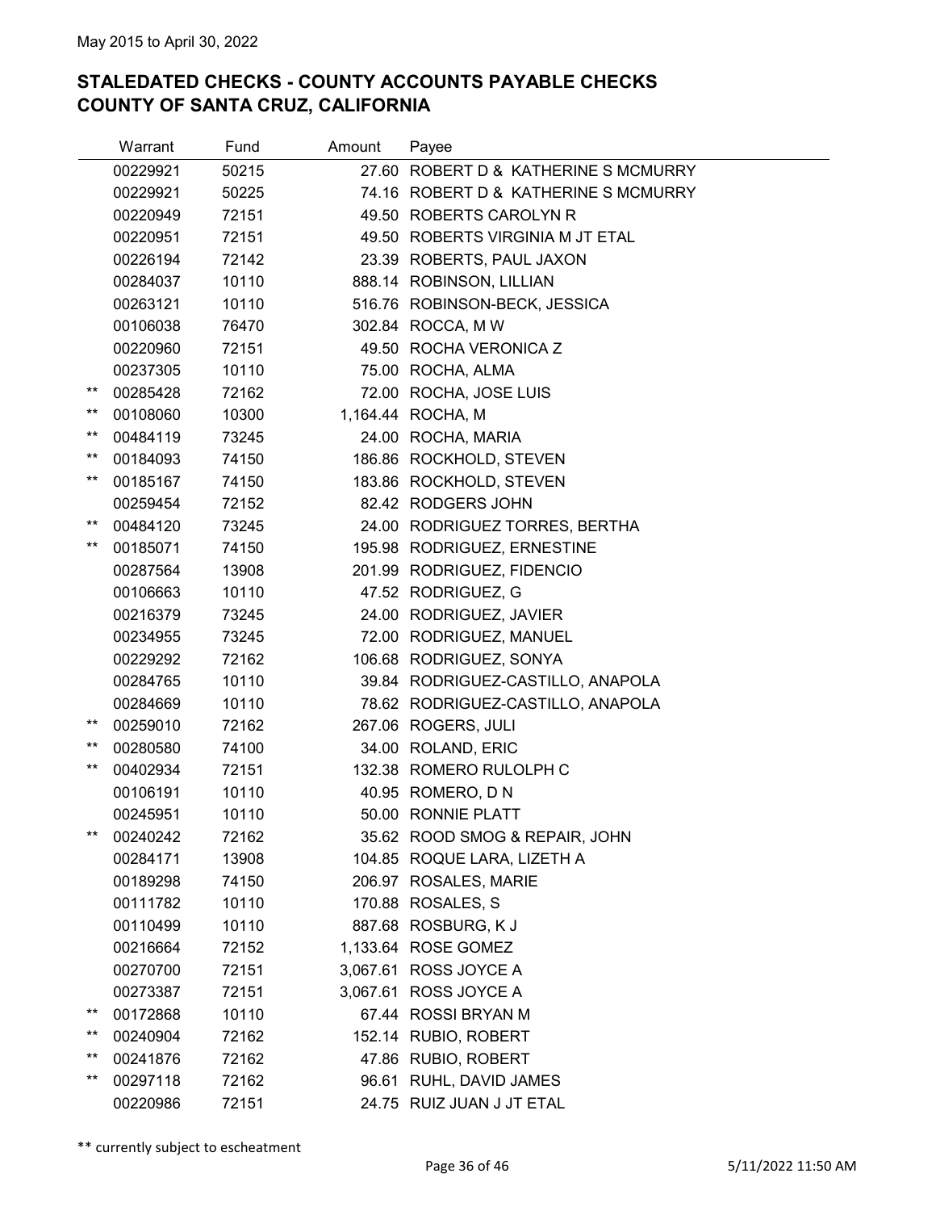May 2015 to April 30, 2022

## STALEDATED CHECKS - COUNTY ACCOUNTS PAYABLE CHECKS
## COUNTY OF SANTA CRUZ, CALIFORNIA

| | Warrant | Fund | Amount | Payee |
|---|---|---|---|---|
| | 00229921 | 50215 | 27.60 | ROBERT D & KATHERINE S MCMURRY |
| | 00229921 | 50225 | 74.16 | ROBERT D & KATHERINE S MCMURRY |
| | 00220949 | 72151 | 49.50 | ROBERTS CAROLYN R |
| | 00220951 | 72151 | 49.50 | ROBERTS VIRGINIA M JT ETAL |
| | 00226194 | 72142 | 23.39 | ROBERTS, PAUL JAXON |
| | 00284037 | 10110 | 888.14 | ROBINSON, LILLIAN |
| | 00263121 | 10110 | 516.76 | ROBINSON-BECK, JESSICA |
| | 00106038 | 76470 | 302.84 | ROCCA, M W |
| | 00220960 | 72151 | 49.50 | ROCHA VERONICA Z |
| | 00237305 | 10110 | 75.00 | ROCHA, ALMA |
| ** | 00285428 | 72162 | 72.00 | ROCHA, JOSE LUIS |
| ** | 00108060 | 10300 | 1,164.44 | ROCHA, M |
| ** | 00484119 | 73245 | 24.00 | ROCHA, MARIA |
| ** | 00184093 | 74150 | 186.86 | ROCKHOLD, STEVEN |
| ** | 00185167 | 74150 | 183.86 | ROCKHOLD, STEVEN |
| | 00259454 | 72152 | 82.42 | RODGERS JOHN |
| ** | 00484120 | 73245 | 24.00 | RODRIGUEZ TORRES, BERTHA |
| ** | 00185071 | 74150 | 195.98 | RODRIGUEZ, ERNESTINE |
| | 00287564 | 13908 | 201.99 | RODRIGUEZ, FIDENCIO |
| | 00106663 | 10110 | 47.52 | RODRIGUEZ, G |
| | 00216379 | 73245 | 24.00 | RODRIGUEZ, JAVIER |
| | 00234955 | 73245 | 72.00 | RODRIGUEZ, MANUEL |
| | 00229292 | 72162 | 106.68 | RODRIGUEZ, SONYA |
| | 00284765 | 10110 | 39.84 | RODRIGUEZ-CASTILLO, ANAPOLA |
| | 00284669 | 10110 | 78.62 | RODRIGUEZ-CASTILLO, ANAPOLA |
| ** | 00259010 | 72162 | 267.06 | ROGERS, JULI |
| ** | 00280580 | 74100 | 34.00 | ROLAND, ERIC |
| ** | 00402934 | 72151 | 132.38 | ROMERO RULOLPH C |
| | 00106191 | 10110 | 40.95 | ROMERO, D N |
| | 00245951 | 10110 | 50.00 | RONNIE PLATT |
| ** | 00240242 | 72162 | 35.62 | ROOD SMOG & REPAIR, JOHN |
| | 00284171 | 13908 | 104.85 | ROQUE LARA, LIZETH A |
| | 00189298 | 74150 | 206.97 | ROSALES, MARIE |
| | 00111782 | 10110 | 170.88 | ROSALES, S |
| | 00110499 | 10110 | 887.68 | ROSBURG, K J |
| | 00216664 | 72152 | 1,133.64 | ROSE GOMEZ |
| | 00270700 | 72151 | 3,067.61 | ROSS JOYCE A |
| | 00273387 | 72151 | 3,067.61 | ROSS JOYCE A |
| ** | 00172868 | 10110 | 67.44 | ROSSI BRYAN M |
| ** | 00240904 | 72162 | 152.14 | RUBIO, ROBERT |
| ** | 00241876 | 72162 | 47.86 | RUBIO, ROBERT |
| ** | 00297118 | 72162 | 96.61 | RUHL, DAVID JAMES |
| | 00220986 | 72151 | 24.75 | RUIZ JUAN J JT ETAL |

** currently subject to escheatment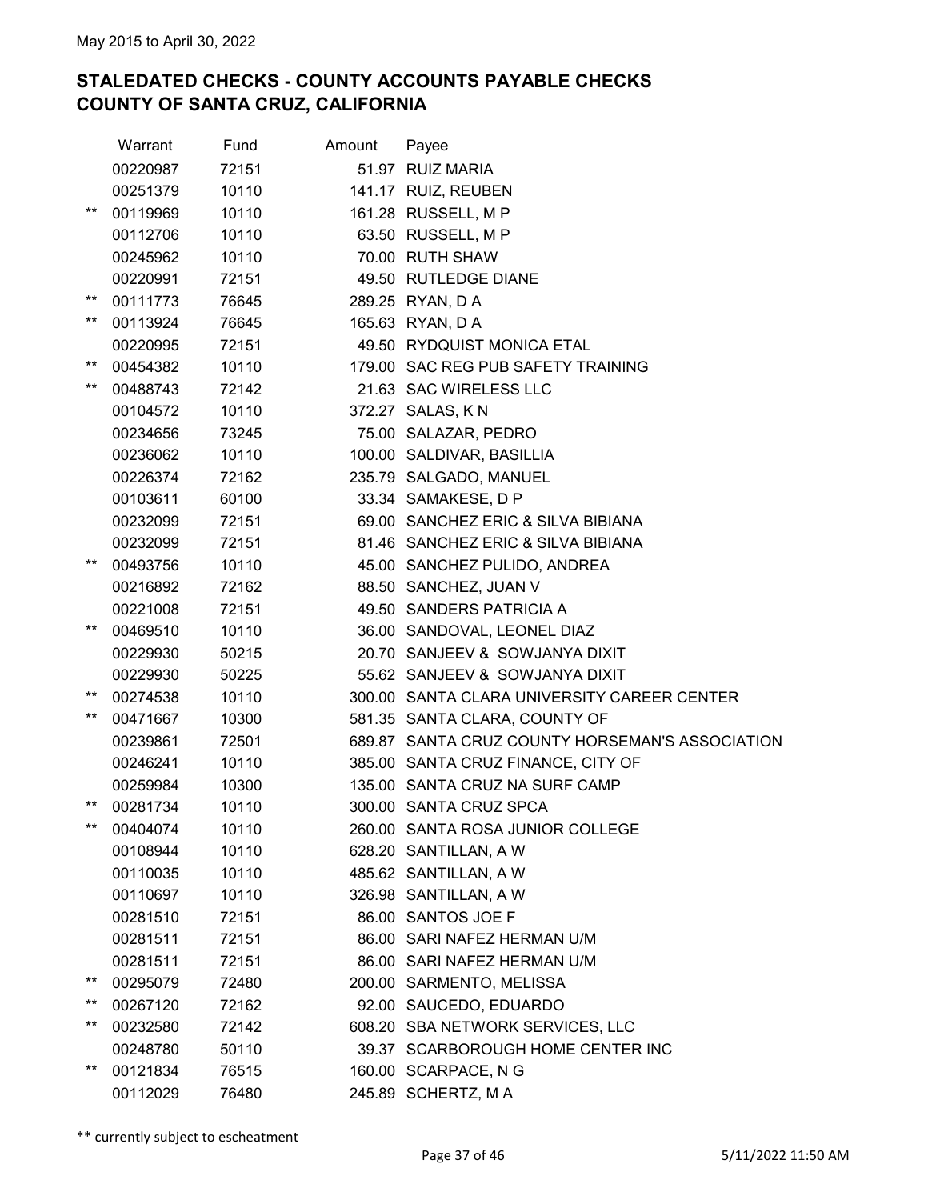May 2015 to April 30, 2022

## STALEDATED CHECKS - COUNTY ACCOUNTS PAYABLE CHECKS
## COUNTY OF SANTA CRUZ, CALIFORNIA

| | Warrant | Fund | Amount | Payee |
|---|---|---|---|---|
| | 00220987 | 72151 | 51.97 | RUIZ MARIA |
| | 00251379 | 10110 | 141.17 | RUIZ, REUBEN |
| ** | 00119969 | 10110 | 161.28 | RUSSELL, M P |
| | 00112706 | 10110 | 63.50 | RUSSELL, M P |
| | 00245962 | 10110 | 70.00 | RUTH SHAW |
| | 00220991 | 72151 | 49.50 | RUTLEDGE DIANE |
| ** | 00111773 | 76645 | 289.25 | RYAN, D A |
| ** | 00113924 | 76645 | 165.63 | RYAN, D A |
| | 00220995 | 72151 | 49.50 | RYDQUIST MONICA ETAL |
| ** | 00454382 | 10110 | 179.00 | SAC REG PUB SAFETY TRAINING |
| ** | 00488743 | 72142 | 21.63 | SAC WIRELESS LLC |
| | 00104572 | 10110 | 372.27 | SALAS, K N |
| | 00234656 | 73245 | 75.00 | SALAZAR, PEDRO |
| | 00236062 | 10110 | 100.00 | SALDIVAR, BASILLIA |
| | 00226374 | 72162 | 235.79 | SALGADO, MANUEL |
| | 00103611 | 60100 | 33.34 | SAMAKESE, D P |
| | 00232099 | 72151 | 69.00 | SANCHEZ ERIC & SILVA BIBIANA |
| | 00232099 | 72151 | 81.46 | SANCHEZ ERIC & SILVA BIBIANA |
| ** | 00493756 | 10110 | 45.00 | SANCHEZ PULIDO, ANDREA |
| | 00216892 | 72162 | 88.50 | SANCHEZ, JUAN V |
| | 00221008 | 72151 | 49.50 | SANDERS PATRICIA A |
| ** | 00469510 | 10110 | 36.00 | SANDOVAL, LEONEL DIAZ |
| | 00229930 | 50215 | 20.70 | SANJEEV & SOWJANYA DIXIT |
| | 00229930 | 50225 | 55.62 | SANJEEV & SOWJANYA DIXIT |
| ** | 00274538 | 10110 | 300.00 | SANTA CLARA UNIVERSITY CAREER CENTER |
| ** | 00471667 | 10300 | 581.35 | SANTA CLARA, COUNTY OF |
| | 00239861 | 72501 | 689.87 | SANTA CRUZ COUNTY HORSEMAN'S ASSOCIATION |
| | 00246241 | 10110 | 385.00 | SANTA CRUZ FINANCE, CITY OF |
| | 00259984 | 10300 | 135.00 | SANTA CRUZ NA SURF CAMP |
| ** | 00281734 | 10110 | 300.00 | SANTA CRUZ SPCA |
| ** | 00404074 | 10110 | 260.00 | SANTA ROSA JUNIOR COLLEGE |
| | 00108944 | 10110 | 628.20 | SANTILLAN, A W |
| | 00110035 | 10110 | 485.62 | SANTILLAN, A W |
| | 00110697 | 10110 | 326.98 | SANTILLAN, A W |
| | 00281510 | 72151 | 86.00 | SANTOS JOE F |
| | 00281511 | 72151 | 86.00 | SARI NAFEZ HERMAN U/M |
| | 00281511 | 72151 | 86.00 | SARI NAFEZ HERMAN U/M |
| ** | 00295079 | 72480 | 200.00 | SARMENTO, MELISSA |
| ** | 00267120 | 72162 | 92.00 | SAUCEDO, EDUARDO |
| ** | 00232580 | 72142 | 608.20 | SBA NETWORK SERVICES, LLC |
| | 00248780 | 50110 | 39.37 | SCARBOROUGH HOME CENTER INC |
| ** | 00121834 | 76515 | 160.00 | SCARPACE, N G |
| | 00112029 | 76480 | 245.89 | SCHERTZ, M A |

** currently subject to escheatment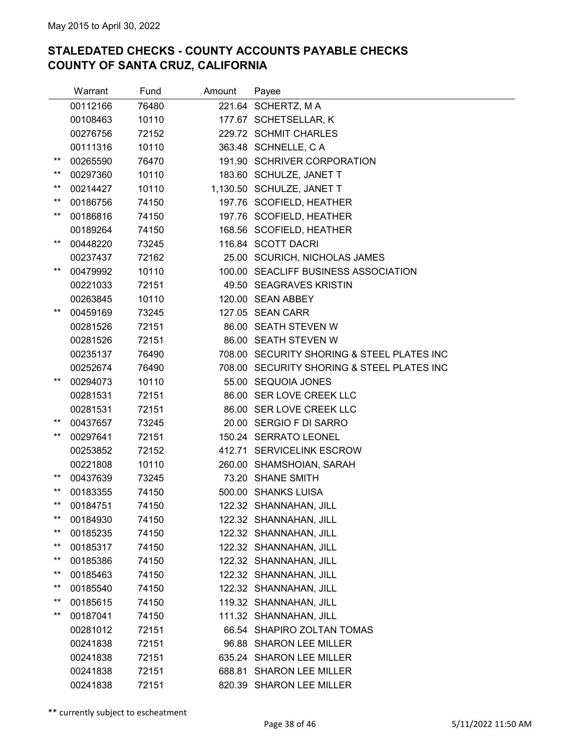May 2015 to April 30, 2022

## STALEDATED CHECKS - COUNTY ACCOUNTS PAYABLE CHECKS
## COUNTY OF SANTA CRUZ, CALIFORNIA

| | Warrant | Fund | Amount | Payee |
|---|---|---|---|---|
| | 00112166 | 76480 | 221.64 | SCHERTZ, M A |
| | 00108463 | 10110 | 177.67 | SCHETSELLAR, K |
| | 00276756 | 72152 | 229.72 | SCHMIT CHARLES |
| | 00111316 | 10110 | 363.48 | SCHNELLE, C A |
| ** | 00265590 | 76470 | 191.90 | SCHRIVER CORPORATION |
| ** | 00297360 | 10110 | 183.60 | SCHULZE, JANET T |
| ** | 00214427 | 10110 | 1,130.50 | SCHULZE, JANET T |
| ** | 00186756 | 74150 | 197.76 | SCOFIELD, HEATHER |
| ** | 00186816 | 74150 | 197.76 | SCOFIELD, HEATHER |
| | 00189264 | 74150 | 168.56 | SCOFIELD, HEATHER |
| ** | 00448220 | 73245 | 116.84 | SCOTT DACRI |
| | 00237437 | 72162 | 25.00 | SCURICH, NICHOLAS JAMES |
| ** | 00479992 | 10110 | 100.00 | SEACLIFF BUSINESS ASSOCIATION |
| | 00221033 | 72151 | 49.50 | SEAGRAVES KRISTIN |
| | 00263845 | 10110 | 120.00 | SEAN ABBEY |
| ** | 00459169 | 73245 | 127.05 | SEAN CARR |
| | 00281526 | 72151 | 86.00 | SEATH STEVEN W |
| | 00281526 | 72151 | 86.00 | SEATH STEVEN W |
| | 00235137 | 76490 | 708.00 | SECURITY SHORING & STEEL PLATES INC |
| | 00252674 | 76490 | 708.00 | SECURITY SHORING & STEEL PLATES INC |
| ** | 00294073 | 10110 | 55.00 | SEQUOIA JONES |
| | 00281531 | 72151 | 86.00 | SER LOVE CREEK LLC |
| | 00281531 | 72151 | 86.00 | SER LOVE CREEK LLC |
| ** | 00437657 | 73245 | 20.00 | SERGIO F DI SARRO |
| ** | 00297641 | 72151 | 150.24 | SERRATO LEONEL |
| | 00253852 | 72152 | 412.71 | SERVICELINK ESCROW |
| | 00221808 | 10110 | 260.00 | SHAMSHOIAN, SARAH |
| ** | 00437639 | 73245 | 73.20 | SHANE SMITH |
| ** | 00183355 | 74150 | 500.00 | SHANKS LUISA |
| ** | 00184751 | 74150 | 122.32 | SHANNAHAN, JILL |
| ** | 00184930 | 74150 | 122.32 | SHANNAHAN, JILL |
| ** | 00185235 | 74150 | 122.32 | SHANNAHAN, JILL |
| ** | 00185317 | 74150 | 122.32 | SHANNAHAN, JILL |
| ** | 00185386 | 74150 | 122.32 | SHANNAHAN, JILL |
| ** | 00185463 | 74150 | 122.32 | SHANNAHAN, JILL |
| ** | 00185540 | 74150 | 122.32 | SHANNAHAN, JILL |
| ** | 00185615 | 74150 | 119.32 | SHANNAHAN, JILL |
| ** | 00187041 | 74150 | 111.32 | SHANNAHAN, JILL |
| | 00281012 | 72151 | 66.54 | SHAPIRO ZOLTAN TOMAS |
| | 00241838 | 72151 | 96.88 | SHARON LEE MILLER |
| | 00241838 | 72151 | 635.24 | SHARON LEE MILLER |
| | 00241838 | 72151 | 688.81 | SHARON LEE MILLER |
| | 00241838 | 72151 | 820.39 | SHARON LEE MILLER |

** currently subject to escheatment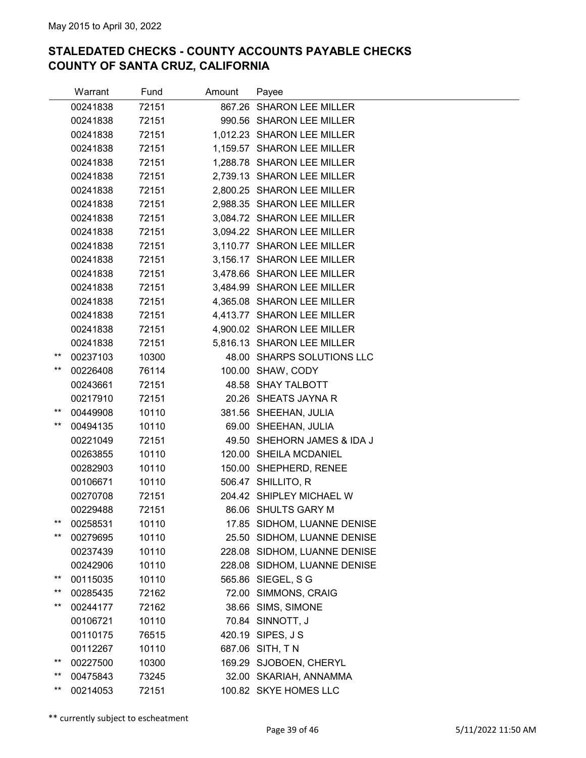May 2015 to April 30, 2022

## STALEDATED CHECKS - COUNTY ACCOUNTS PAYABLE CHECKS
## COUNTY OF SANTA CRUZ, CALIFORNIA

| | Warrant | Fund | Amount | Payee |
|---|---|---|---|---|
| | 00241838 | 72151 | 867.26 | SHARON LEE MILLER |
| | 00241838 | 72151 | 990.56 | SHARON LEE MILLER |
| | 00241838 | 72151 | 1,012.23 | SHARON LEE MILLER |
| | 00241838 | 72151 | 1,159.57 | SHARON LEE MILLER |
| | 00241838 | 72151 | 1,288.78 | SHARON LEE MILLER |
| | 00241838 | 72151 | 2,739.13 | SHARON LEE MILLER |
| | 00241838 | 72151 | 2,800.25 | SHARON LEE MILLER |
| | 00241838 | 72151 | 2,988.35 | SHARON LEE MILLER |
| | 00241838 | 72151 | 3,084.72 | SHARON LEE MILLER |
| | 00241838 | 72151 | 3,094.22 | SHARON LEE MILLER |
| | 00241838 | 72151 | 3,110.77 | SHARON LEE MILLER |
| | 00241838 | 72151 | 3,156.17 | SHARON LEE MILLER |
| | 00241838 | 72151 | 3,478.66 | SHARON LEE MILLER |
| | 00241838 | 72151 | 3,484.99 | SHARON LEE MILLER |
| | 00241838 | 72151 | 4,365.08 | SHARON LEE MILLER |
| | 00241838 | 72151 | 4,413.77 | SHARON LEE MILLER |
| | 00241838 | 72151 | 4,900.02 | SHARON LEE MILLER |
| | 00241838 | 72151 | 5,816.13 | SHARON LEE MILLER |
| ** | 00237103 | 10300 | 48.00 | SHARPS SOLUTIONS LLC |
| ** | 00226408 | 76114 | 100.00 | SHAW, CODY |
| | 00243661 | 72151 | 48.58 | SHAY TALBOTT |
| | 00217910 | 72151 | 20.26 | SHEATS JAYNA R |
| ** | 00449908 | 10110 | 381.56 | SHEEHAN, JULIA |
| ** | 00494135 | 10110 | 69.00 | SHEEHAN, JULIA |
| | 00221049 | 72151 | 49.50 | SHEHORN JAMES & IDA J |
| | 00263855 | 10110 | 120.00 | SHEILA MCDANIEL |
| | 00282903 | 10110 | 150.00 | SHEPHERD, RENEE |
| | 00106671 | 10110 | 506.47 | SHILLITO, R |
| | 00270708 | 72151 | 204.42 | SHIPLEY MICHAEL W |
| | 00229488 | 72151 | 86.06 | SHULTS GARY M |
| ** | 00258531 | 10110 | 17.85 | SIDHOM, LUANNE DENISE |
| ** | 00279695 | 10110 | 25.50 | SIDHOM, LUANNE DENISE |
| | 00237439 | 10110 | 228.08 | SIDHOM, LUANNE DENISE |
| | 00242906 | 10110 | 228.08 | SIDHOM, LUANNE DENISE |
| ** | 00115035 | 10110 | 565.86 | SIEGEL, S G |
| ** | 00285435 | 72162 | 72.00 | SIMMONS, CRAIG |
| ** | 00244177 | 72162 | 38.66 | SIMS, SIMONE |
| | 00106721 | 10110 | 70.84 | SINNOTT, J |
| | 00110175 | 76515 | 420.19 | SIPES, J S |
| | 00112267 | 10110 | 687.06 | SITH, T N |
| ** | 00227500 | 10300 | 169.29 | SJOBOEN, CHERYL |
| ** | 00475843 | 73245 | 32.00 | SKARIAH, ANNAMMA |
| ** | 00214053 | 72151 | 100.82 | SKYE HOMES LLC |

** currently subject to escheatment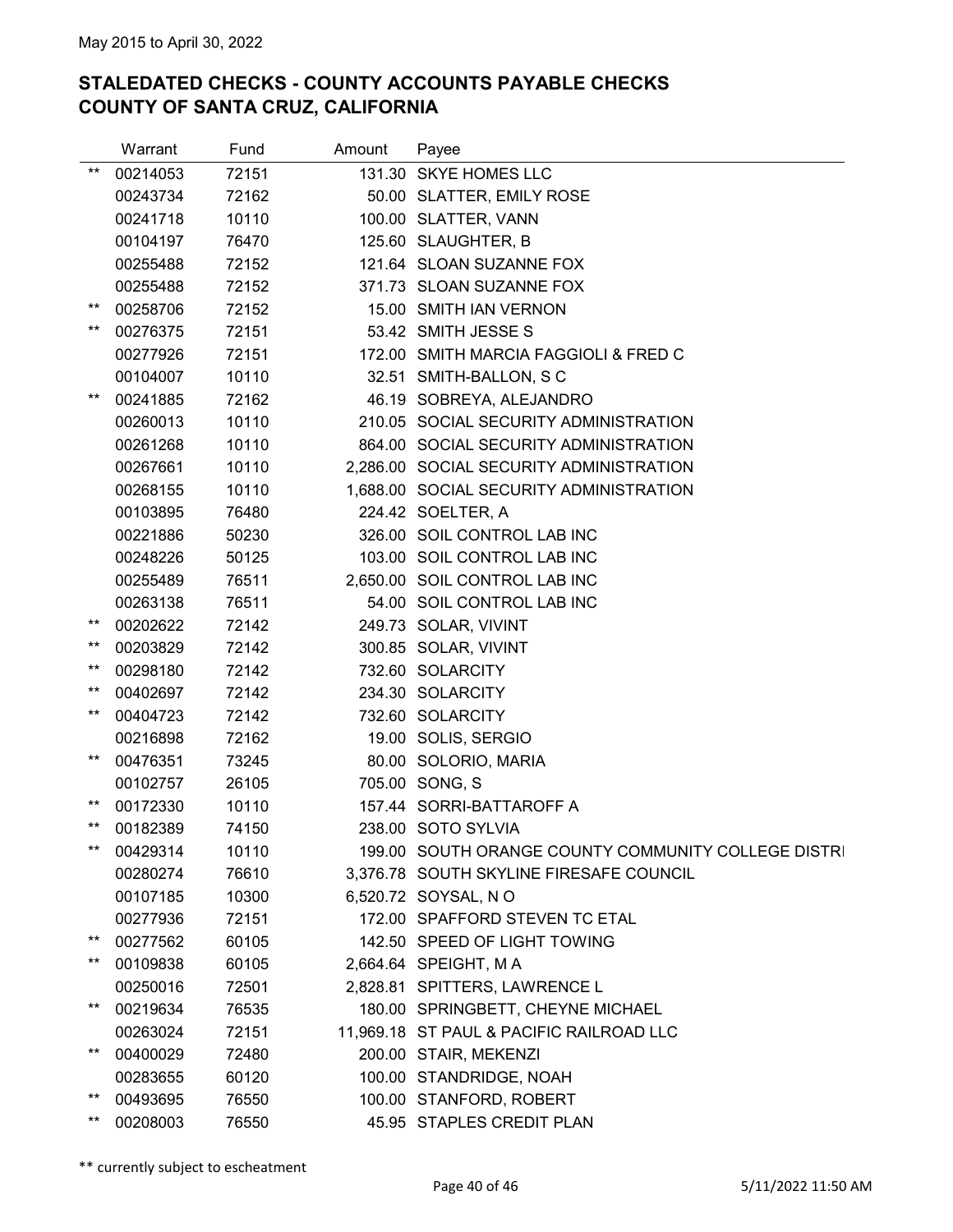May 2015 to April 30, 2022

## STALEDATED CHECKS - COUNTY ACCOUNTS PAYABLE CHECKS
## COUNTY OF SANTA CRUZ, CALIFORNIA

| | Warrant | Fund | Amount | Payee |
|---|---|---|---|---|
| ** | 00214053 | 72151 | 131.30 | SKYE HOMES LLC |
| | 00243734 | 72162 | 50.00 | SLATTER, EMILY ROSE |
| | 00241718 | 10110 | 100.00 | SLATTER, VANN |
| | 00104197 | 76470 | 125.60 | SLAUGHTER, B |
| | 00255488 | 72152 | 121.64 | SLOAN SUZANNE FOX |
| | 00255488 | 72152 | 371.73 | SLOAN SUZANNE FOX |
| ** | 00258706 | 72152 | 15.00 | SMITH IAN VERNON |
| ** | 00276375 | 72151 | 53.42 | SMITH JESSE S |
| | 00277926 | 72151 | 172.00 | SMITH MARCIA FAGGIOLI & FRED C |
| | 00104007 | 10110 | 32.51 | SMITH-BALLON, S C |
| ** | 00241885 | 72162 | 46.19 | SOBREYA, ALEJANDRO |
| | 00260013 | 10110 | 210.05 | SOCIAL SECURITY ADMINISTRATION |
| | 00261268 | 10110 | 864.00 | SOCIAL SECURITY ADMINISTRATION |
| | 00267661 | 10110 | 2,286.00 | SOCIAL SECURITY ADMINISTRATION |
| | 00268155 | 10110 | 1,688.00 | SOCIAL SECURITY ADMINISTRATION |
| | 00103895 | 76480 | 224.42 | SOELTER, A |
| | 00221886 | 50230 | 326.00 | SOIL CONTROL LAB INC |
| | 00248226 | 50125 | 103.00 | SOIL CONTROL LAB INC |
| | 00255489 | 76511 | 2,650.00 | SOIL CONTROL LAB INC |
| | 00263138 | 76511 | 54.00 | SOIL CONTROL LAB INC |
| ** | 00202622 | 72142 | 249.73 | SOLAR, VIVINT |
| ** | 00203829 | 72142 | 300.85 | SOLAR, VIVINT |
| ** | 00298180 | 72142 | 732.60 | SOLARCITY |
| ** | 00402697 | 72142 | 234.30 | SOLARCITY |
| ** | 00404723 | 72142 | 732.60 | SOLARCITY |
| | 00216898 | 72162 | 19.00 | SOLIS, SERGIO |
| ** | 00476351 | 73245 | 80.00 | SOLORIO, MARIA |
| | 00102757 | 26105 | 705.00 | SONG, S |
| ** | 00172330 | 10110 | 157.44 | SORRI-BATTAROFF A |
| ** | 00182389 | 74150 | 238.00 | SOTO SYLVIA |
| ** | 00429314 | 10110 | 199.00 | SOUTH ORANGE COUNTY COMMUNITY COLLEGE DISTRI |
| | 00280274 | 76610 | 3,376.78 | SOUTH SKYLINE FIRESAFE COUNCIL |
| | 00107185 | 10300 | 6,520.72 | SOYSAL, N O |
| | 00277936 | 72151 | 172.00 | SPAFFORD STEVEN TC ETAL |
| ** | 00277562 | 60105 | 142.50 | SPEED OF LIGHT TOWING |
| ** | 00109838 | 60105 | 2,664.64 | SPEIGHT, M A |
| | 00250016 | 72501 | 2,828.81 | SPITTERS, LAWRENCE L |
| ** | 00219634 | 76535 | 180.00 | SPRINGBETT, CHEYNE MICHAEL |
| | 00263024 | 72151 | 11,969.18 | ST PAUL & PACIFIC RAILROAD LLC |
| ** | 00400029 | 72480 | 200.00 | STAIR, MEKENZI |
| | 00283655 | 60120 | 100.00 | STANDRIDGE, NOAH |
| ** | 00493695 | 76550 | 100.00 | STANFORD, ROBERT |
| ** | 00208003 | 76550 | 45.95 | STAPLES CREDIT PLAN |

** currently subject to escheatment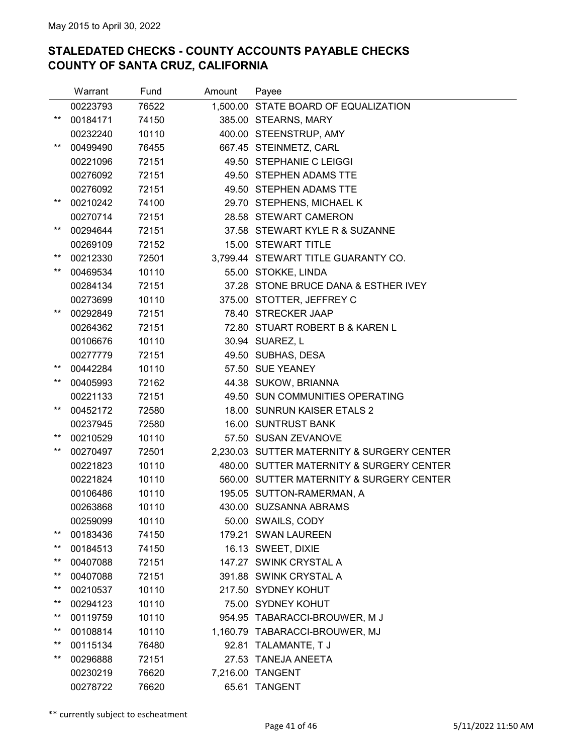May 2015 to April 30, 2022

## STALEDATED CHECKS - COUNTY ACCOUNTS PAYABLE CHECKS
## COUNTY OF SANTA CRUZ, CALIFORNIA

| | Warrant | Fund | Amount | Payee |
|---|---|---|---|---|
| | 00223793 | 76522 | 1,500.00 | STATE BOARD OF EQUALIZATION |
| ** | 00184171 | 74150 | 385.00 | STEARNS, MARY |
| | 00232240 | 10110 | 400.00 | STEENSTRUP, AMY |
| ** | 00499490 | 76455 | 667.45 | STEINMETZ, CARL |
| | 00221096 | 72151 | 49.50 | STEPHANIE C LEIGGI |
| | 00276092 | 72151 | 49.50 | STEPHEN ADAMS TTE |
| | 00276092 | 72151 | 49.50 | STEPHEN ADAMS TTE |
| ** | 00210242 | 74100 | 29.70 | STEPHENS, MICHAEL K |
| | 00270714 | 72151 | 28.58 | STEWART CAMERON |
| ** | 00294644 | 72151 | 37.58 | STEWART KYLE R & SUZANNE |
| | 00269109 | 72152 | 15.00 | STEWART TITLE |
| ** | 00212330 | 72501 | 3,799.44 | STEWART TITLE GUARANTY CO. |
| ** | 00469534 | 10110 | 55.00 | STOKKE, LINDA |
| | 00284134 | 72151 | 37.28 | STONE BRUCE DANA & ESTHER IVEY |
| | 00273699 | 10110 | 375.00 | STOTTER, JEFFREY C |
| ** | 00292849 | 72151 | 78.40 | STRECKER JAAP |
| | 00264362 | 72151 | 72.80 | STUART ROBERT B & KAREN L |
| | 00106676 | 10110 | 30.94 | SUAREZ, L |
| | 00277779 | 72151 | 49.50 | SUBHAS, DESA |
| ** | 00442284 | 10110 | 57.50 | SUE YEANEY |
| ** | 00405993 | 72162 | 44.38 | SUKOW, BRIANNA |
| | 00221133 | 72151 | 49.50 | SUN COMMUNITIES OPERATING |
| ** | 00452172 | 72580 | 18.00 | SUNRUN KAISER ETALS 2 |
| | 00237945 | 72580 | 16.00 | SUNTRUST BANK |
| ** | 00210529 | 10110 | 57.50 | SUSAN ZEVANOVE |
| ** | 00270497 | 72501 | 2,230.03 | SUTTER MATERNITY & SURGERY CENTER |
| | 00221823 | 10110 | 480.00 | SUTTER MATERNITY & SURGERY CENTER |
| | 00221824 | 10110 | 560.00 | SUTTER MATERNITY & SURGERY CENTER |
| | 00106486 | 10110 | 195.05 | SUTTON-RAMERMAN, A |
| | 00263868 | 10110 | 430.00 | SUZSANNA ABRAMS |
| | 00259099 | 10110 | 50.00 | SWAILS, CODY |
| ** | 00183436 | 74150 | 179.21 | SWAN LAUREEN |
| ** | 00184513 | 74150 | 16.13 | SWEET, DIXIE |
| ** | 00407088 | 72151 | 147.27 | SWINK CRYSTAL A |
| ** | 00407088 | 72151 | 391.88 | SWINK CRYSTAL A |
| ** | 00210537 | 10110 | 217.50 | SYDNEY KOHUT |
| ** | 00294123 | 10110 | 75.00 | SYDNEY KOHUT |
| ** | 00119759 | 10110 | 954.95 | TABARACCI-BROUWER, M J |
| ** | 00108814 | 10110 | 1,160.79 | TABARACCI-BROUWER, MJ |
| ** | 00115134 | 76480 | 92.81 | TALAMANTE, T J |
| ** | 00296888 | 72151 | 27.53 | TANEJA ANEETA |
| | 00230219 | 76620 | 7,216.00 | TANGENT |
| | 00278722 | 76620 | 65.61 | TANGENT |

** currently subject to escheatment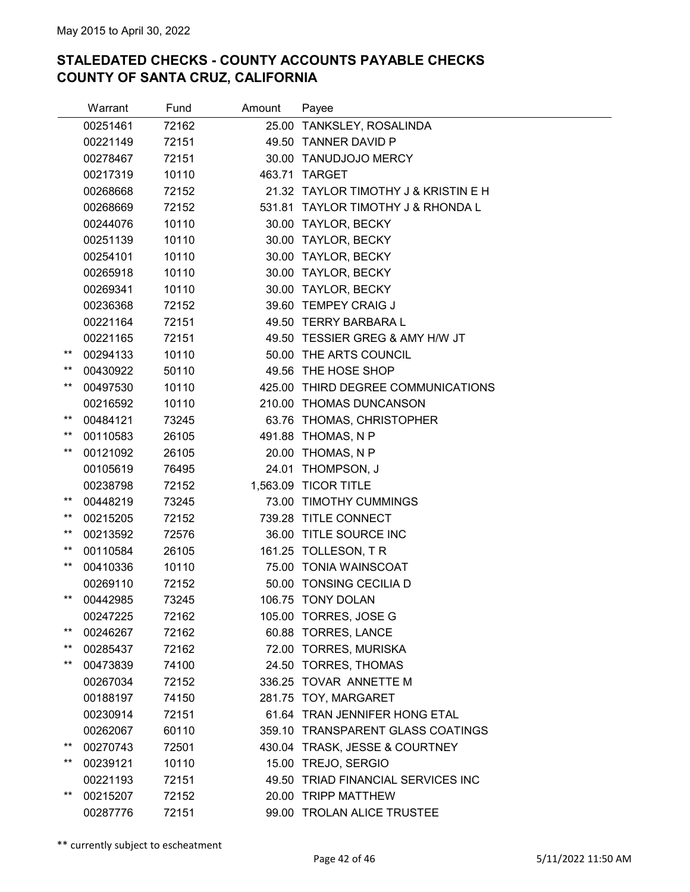May 2015 to April 30, 2022

## STALEDATED CHECKS - COUNTY ACCOUNTS PAYABLE CHECKS
## COUNTY OF SANTA CRUZ, CALIFORNIA

| | Warrant | Fund | Amount | Payee |
|---|---|---|---|---|
| | 00251461 | 72162 | 25.00 | TANKSLEY, ROSALINDA |
| | 00221149 | 72151 | 49.50 | TANNER DAVID P |
| | 00278467 | 72151 | 30.00 | TANUDJOJO MERCY |
| | 00217319 | 10110 | 463.71 | TARGET |
| | 00268668 | 72152 | 21.32 | TAYLOR TIMOTHY J & KRISTIN E H |
| | 00268669 | 72152 | 531.81 | TAYLOR TIMOTHY J & RHONDA L |
| | 00244076 | 10110 | 30.00 | TAYLOR, BECKY |
| | 00251139 | 10110 | 30.00 | TAYLOR, BECKY |
| | 00254101 | 10110 | 30.00 | TAYLOR, BECKY |
| | 00265918 | 10110 | 30.00 | TAYLOR, BECKY |
| | 00269341 | 10110 | 30.00 | TAYLOR, BECKY |
| | 00236368 | 72152 | 39.60 | TEMPEY CRAIG J |
| | 00221164 | 72151 | 49.50 | TERRY BARBARA L |
| | 00221165 | 72151 | 49.50 | TESSIER GREG & AMY H/W JT |
| ** | 00294133 | 10110 | 50.00 | THE ARTS COUNCIL |
| ** | 00430922 | 50110 | 49.56 | THE HOSE SHOP |
| ** | 00497530 | 10110 | 425.00 | THIRD DEGREE COMMUNICATIONS |
| | 00216592 | 10110 | 210.00 | THOMAS DUNCANSON |
| ** | 00484121 | 73245 | 63.76 | THOMAS, CHRISTOPHER |
| ** | 00110583 | 26105 | 491.88 | THOMAS, N P |
| ** | 00121092 | 26105 | 20.00 | THOMAS, N P |
| | 00105619 | 76495 | 24.01 | THOMPSON, J |
| | 00238798 | 72152 | 1,563.09 | TICOR TITLE |
| ** | 00448219 | 73245 | 73.00 | TIMOTHY CUMMINGS |
| ** | 00215205 | 72152 | 739.28 | TITLE CONNECT |
| ** | 00213592 | 72576 | 36.00 | TITLE SOURCE INC |
| ** | 00110584 | 26105 | 161.25 | TOLLESON, T R |
| ** | 00410336 | 10110 | 75.00 | TONIA WAINSCOAT |
| | 00269110 | 72152 | 50.00 | TONSING CECILIA D |
| ** | 00442985 | 73245 | 106.75 | TONY DOLAN |
| | 00247225 | 72162 | 105.00 | TORRES, JOSE G |
| ** | 00246267 | 72162 | 60.88 | TORRES, LANCE |
| ** | 00285437 | 72162 | 72.00 | TORRES, MURISKA |
| ** | 00473839 | 74100 | 24.50 | TORRES, THOMAS |
| | 00267034 | 72152 | 336.25 | TOVAR ANNETTE M |
| | 00188197 | 74150 | 281.75 | TOY, MARGARET |
| | 00230914 | 72151 | 61.64 | TRAN JENNIFER HONG ETAL |
| | 00262067 | 60110 | 359.10 | TRANSPARENT GLASS COATINGS |
| ** | 00270743 | 72501 | 430.04 | TRASK, JESSE & COURTNEY |
| ** | 00239121 | 10110 | 15.00 | TREJO, SERGIO |
| | 00221193 | 72151 | 49.50 | TRIAD FINANCIAL SERVICES INC |
| ** | 00215207 | 72152 | 20.00 | TRIPP MATTHEW |
| | 00287776 | 72151 | 99.00 | TROLAN ALICE TRUSTEE |

** currently subject to escheatment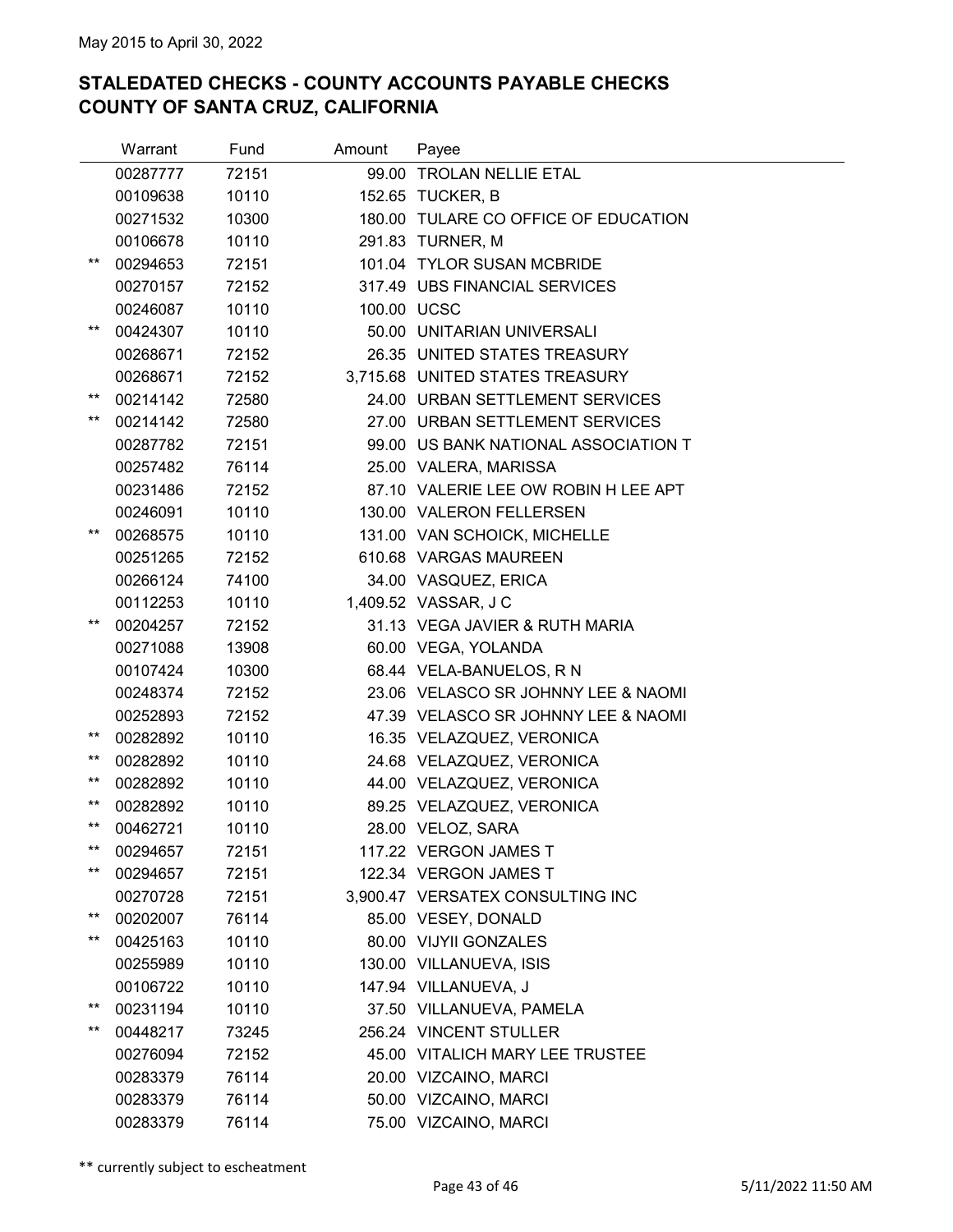May 2015 to April 30, 2022

## STALEDATED CHECKS - COUNTY ACCOUNTS PAYABLE CHECKS
## COUNTY OF SANTA CRUZ, CALIFORNIA

| | Warrant | Fund | Amount | Payee |
|---|---|---|---|---|
| | 00287777 | 72151 | 99.00 | TROLAN NELLIE ETAL |
| | 00109638 | 10110 | 152.65 | TUCKER, B |
| | 00271532 | 10300 | 180.00 | TULARE CO OFFICE OF EDUCATION |
| | 00106678 | 10110 | 291.83 | TURNER, M |
| ** | 00294653 | 72151 | 101.04 | TYLOR SUSAN MCBRIDE |
| | 00270157 | 72152 | 317.49 | UBS FINANCIAL SERVICES |
| | 00246087 | 10110 | 100.00 | UCSC |
| ** | 00424307 | 10110 | 50.00 | UNITARIAN UNIVERSALI |
| | 00268671 | 72152 | 26.35 | UNITED STATES TREASURY |
| | 00268671 | 72152 | 3,715.68 | UNITED STATES TREASURY |
| ** | 00214142 | 72580 | 24.00 | URBAN SETTLEMENT SERVICES |
| ** | 00214142 | 72580 | 27.00 | URBAN SETTLEMENT SERVICES |
| | 00287782 | 72151 | 99.00 | US BANK NATIONAL ASSOCIATION T |
| | 00257482 | 76114 | 25.00 | VALERA, MARISSA |
| | 00231486 | 72152 | 87.10 | VALERIE LEE OW ROBIN H LEE APT |
| | 00246091 | 10110 | 130.00 | VALERON FELLERSEN |
| ** | 00268575 | 10110 | 131.00 | VAN SCHOICK, MICHELLE |
| | 00251265 | 72152 | 610.68 | VARGAS MAUREEN |
| | 00266124 | 74100 | 34.00 | VASQUEZ, ERICA |
| | 00112253 | 10110 | 1,409.52 | VASSAR, J C |
| ** | 00204257 | 72152 | 31.13 | VEGA JAVIER & RUTH MARIA |
| | 00271088 | 13908 | 60.00 | VEGA, YOLANDA |
| | 00107424 | 10300 | 68.44 | VELA-BANUELOS, R N |
| | 00248374 | 72152 | 23.06 | VELASCO SR JOHNNY LEE & NAOMI |
| | 00252893 | 72152 | 47.39 | VELASCO SR JOHNNY LEE & NAOMI |
| ** | 00282892 | 10110 | 16.35 | VELAZQUEZ, VERONICA |
| ** | 00282892 | 10110 | 24.68 | VELAZQUEZ, VERONICA |
| ** | 00282892 | 10110 | 44.00 | VELAZQUEZ, VERONICA |
| ** | 00282892 | 10110 | 89.25 | VELAZQUEZ, VERONICA |
| ** | 00462721 | 10110 | 28.00 | VELOZ, SARA |
| ** | 00294657 | 72151 | 117.22 | VERGON JAMES T |
| ** | 00294657 | 72151 | 122.34 | VERGON JAMES T |
| | 00270728 | 72151 | 3,900.47 | VERSATEX CONSULTING INC |
| ** | 00202007 | 76114 | 85.00 | VESEY, DONALD |
| ** | 00425163 | 10110 | 80.00 | VIJYII GONZALES |
| | 00255989 | 10110 | 130.00 | VILLANUEVA, ISIS |
| | 00106722 | 10110 | 147.94 | VILLANUEVA, J |
| ** | 00231194 | 10110 | 37.50 | VILLANUEVA, PAMELA |
| ** | 00448217 | 73245 | 256.24 | VINCENT STULLER |
| | 00276094 | 72152 | 45.00 | VITALICH MARY LEE TRUSTEE |
| | 00283379 | 76114 | 20.00 | VIZCAINO, MARCI |
| | 00283379 | 76114 | 50.00 | VIZCAINO, MARCI |
| | 00283379 | 76114 | 75.00 | VIZCAINO, MARCI |

** currently subject to escheatment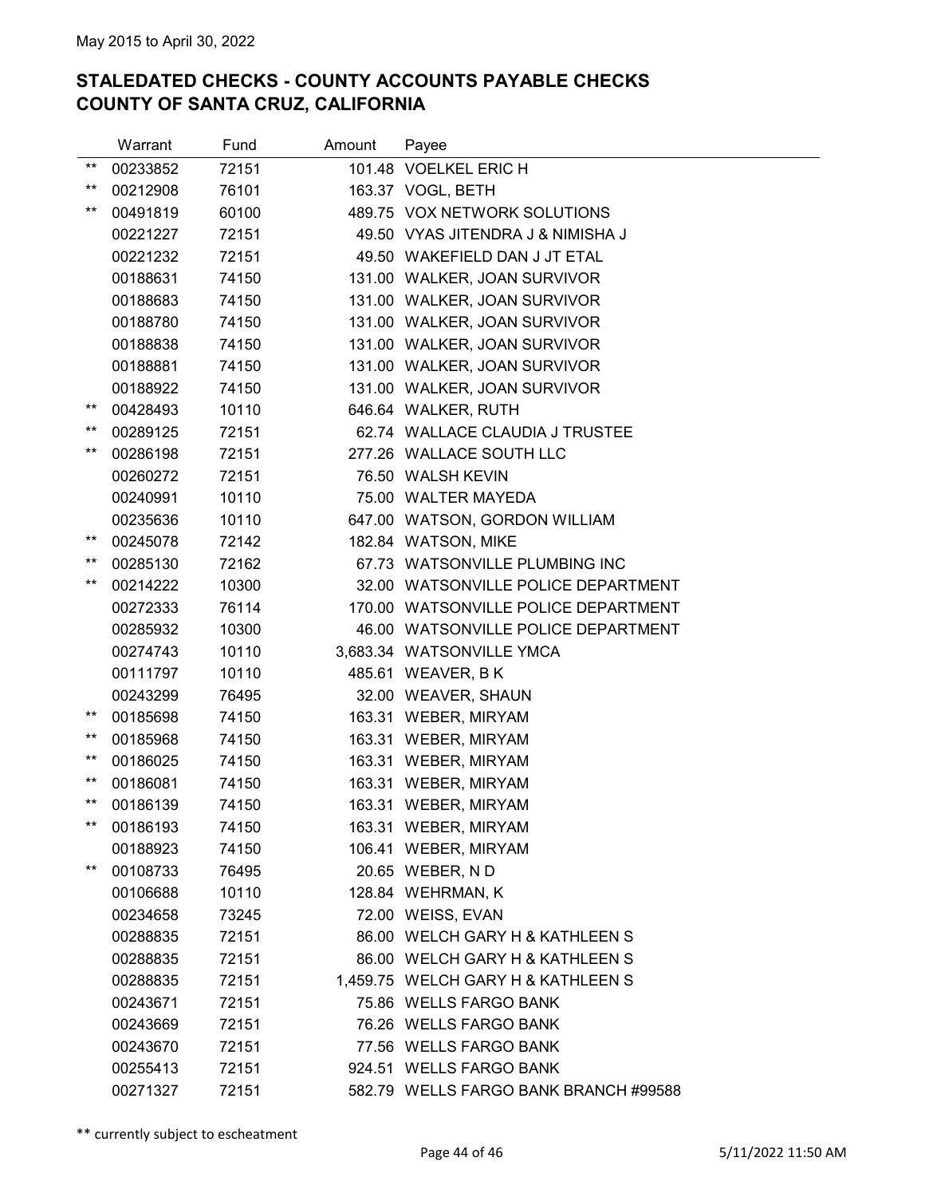May 2015 to April 30, 2022

## STALEDATED CHECKS - COUNTY ACCOUNTS PAYABLE CHECKS
## COUNTY OF SANTA CRUZ, CALIFORNIA

| | Warrant | Fund | Amount | Payee |
|---|---|---|---|---|
| ** | 00233852 | 72151 | 101.48 | VOELKEL ERIC H |
| ** | 00212908 | 76101 | 163.37 | VOGL, BETH |
| ** | 00491819 | 60100 | 489.75 | VOX NETWORK SOLUTIONS |
| | 00221227 | 72151 | 49.50 | VYAS JITENDRA J & NIMISHA J |
| | 00221232 | 72151 | 49.50 | WAKEFIELD DAN J JT ETAL |
| | 00188631 | 74150 | 131.00 | WALKER, JOAN SURVIVOR |
| | 00188683 | 74150 | 131.00 | WALKER, JOAN SURVIVOR |
| | 00188780 | 74150 | 131.00 | WALKER, JOAN SURVIVOR |
| | 00188838 | 74150 | 131.00 | WALKER, JOAN SURVIVOR |
| | 00188881 | 74150 | 131.00 | WALKER, JOAN SURVIVOR |
| | 00188922 | 74150 | 131.00 | WALKER, JOAN SURVIVOR |
| ** | 00428493 | 10110 | 646.64 | WALKER, RUTH |
| ** | 00289125 | 72151 | 62.74 | WALLACE CLAUDIA J TRUSTEE |
| ** | 00286198 | 72151 | 277.26 | WALLACE SOUTH LLC |
| | 00260272 | 72151 | 76.50 | WALSH KEVIN |
| | 00240991 | 10110 | 75.00 | WALTER MAYEDA |
| | 00235636 | 10110 | 647.00 | WATSON, GORDON WILLIAM |
| ** | 00245078 | 72142 | 182.84 | WATSON, MIKE |
| ** | 00285130 | 72162 | 67.73 | WATSONVILLE PLUMBING INC |
| ** | 00214222 | 10300 | 32.00 | WATSONVILLE POLICE DEPARTMENT |
| | 00272333 | 76114 | 170.00 | WATSONVILLE POLICE DEPARTMENT |
| | 00285932 | 10300 | 46.00 | WATSONVILLE POLICE DEPARTMENT |
| | 00274743 | 10110 | 3,683.34 | WATSONVILLE YMCA |
| | 00111797 | 10110 | 485.61 | WEAVER, B K |
| | 00243299 | 76495 | 32.00 | WEAVER, SHAUN |
| ** | 00185698 | 74150 | 163.31 | WEBER, MIRYAM |
| ** | 00185968 | 74150 | 163.31 | WEBER, MIRYAM |
| ** | 00186025 | 74150 | 163.31 | WEBER, MIRYAM |
| ** | 00186081 | 74150 | 163.31 | WEBER, MIRYAM |
| ** | 00186139 | 74150 | 163.31 | WEBER, MIRYAM |
| ** | 00186193 | 74150 | 163.31 | WEBER, MIRYAM |
| | 00188923 | 74150 | 106.41 | WEBER, MIRYAM |
| ** | 00108733 | 76495 | 20.65 | WEBER, N D |
| | 00106688 | 10110 | 128.84 | WEHRMAN, K |
| | 00234658 | 73245 | 72.00 | WEISS, EVAN |
| | 00288835 | 72151 | 86.00 | WELCH GARY H & KATHLEEN S |
| | 00288835 | 72151 | 86.00 | WELCH GARY H & KATHLEEN S |
| | 00288835 | 72151 | 1,459.75 | WELCH GARY H & KATHLEEN S |
| | 00243671 | 72151 | 75.86 | WELLS FARGO BANK |
| | 00243669 | 72151 | 76.26 | WELLS FARGO BANK |
| | 00243670 | 72151 | 77.56 | WELLS FARGO BANK |
| | 00255413 | 72151 | 924.51 | WELLS FARGO BANK |
| | 00271327 | 72151 | 582.79 | WELLS FARGO BANK BRANCH #99588 |

** currently subject to escheatment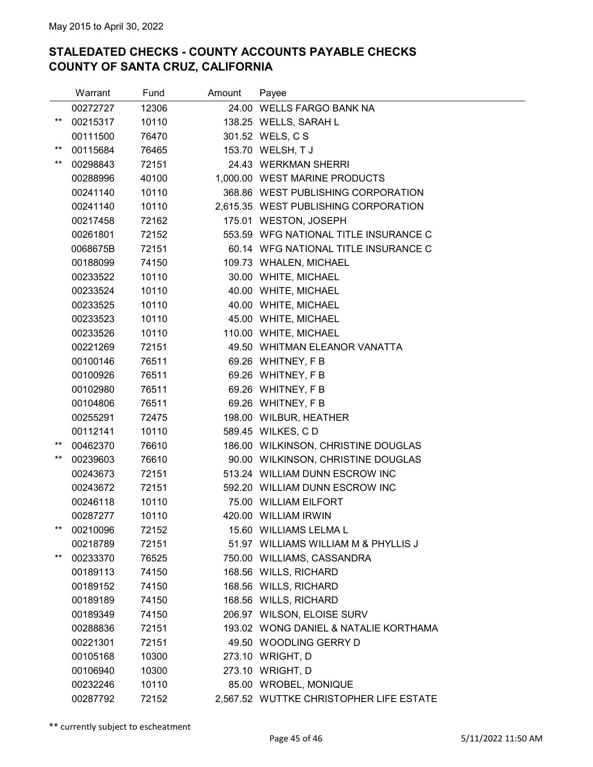May 2015 to April 30, 2022

# STALEDATED CHECKS - COUNTY ACCOUNTS PAYABLE CHECKS
# COUNTY OF SANTA CRUZ, CALIFORNIA

| | Warrant | Fund | Amount | Payee |
|---|---|---|---|---|
| | 00272727 | 12306 | 24.00 | WELLS FARGO BANK NA |
| ** | 00215317 | 10110 | 138.25 | WELLS, SARAH L |
| | 00111500 | 76470 | 301.52 | WELS, C S |
| ** | 00115684 | 76465 | 153.70 | WELSH, T J |
| ** | 00298843 | 72151 | 24.43 | WERKMAN SHERRI |
| | 00288996 | 40100 | 1,000.00 | WEST MARINE PRODUCTS |
| | 00241140 | 10110 | 368.86 | WEST PUBLISHING CORPORATION |
| | 00241140 | 10110 | 2,615.35 | WEST PUBLISHING CORPORATION |
| | 00217458 | 72162 | 175.01 | WESTON, JOSEPH |
| | 00261801 | 72152 | 553.59 | WFG NATIONAL TITLE INSURANCE C |
| | 0068675B | 72151 | 60.14 | WFG NATIONAL TITLE INSURANCE C |
| | 00188099 | 74150 | 109.73 | WHALEN, MICHAEL |
| | 00233522 | 10110 | 30.00 | WHITE, MICHAEL |
| | 00233524 | 10110 | 40.00 | WHITE, MICHAEL |
| | 00233525 | 10110 | 40.00 | WHITE, MICHAEL |
| | 00233523 | 10110 | 45.00 | WHITE, MICHAEL |
| | 00233526 | 10110 | 110.00 | WHITE, MICHAEL |
| | 00221269 | 72151 | 49.50 | WHITMAN ELEANOR VANATTA |
| | 00100146 | 76511 | 69.26 | WHITNEY, F B |
| | 00100926 | 76511 | 69.26 | WHITNEY, F B |
| | 00102980 | 76511 | 69.26 | WHITNEY, F B |
| | 00104806 | 76511 | 69.26 | WHITNEY, F B |
| | 00255291 | 72475 | 198.00 | WILBUR, HEATHER |
| | 00112141 | 10110 | 589.45 | WILKES, C D |
| ** | 00462370 | 76610 | 186.00 | WILKINSON, CHRISTINE DOUGLAS |
| ** | 00239603 | 76610 | 90.00 | WILKINSON, CHRISTINE DOUGLAS |
| | 00243673 | 72151 | 513.24 | WILLIAM DUNN ESCROW INC |
| | 00243672 | 72151 | 592.20 | WILLIAM DUNN ESCROW INC |
| | 00246118 | 10110 | 75.00 | WILLIAM EILFORT |
| | 00287277 | 10110 | 420.00 | WILLIAM IRWIN |
| ** | 00210096 | 72152 | 15.60 | WILLIAMS LELMA L |
| | 00218789 | 72151 | 51.97 | WILLIAMS WILLIAM M & PHYLLIS J |
| ** | 00233370 | 76525 | 750.00 | WILLIAMS, CASSANDRA |
| | 00189113 | 74150 | 168.56 | WILLS, RICHARD |
| | 00189152 | 74150 | 168.56 | WILLS, RICHARD |
| | 00189189 | 74150 | 168.56 | WILLS, RICHARD |
| | 00189349 | 74150 | 206.97 | WILSON, ELOISE SURV |
| | 00288836 | 72151 | 193.02 | WONG DANIEL & NATALIE KORTHAMA |
| | 00221301 | 72151 | 49.50 | WOODLING GERRY D |
| | 00105168 | 10300 | 273.10 | WRIGHT, D |
| | 00106940 | 10300 | 273.10 | WRIGHT, D |
| | 00232246 | 10110 | 85.00 | WROBEL, MONIQUE |
| | 00287792 | 72152 | 2,567.52 | WUTTKE CHRISTOPHER LIFE ESTATE |

** currently subject to escheatment

5/11/2022 11:50 AM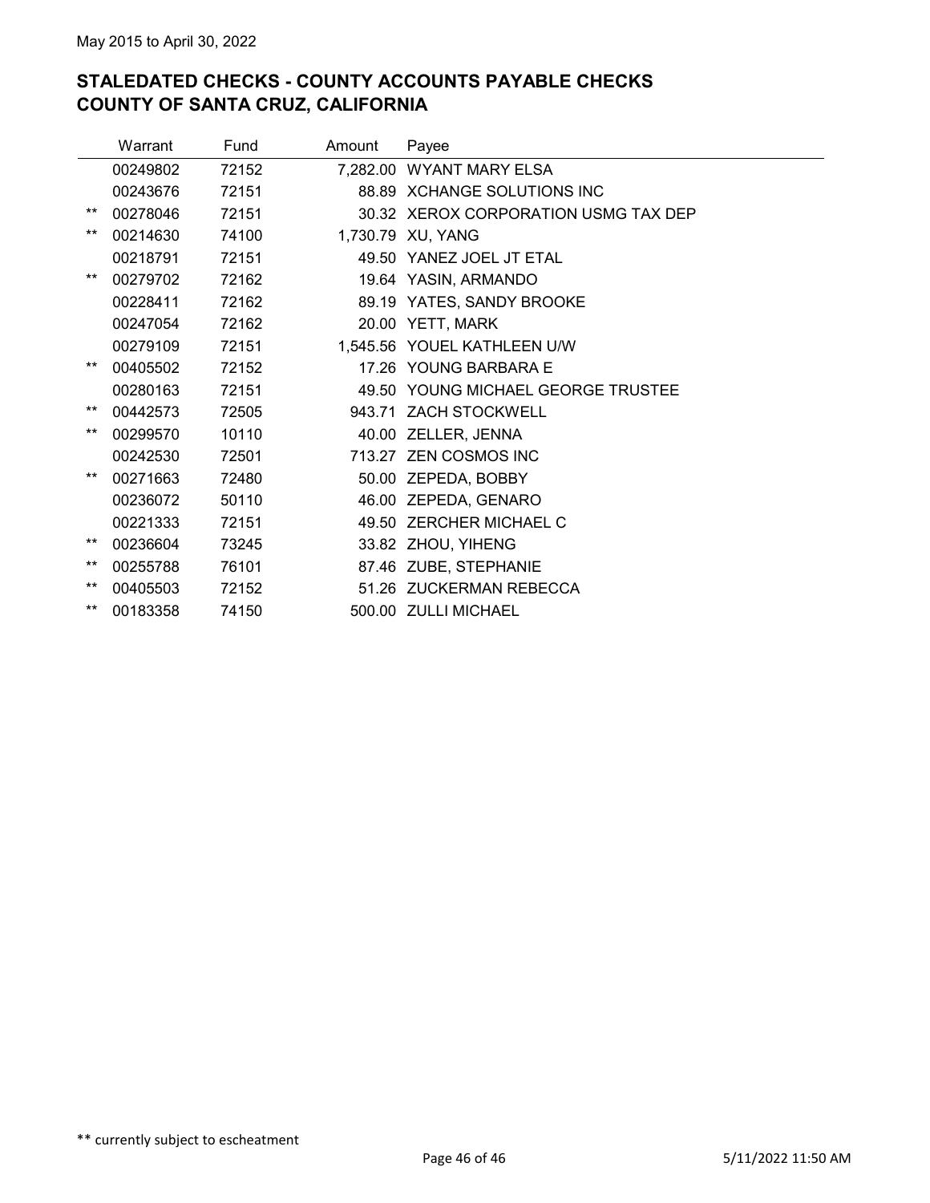May 2015 to April 30, 2022

## STALEDATED CHECKS - COUNTY ACCOUNTS PAYABLE CHECKS
## COUNTY OF SANTA CRUZ, CALIFORNIA

| | Warrant | Fund | Amount | Payee |
|---|---|---|---|---|
| | 00249802 | 72152 | 7,282.00 | WYANT MARY ELSA |
| | 00243676 | 72151 | 88.89 | XCHANGE SOLUTIONS INC |
| ** | 00278046 | 72151 | 30.32 | XEROX CORPORATION USMG TAX DEP |
| ** | 00214630 | 74100 | 1,730.79 | XU, YANG |
| | 00218791 | 72151 | 49.50 | YANEZ JOEL JT ETAL |
| ** | 00279702 | 72162 | 19.64 | YASIN, ARMANDO |
| | 00228411 | 72162 | 89.19 | YATES, SANDY BROOKE |
| | 00247054 | 72162 | 20.00 | YETT, MARK |
| | 00279109 | 72151 | 1,545.56 | YOUEL KATHLEEN U/W |
| ** | 00405502 | 72152 | 17.26 | YOUNG BARBARA E |
| | 00280163 | 72151 | 49.50 | YOUNG MICHAEL GEORGE TRUSTEE |
| ** | 00442573 | 72505 | 943.71 | ZACH STOCKWELL |
| ** | 00299570 | 10110 | 40.00 | ZELLER, JENNA |
| | 00242530 | 72501 | 713.27 | ZEN COSMOS INC |
| ** | 00271663 | 72480 | 50.00 | ZEPEDA, BOBBY |
| | 00236072 | 50110 | 46.00 | ZEPEDA, GENARO |
| | 00221333 | 72151 | 49.50 | ZERCHER MICHAEL C |
| ** | 00236604 | 73245 | 33.82 | ZHOU, YIHENG |
| ** | 00255788 | 76101 | 87.46 | ZUBE, STEPHANIE |
| ** | 00405503 | 72152 | 51.26 | ZUCKERMAN REBECCA |
| ** | 00183358 | 74150 | 500.00 | ZULLI MICHAEL |

** currently subject to escheatment